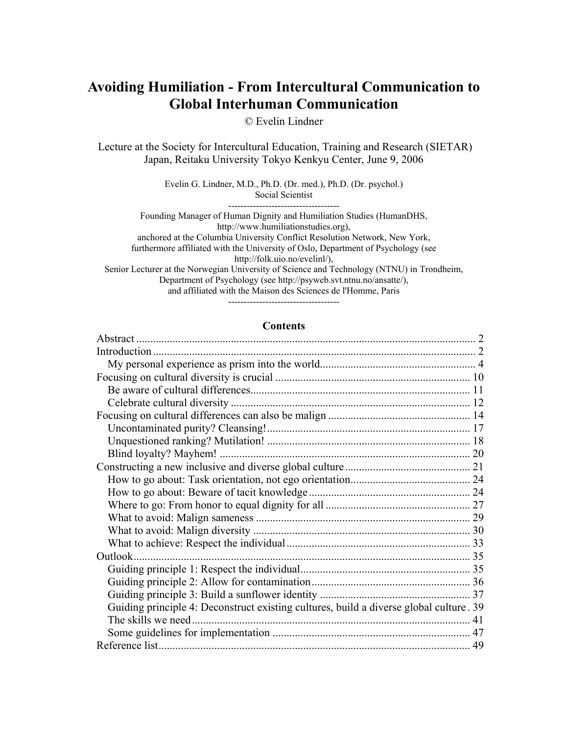# Avoiding Humiliation - From Intercultural Communication to Global Interhuman Communication

© Evelin Lindner

Lecture at the Society for Intercultural Education, Training and Research (SIETAR) Japan, Reitaku University Tokyo Kenkyu Center, June 9, 2006

Evelin G. Lindner, M.D., Ph.D. (Dr. med.), Ph.D. (Dr. psychol.)
Social Scientist

-----------------------------------

Founding Manager of Human Dignity and Humiliation Studies (HumanDHS, http://www.humiliationstudies.org),
anchored at the Columbia University Conflict Resolution Network, New York,
furthermore affiliated with the University of Oslo, Department of Psychology (see http://folk.uio.no/evelinl/),
Senior Lecturer at the Norwegian University of Science and Technology (NTNU) in Trondheim, Department of Psychology (see http://psyweb.svt.ntnu.no/ansatte/),
and affiliated with the Maison des Sciences de l'Homme, Paris

-----------------------------------

## Contents

- Abstract ........ 2
- Introduction ........ 2
  - My personal experience as prism into the world ........ 4
- Focusing on cultural diversity is crucial ........ 10
  - Be aware of cultural differences ........ 11
  - Celebrate cultural diversity ........ 12
- Focusing on cultural differences can also be malign ........ 14
  - Uncontaminated purity? Cleansing! ........ 17
  - Unquestioned ranking? Mutilation! ........ 18
  - Blind loyalty? Mayhem! ........ 20
- Constructing a new inclusive and diverse global culture ........ 21
  - How to go about: Task orientation, not ego orientation ........ 24
  - How to go about: Beware of tacit knowledge ........ 24
  - Where to go: From honor to equal dignity for all ........ 27
  - What to avoid: Malign sameness ........ 29
  - What to avoid: Malign diversity ........ 30
  - What to achieve: Respect the individual ........ 33
- Outlook ........ 35
  - Guiding principle 1: Respect the individual ........ 35
  - Guiding principle 2: Allow for contamination ........ 36
  - Guiding principle 3: Build a sunflower identity ........ 37
  - Guiding principle 4: Deconstruct existing cultures, build a diverse global culture . 39
  - The skills we need ........ 41
  - Some guidelines for implementation ........ 47
- Reference list ........ 49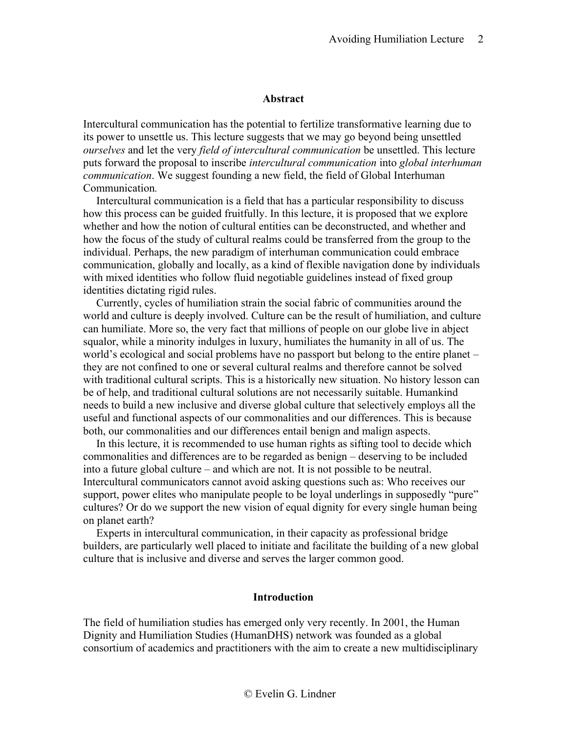## Abstract

Intercultural communication has the potential to fertilize transformative learning due to its power to unsettle us. This lecture suggests that we may go beyond being unsettled *ourselves* and let the very *field of intercultural communication* be unsettled. This lecture puts forward the proposal to inscribe *intercultural communication* into *global interhuman communication*. We suggest founding a new field, the field of Global Interhuman Communication.

Intercultural communication is a field that has a particular responsibility to discuss how this process can be guided fruitfully. In this lecture, it is proposed that we explore whether and how the notion of cultural entities can be deconstructed, and whether and how the focus of the study of cultural realms could be transferred from the group to the individual. Perhaps, the new paradigm of interhuman communication could embrace communication, globally and locally, as a kind of flexible navigation done by individuals with mixed identities who follow fluid negotiable guidelines instead of fixed group identities dictating rigid rules.

Currently, cycles of humiliation strain the social fabric of communities around the world and culture is deeply involved. Culture can be the result of humiliation, and culture can humiliate. More so, the very fact that millions of people on our globe live in abject squalor, while a minority indulges in luxury, humiliates the humanity in all of us. The world's ecological and social problems have no passport but belong to the entire planet – they are not confined to one or several cultural realms and therefore cannot be solved with traditional cultural scripts. This is a historically new situation. No history lesson can be of help, and traditional cultural solutions are not necessarily suitable. Humankind needs to build a new inclusive and diverse global culture that selectively employs all the useful and functional aspects of our commonalities and our differences. This is because both, our commonalities and our differences entail benign and malign aspects.

In this lecture, it is recommended to use human rights as sifting tool to decide which commonalities and differences are to be regarded as benign – deserving to be included into a future global culture – and which are not. It is not possible to be neutral. Intercultural communicators cannot avoid asking questions such as: Who receives our support, power elites who manipulate people to be loyal underlings in supposedly "pure" cultures? Or do we support the new vision of equal dignity for every single human being on planet earth?

Experts in intercultural communication, in their capacity as professional bridge builders, are particularly well placed to initiate and facilitate the building of a new global culture that is inclusive and diverse and serves the larger common good.

## Introduction

The field of humiliation studies has emerged only very recently. In 2001, the Human Dignity and Humiliation Studies (HumanDHS) network was founded as a global consortium of academics and practitioners with the aim to create a new multidisciplinary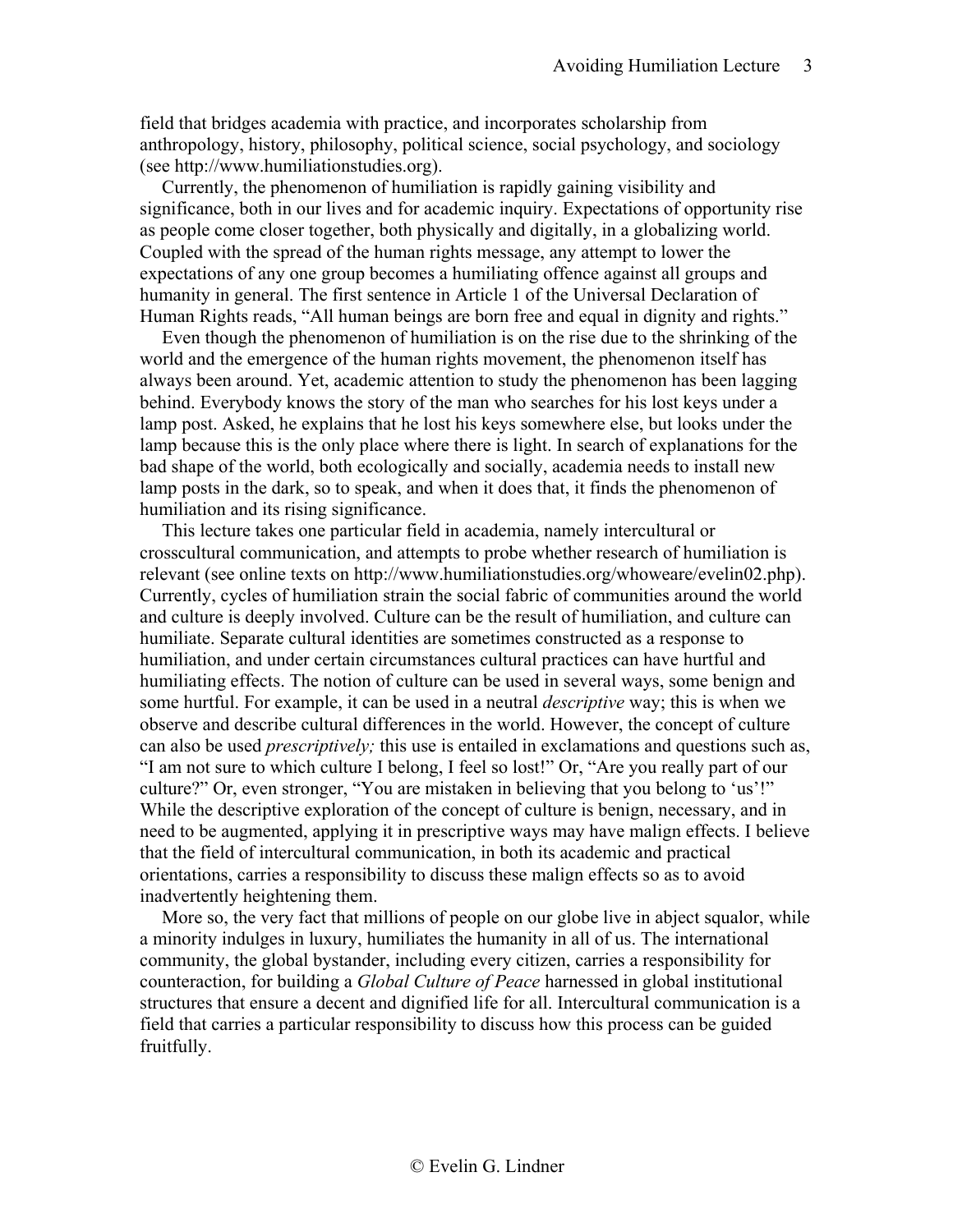field that bridges academia with practice, and incorporates scholarship from anthropology, history, philosophy, political science, social psychology, and sociology (see http://www.humiliationstudies.org).

Currently, the phenomenon of humiliation is rapidly gaining visibility and significance, both in our lives and for academic inquiry. Expectations of opportunity rise as people come closer together, both physically and digitally, in a globalizing world. Coupled with the spread of the human rights message, any attempt to lower the expectations of any one group becomes a humiliating offence against all groups and humanity in general. The first sentence in Article 1 of the Universal Declaration of Human Rights reads, "All human beings are born free and equal in dignity and rights."

Even though the phenomenon of humiliation is on the rise due to the shrinking of the world and the emergence of the human rights movement, the phenomenon itself has always been around. Yet, academic attention to study the phenomenon has been lagging behind. Everybody knows the story of the man who searches for his lost keys under a lamp post. Asked, he explains that he lost his keys somewhere else, but looks under the lamp because this is the only place where there is light. In search of explanations for the bad shape of the world, both ecologically and socially, academia needs to install new lamp posts in the dark, so to speak, and when it does that, it finds the phenomenon of humiliation and its rising significance.

This lecture takes one particular field in academia, namely intercultural or crosscultural communication, and attempts to probe whether research of humiliation is relevant (see online texts on http://www.humiliationstudies.org/whoweare/evelin02.php). Currently, cycles of humiliation strain the social fabric of communities around the world and culture is deeply involved. Culture can be the result of humiliation, and culture can humiliate. Separate cultural identities are sometimes constructed as a response to humiliation, and under certain circumstances cultural practices can have hurtful and humiliating effects. The notion of culture can be used in several ways, some benign and some hurtful. For example, it can be used in a neutral *descriptive* way; this is when we observe and describe cultural differences in the world. However, the concept of culture can also be used *prescriptively;* this use is entailed in exclamations and questions such as, "I am not sure to which culture I belong, I feel so lost!" Or, "Are you really part of our culture?" Or, even stronger, "You are mistaken in believing that you belong to 'us'!" While the descriptive exploration of the concept of culture is benign, necessary, and in need to be augmented, applying it in prescriptive ways may have malign effects. I believe that the field of intercultural communication, in both its academic and practical orientations, carries a responsibility to discuss these malign effects so as to avoid inadvertently heightening them.

More so, the very fact that millions of people on our globe live in abject squalor, while a minority indulges in luxury, humiliates the humanity in all of us. The international community, the global bystander, including every citizen, carries a responsibility for counteraction, for building a *Global Culture of Peace* harnessed in global institutional structures that ensure a decent and dignified life for all. Intercultural communication is a field that carries a particular responsibility to discuss how this process can be guided fruitfully.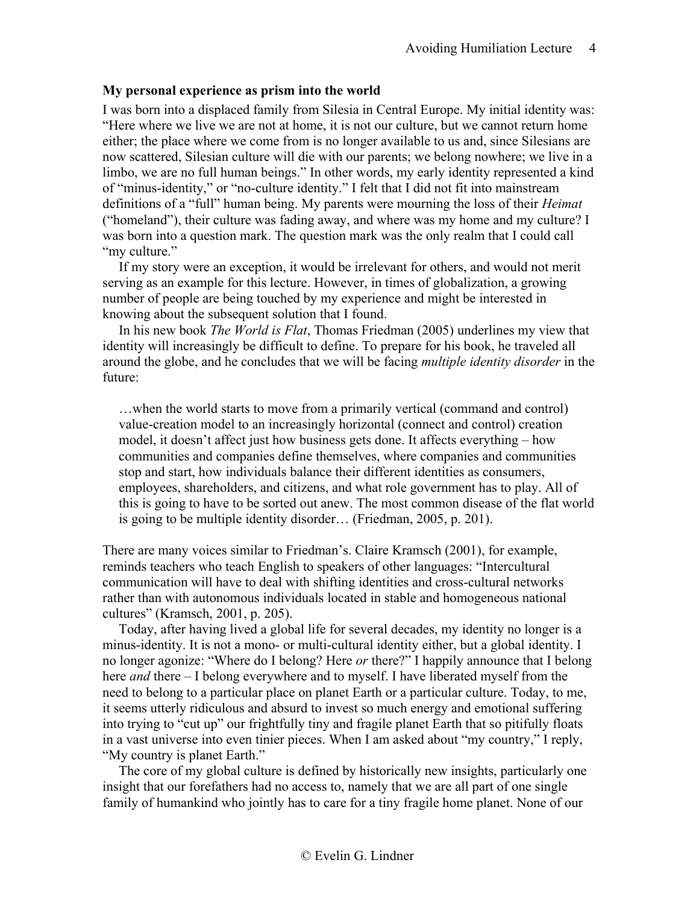**My personal experience as prism into the world**

I was born into a displaced family from Silesia in Central Europe. My initial identity was: "Here where we live we are not at home, it is not our culture, but we cannot return home either; the place where we come from is no longer available to us and, since Silesians are now scattered, Silesian culture will die with our parents; we belong nowhere; we live in a limbo, we are no full human beings." In other words, my early identity represented a kind of "minus-identity," or "no-culture identity." I felt that I did not fit into mainstream definitions of a "full" human being. My parents were mourning the loss of their *Heimat* ("homeland"), their culture was fading away, and where was my home and my culture? I was born into a question mark. The question mark was the only realm that I could call "my culture."

If my story were an exception, it would be irrelevant for others, and would not merit serving as an example for this lecture. However, in times of globalization, a growing number of people are being touched by my experience and might be interested in knowing about the subsequent solution that I found.

In his new book *The World is Flat*, Thomas Friedman (2005) underlines my view that identity will increasingly be difficult to define. To prepare for his book, he traveled all around the globe, and he concludes that we will be facing *multiple identity disorder* in the future:

> …when the world starts to move from a primarily vertical (command and control) value-creation model to an increasingly horizontal (connect and control) creation model, it doesn't affect just how business gets done. It affects everything – how communities and companies define themselves, where companies and communities stop and start, how individuals balance their different identities as consumers, employees, shareholders, and citizens, and what role government has to play. All of this is going to have to be sorted out anew. The most common disease of the flat world is going to be multiple identity disorder… (Friedman, 2005, p. 201).

There are many voices similar to Friedman's. Claire Kramsch (2001), for example, reminds teachers who teach English to speakers of other languages: "Intercultural communication will have to deal with shifting identities and cross-cultural networks rather than with autonomous individuals located in stable and homogeneous national cultures" (Kramsch, 2001, p. 205).

Today, after having lived a global life for several decades, my identity no longer is a minus-identity. It is not a mono- or multi-cultural identity either, but a global identity. I no longer agonize: "Where do I belong? Here *or* there?" I happily announce that I belong here *and* there – I belong everywhere and to myself. I have liberated myself from the need to belong to a particular place on planet Earth or a particular culture. Today, to me, it seems utterly ridiculous and absurd to invest so much energy and emotional suffering into trying to "cut up" our frightfully tiny and fragile planet Earth that so pitifully floats in a vast universe into even tinier pieces. When I am asked about "my country," I reply, "My country is planet Earth."

The core of my global culture is defined by historically new insights, particularly one insight that our forefathers had no access to, namely that we are all part of one single family of humankind who jointly has to care for a tiny fragile home planet. None of our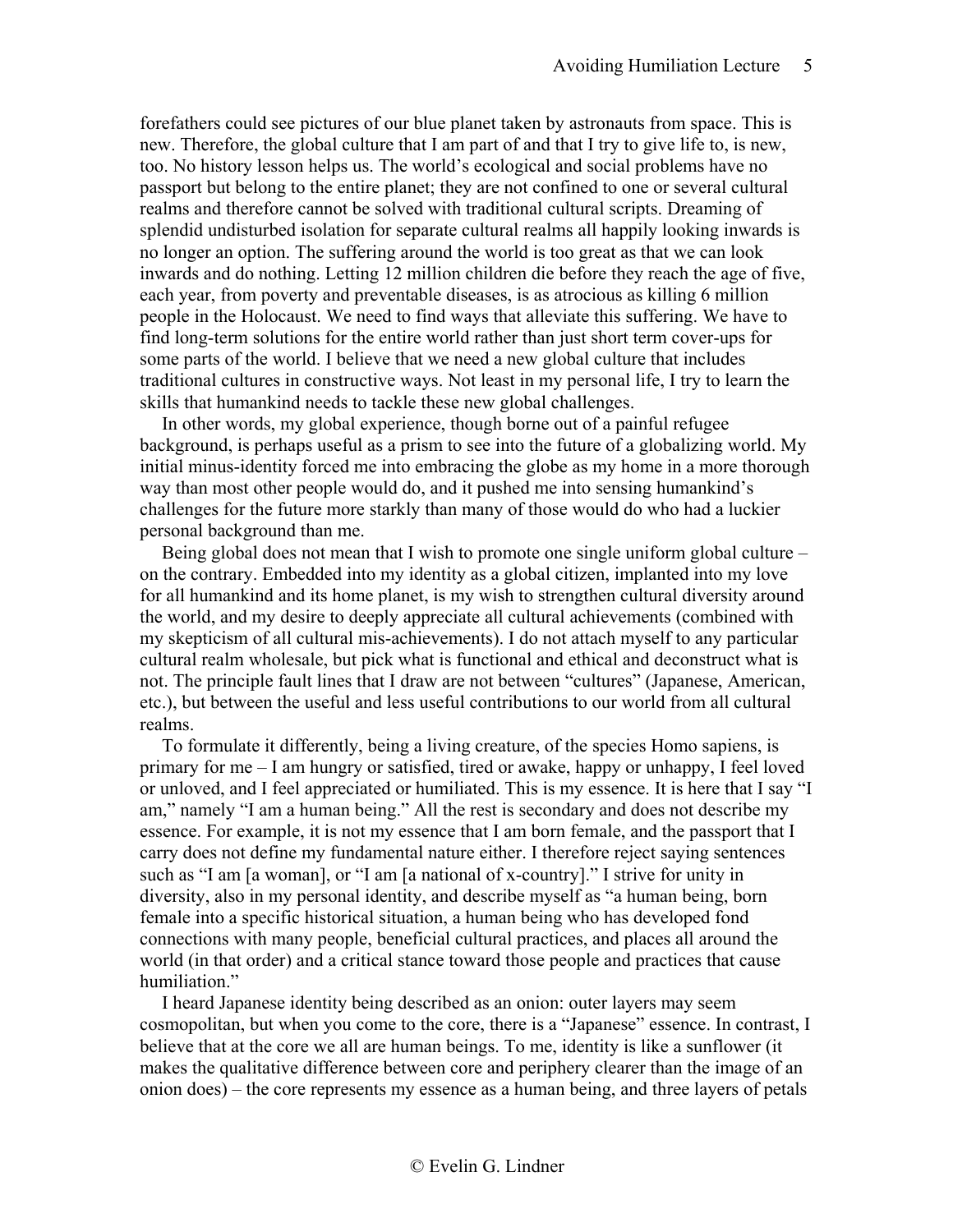forefathers could see pictures of our blue planet taken by astronauts from space. This is new. Therefore, the global culture that I am part of and that I try to give life to, is new, too. No history lesson helps us. The world's ecological and social problems have no passport but belong to the entire planet; they are not confined to one or several cultural realms and therefore cannot be solved with traditional cultural scripts. Dreaming of splendid undisturbed isolation for separate cultural realms all happily looking inwards is no longer an option. The suffering around the world is too great as that we can look inwards and do nothing. Letting 12 million children die before they reach the age of five, each year, from poverty and preventable diseases, is as atrocious as killing 6 million people in the Holocaust. We need to find ways that alleviate this suffering. We have to find long-term solutions for the entire world rather than just short term cover-ups for some parts of the world. I believe that we need a new global culture that includes traditional cultures in constructive ways. Not least in my personal life, I try to learn the skills that humankind needs to tackle these new global challenges.

In other words, my global experience, though borne out of a painful refugee background, is perhaps useful as a prism to see into the future of a globalizing world. My initial minus-identity forced me into embracing the globe as my home in a more thorough way than most other people would do, and it pushed me into sensing humankind's challenges for the future more starkly than many of those would do who had a luckier personal background than me.

Being global does not mean that I wish to promote one single uniform global culture – on the contrary. Embedded into my identity as a global citizen, implanted into my love for all humankind and its home planet, is my wish to strengthen cultural diversity around the world, and my desire to deeply appreciate all cultural achievements (combined with my skepticism of all cultural mis-achievements). I do not attach myself to any particular cultural realm wholesale, but pick what is functional and ethical and deconstruct what is not. The principle fault lines that I draw are not between "cultures" (Japanese, American, etc.), but between the useful and less useful contributions to our world from all cultural realms.

To formulate it differently, being a living creature, of the species Homo sapiens, is primary for me – I am hungry or satisfied, tired or awake, happy or unhappy, I feel loved or unloved, and I feel appreciated or humiliated. This is my essence. It is here that I say "I am," namely "I am a human being." All the rest is secondary and does not describe my essence. For example, it is not my essence that I am born female, and the passport that I carry does not define my fundamental nature either. I therefore reject saying sentences such as "I am [a woman], or "I am [a national of x-country]." I strive for unity in diversity, also in my personal identity, and describe myself as "a human being, born female into a specific historical situation, a human being who has developed fond connections with many people, beneficial cultural practices, and places all around the world (in that order) and a critical stance toward those people and practices that cause humiliation."

I heard Japanese identity being described as an onion: outer layers may seem cosmopolitan, but when you come to the core, there is a "Japanese" essence. In contrast, I believe that at the core we all are human beings. To me, identity is like a sunflower (it makes the qualitative difference between core and periphery clearer than the image of an onion does) – the core represents my essence as a human being, and three layers of petals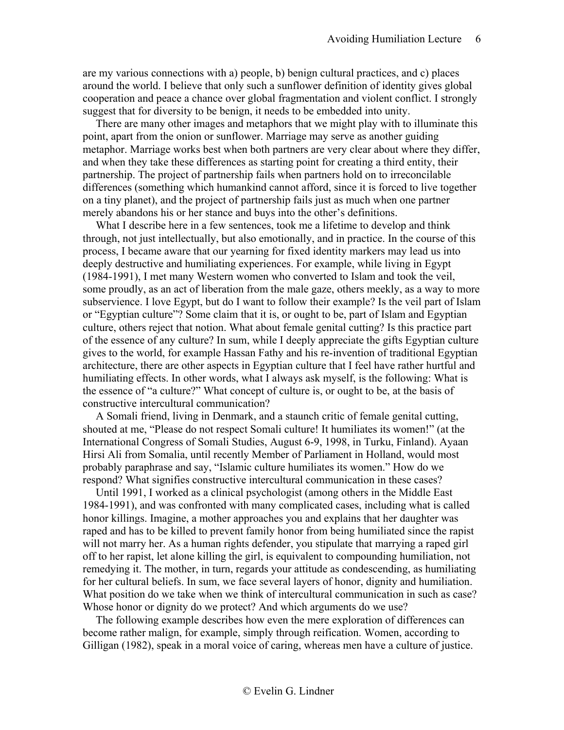are my various connections with a) people, b) benign cultural practices, and c) places around the world. I believe that only such a sunflower definition of identity gives global cooperation and peace a chance over global fragmentation and violent conflict. I strongly suggest that for diversity to be benign, it needs to be embedded into unity.

There are many other images and metaphors that we might play with to illuminate this point, apart from the onion or sunflower. Marriage may serve as another guiding metaphor. Marriage works best when both partners are very clear about where they differ, and when they take these differences as starting point for creating a third entity, their partnership. The project of partnership fails when partners hold on to irreconcilable differences (something which humankind cannot afford, since it is forced to live together on a tiny planet), and the project of partnership fails just as much when one partner merely abandons his or her stance and buys into the other's definitions.

What I describe here in a few sentences, took me a lifetime to develop and think through, not just intellectually, but also emotionally, and in practice. In the course of this process, I became aware that our yearning for fixed identity markers may lead us into deeply destructive and humiliating experiences. For example, while living in Egypt (1984-1991), I met many Western women who converted to Islam and took the veil, some proudly, as an act of liberation from the male gaze, others meekly, as a way to more subservience. I love Egypt, but do I want to follow their example? Is the veil part of Islam or "Egyptian culture"? Some claim that it is, or ought to be, part of Islam and Egyptian culture, others reject that notion. What about female genital cutting? Is this practice part of the essence of any culture? In sum, while I deeply appreciate the gifts Egyptian culture gives to the world, for example Hassan Fathy and his re-invention of traditional Egyptian architecture, there are other aspects in Egyptian culture that I feel have rather hurtful and humiliating effects. In other words, what I always ask myself, is the following: What is the essence of "a culture?" What concept of culture is, or ought to be, at the basis of constructive intercultural communication?

A Somali friend, living in Denmark, and a staunch critic of female genital cutting, shouted at me, "Please do not respect Somali culture! It humiliates its women!" (at the International Congress of Somali Studies, August 6-9, 1998, in Turku, Finland). Ayaan Hirsi Ali from Somalia, until recently Member of Parliament in Holland, would most probably paraphrase and say, "Islamic culture humiliates its women." How do we respond? What signifies constructive intercultural communication in these cases?

Until 1991, I worked as a clinical psychologist (among others in the Middle East 1984-1991), and was confronted with many complicated cases, including what is called honor killings. Imagine, a mother approaches you and explains that her daughter was raped and has to be killed to prevent family honor from being humiliated since the rapist will not marry her. As a human rights defender, you stipulate that marrying a raped girl off to her rapist, let alone killing the girl, is equivalent to compounding humiliation, not remedying it. The mother, in turn, regards your attitude as condescending, as humiliating for her cultural beliefs. In sum, we face several layers of honor, dignity and humiliation. What position do we take when we think of intercultural communication in such as case? Whose honor or dignity do we protect? And which arguments do we use?

The following example describes how even the mere exploration of differences can become rather malign, for example, simply through reification. Women, according to Gilligan (1982), speak in a moral voice of caring, whereas men have a culture of justice.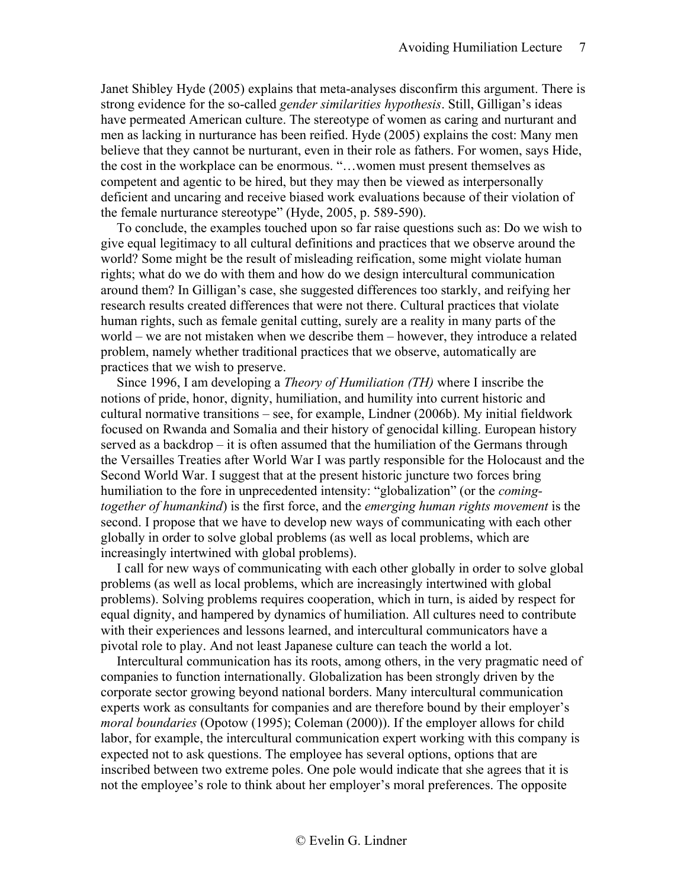Janet Shibley Hyde (2005) explains that meta-analyses disconfirm this argument. There is strong evidence for the so-called *gender similarities hypothesis*. Still, Gilligan's ideas have permeated American culture. The stereotype of women as caring and nurturant and men as lacking in nurturance has been reified. Hyde (2005) explains the cost: Many men believe that they cannot be nurturant, even in their role as fathers. For women, says Hide, the cost in the workplace can be enormous. "…women must present themselves as competent and agentic to be hired, but they may then be viewed as interpersonally deficient and uncaring and receive biased work evaluations because of their violation of the female nurturance stereotype" (Hyde, 2005, p. 589-590).

To conclude, the examples touched upon so far raise questions such as: Do we wish to give equal legitimacy to all cultural definitions and practices that we observe around the world? Some might be the result of misleading reification, some might violate human rights; what do we do with them and how do we design intercultural communication around them? In Gilligan's case, she suggested differences too starkly, and reifying her research results created differences that were not there. Cultural practices that violate human rights, such as female genital cutting, surely are a reality in many parts of the world – we are not mistaken when we describe them – however, they introduce a related problem, namely whether traditional practices that we observe, automatically are practices that we wish to preserve.

Since 1996, I am developing a *Theory of Humiliation (TH)* where I inscribe the notions of pride, honor, dignity, humiliation, and humility into current historic and cultural normative transitions – see, for example, Lindner (2006b). My initial fieldwork focused on Rwanda and Somalia and their history of genocidal killing. European history served as a backdrop – it is often assumed that the humiliation of the Germans through the Versailles Treaties after World War I was partly responsible for the Holocaust and the Second World War. I suggest that at the present historic juncture two forces bring humiliation to the fore in unprecedented intensity: "globalization" (or the *coming-together of humankind*) is the first force, and the *emerging human rights movement* is the second. I propose that we have to develop new ways of communicating with each other globally in order to solve global problems (as well as local problems, which are increasingly intertwined with global problems).

I call for new ways of communicating with each other globally in order to solve global problems (as well as local problems, which are increasingly intertwined with global problems). Solving problems requires cooperation, which in turn, is aided by respect for equal dignity, and hampered by dynamics of humiliation. All cultures need to contribute with their experiences and lessons learned, and intercultural communicators have a pivotal role to play. And not least Japanese culture can teach the world a lot.

Intercultural communication has its roots, among others, in the very pragmatic need of companies to function internationally. Globalization has been strongly driven by the corporate sector growing beyond national borders. Many intercultural communication experts work as consultants for companies and are therefore bound by their employer's *moral boundaries* (Opotow (1995); Coleman (2000)). If the employer allows for child labor, for example, the intercultural communication expert working with this company is expected not to ask questions. The employee has several options, options that are inscribed between two extreme poles. One pole would indicate that she agrees that it is not the employee's role to think about her employer's moral preferences. The opposite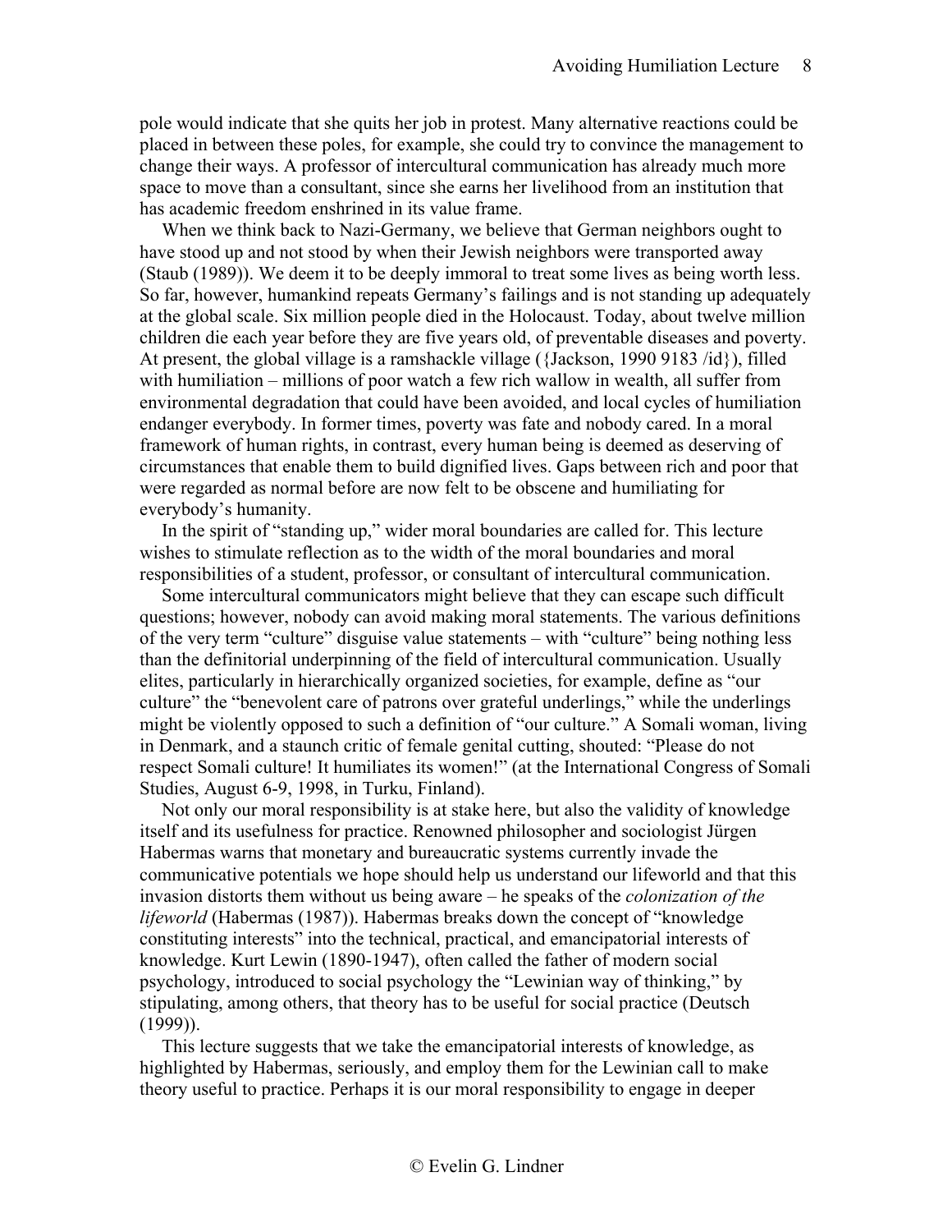pole would indicate that she quits her job in protest. Many alternative reactions could be placed in between these poles, for example, she could try to convince the management to change their ways. A professor of intercultural communication has already much more space to move than a consultant, since she earns her livelihood from an institution that has academic freedom enshrined in its value frame.

When we think back to Nazi-Germany, we believe that German neighbors ought to have stood up and not stood by when their Jewish neighbors were transported away (Staub (1989)). We deem it to be deeply immoral to treat some lives as being worth less. So far, however, humankind repeats Germany's failings and is not standing up adequately at the global scale. Six million people died in the Holocaust. Today, about twelve million children die each year before they are five years old, of preventable diseases and poverty. At present, the global village is a ramshackle village ({Jackson, 1990 9183 /id}), filled with humiliation – millions of poor watch a few rich wallow in wealth, all suffer from environmental degradation that could have been avoided, and local cycles of humiliation endanger everybody. In former times, poverty was fate and nobody cared. In a moral framework of human rights, in contrast, every human being is deemed as deserving of circumstances that enable them to build dignified lives. Gaps between rich and poor that were regarded as normal before are now felt to be obscene and humiliating for everybody's humanity.

In the spirit of "standing up," wider moral boundaries are called for. This lecture wishes to stimulate reflection as to the width of the moral boundaries and moral responsibilities of a student, professor, or consultant of intercultural communication.

Some intercultural communicators might believe that they can escape such difficult questions; however, nobody can avoid making moral statements. The various definitions of the very term "culture" disguise value statements – with "culture" being nothing less than the definitorial underpinning of the field of intercultural communication. Usually elites, particularly in hierarchically organized societies, for example, define as "our culture" the "benevolent care of patrons over grateful underlings," while the underlings might be violently opposed to such a definition of "our culture." A Somali woman, living in Denmark, and a staunch critic of female genital cutting, shouted: "Please do not respect Somali culture! It humiliates its women!" (at the International Congress of Somali Studies, August 6-9, 1998, in Turku, Finland).

Not only our moral responsibility is at stake here, but also the validity of knowledge itself and its usefulness for practice. Renowned philosopher and sociologist Jürgen Habermas warns that monetary and bureaucratic systems currently invade the communicative potentials we hope should help us understand our lifeworld and that this invasion distorts them without us being aware – he speaks of the *colonization of the lifeworld* (Habermas (1987)). Habermas breaks down the concept of "knowledge constituting interests" into the technical, practical, and emancipatorial interests of knowledge. Kurt Lewin (1890-1947), often called the father of modern social psychology, introduced to social psychology the "Lewinian way of thinking," by stipulating, among others, that theory has to be useful for social practice (Deutsch (1999)).

This lecture suggests that we take the emancipatorial interests of knowledge, as highlighted by Habermas, seriously, and employ them for the Lewinian call to make theory useful to practice. Perhaps it is our moral responsibility to engage in deeper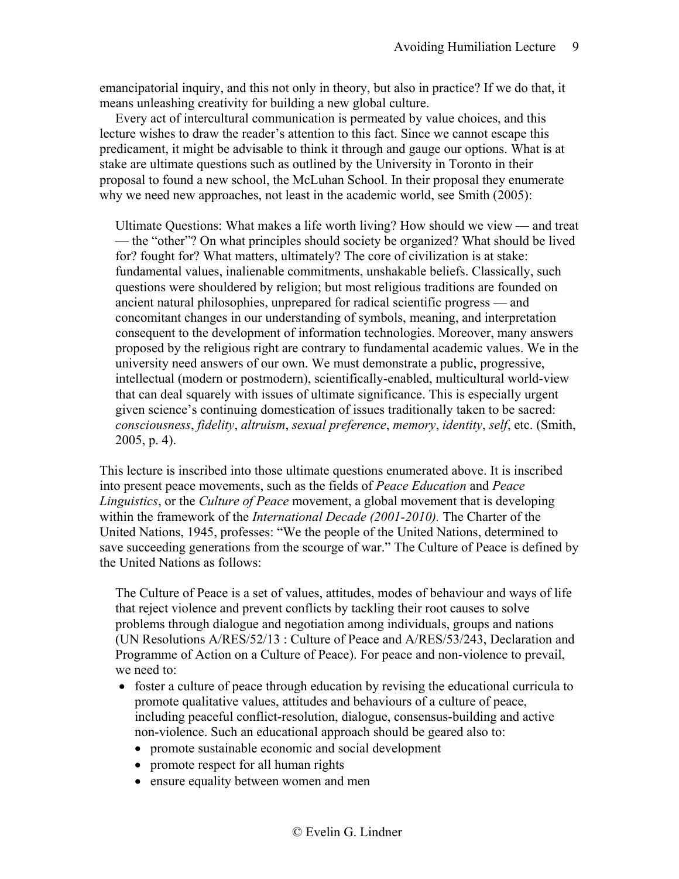emancipatorial inquiry, and this not only in theory, but also in practice? If we do that, it means unleashing creativity for building a new global culture.

Every act of intercultural communication is permeated by value choices, and this lecture wishes to draw the reader's attention to this fact. Since we cannot escape this predicament, it might be advisable to think it through and gauge our options. What is at stake are ultimate questions such as outlined by the University in Toronto in their proposal to found a new school, the McLuhan School. In their proposal they enumerate why we need new approaches, not least in the academic world, see Smith (2005):

> Ultimate Questions: What makes a life worth living? How should we view — and treat — the "other"? On what principles should society be organized? What should be lived for? fought for? What matters, ultimately? The core of civilization is at stake: fundamental values, inalienable commitments, unshakable beliefs. Classically, such questions were shouldered by religion; but most religious traditions are founded on ancient natural philosophies, unprepared for radical scientific progress — and concomitant changes in our understanding of symbols, meaning, and interpretation consequent to the development of information technologies. Moreover, many answers proposed by the religious right are contrary to fundamental academic values. We in the university need answers of our own. We must demonstrate a public, progressive, intellectual (modern or postmodern), scientifically-enabled, multicultural world-view that can deal squarely with issues of ultimate significance. This is especially urgent given science's continuing domestication of issues traditionally taken to be sacred: *consciousness*, *fidelity*, *altruism*, *sexual preference*, *memory*, *identity*, *self*, etc. (Smith, 2005, p. 4).

This lecture is inscribed into those ultimate questions enumerated above. It is inscribed into present peace movements, such as the fields of *Peace Education* and *Peace Linguistics*, or the *Culture of Peace* movement, a global movement that is developing within the framework of the *International Decade (2001-2010).* The Charter of the United Nations, 1945, professes: "We the people of the United Nations, determined to save succeeding generations from the scourge of war." The Culture of Peace is defined by the United Nations as follows:

> The Culture of Peace is a set of values, attitudes, modes of behaviour and ways of life that reject violence and prevent conflicts by tackling their root causes to solve problems through dialogue and negotiation among individuals, groups and nations (UN Resolutions A/RES/52/13 : Culture of Peace and A/RES/53/243, Declaration and Programme of Action on a Culture of Peace). For peace and non-violence to prevail, we need to:
>
> - foster a culture of peace through education by revising the educational curricula to promote qualitative values, attitudes and behaviours of a culture of peace, including peaceful conflict-resolution, dialogue, consensus-building and active non-violence. Such an educational approach should be geared also to:
>   - promote sustainable economic and social development
>   - promote respect for all human rights
>   - ensure equality between women and men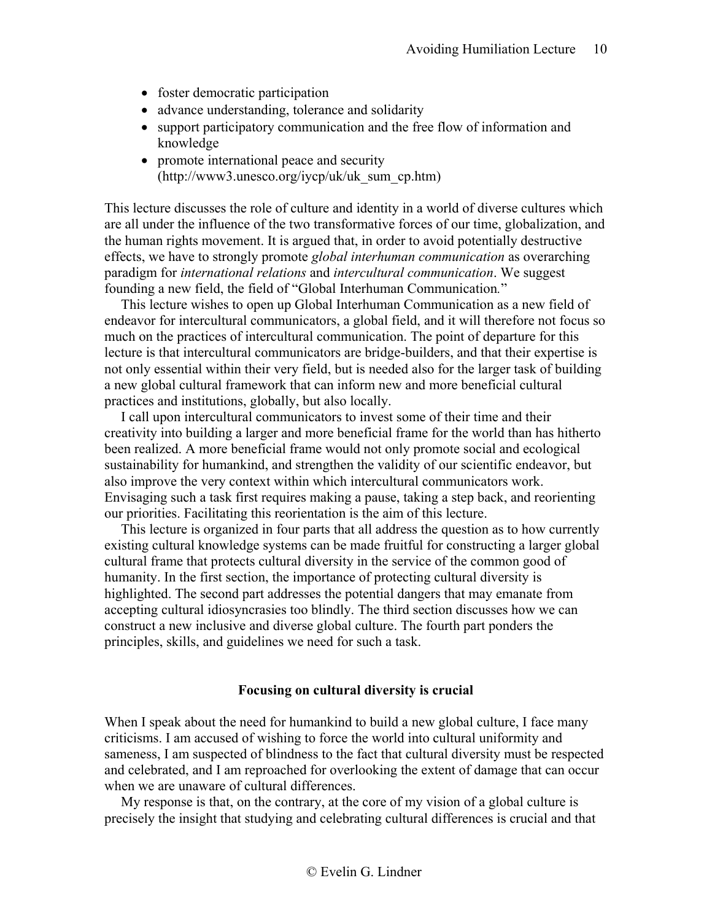- foster democratic participation
- advance understanding, tolerance and solidarity
- support participatory communication and the free flow of information and knowledge
- promote international peace and security (http://www3.unesco.org/iycp/uk/uk_sum_cp.htm)

This lecture discusses the role of culture and identity in a world of diverse cultures which are all under the influence of the two transformative forces of our time, globalization, and the human rights movement. It is argued that, in order to avoid potentially destructive effects, we have to strongly promote *global interhuman communication* as overarching paradigm for *international relations* and *intercultural communication*. We suggest founding a new field, the field of "Global Interhuman Communication."

This lecture wishes to open up Global Interhuman Communication as a new field of endeavor for intercultural communicators, a global field, and it will therefore not focus so much on the practices of intercultural communication. The point of departure for this lecture is that intercultural communicators are bridge-builders, and that their expertise is not only essential within their very field, but is needed also for the larger task of building a new global cultural framework that can inform new and more beneficial cultural practices and institutions, globally, but also locally.

I call upon intercultural communicators to invest some of their time and their creativity into building a larger and more beneficial frame for the world than has hitherto been realized. A more beneficial frame would not only promote social and ecological sustainability for humankind, and strengthen the validity of our scientific endeavor, but also improve the very context within which intercultural communicators work. Envisaging such a task first requires making a pause, taking a step back, and reorienting our priorities. Facilitating this reorientation is the aim of this lecture.

This lecture is organized in four parts that all address the question as to how currently existing cultural knowledge systems can be made fruitful for constructing a larger global cultural frame that protects cultural diversity in the service of the common good of humanity. In the first section, the importance of protecting cultural diversity is highlighted. The second part addresses the potential dangers that may emanate from accepting cultural idiosyncrasies too blindly. The third section discusses how we can construct a new inclusive and diverse global culture. The fourth part ponders the principles, skills, and guidelines we need for such a task.

## Focusing on cultural diversity is crucial

When I speak about the need for humankind to build a new global culture, I face many criticisms. I am accused of wishing to force the world into cultural uniformity and sameness, I am suspected of blindness to the fact that cultural diversity must be respected and celebrated, and I am reproached for overlooking the extent of damage that can occur when we are unaware of cultural differences.

My response is that, on the contrary, at the core of my vision of a global culture is precisely the insight that studying and celebrating cultural differences is crucial and that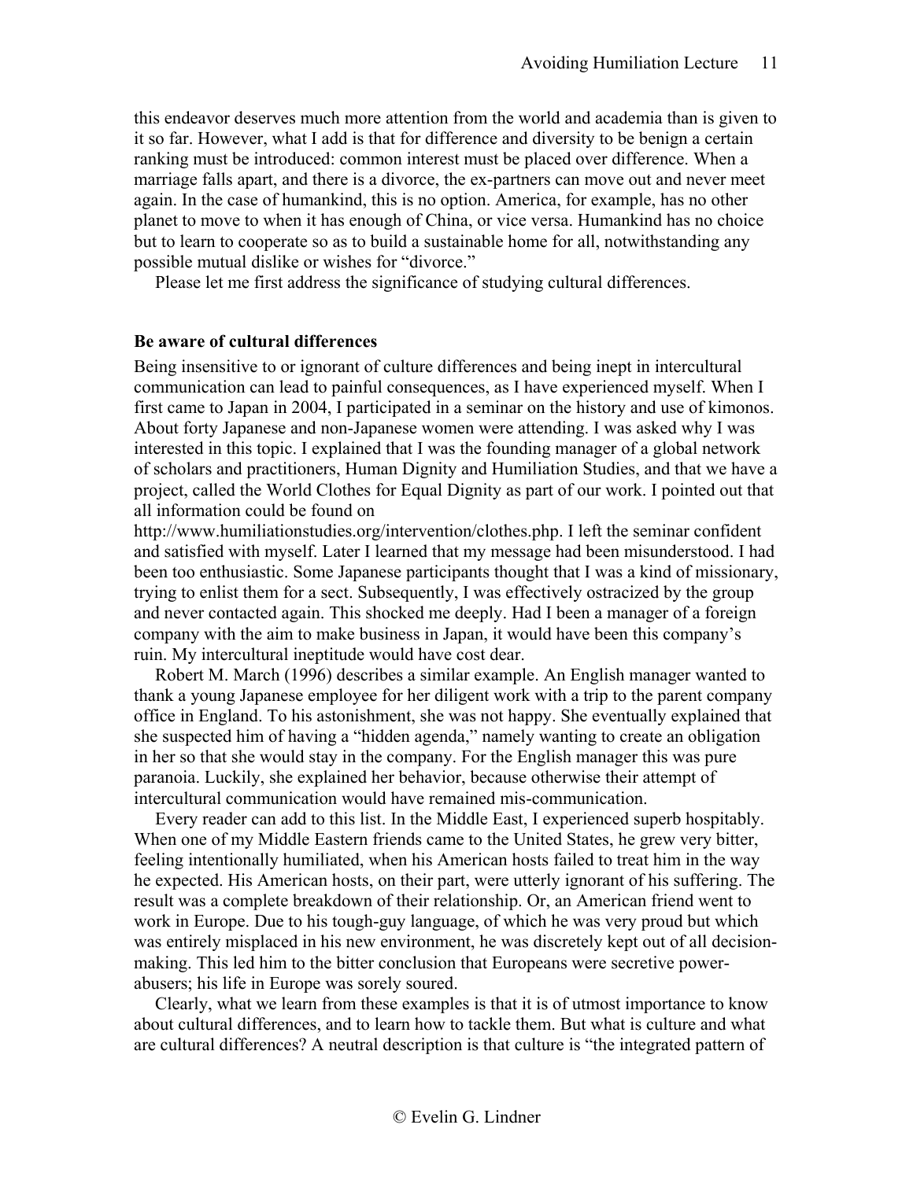this endeavor deserves much more attention from the world and academia than is given to it so far. However, what I add is that for difference and diversity to be benign a certain ranking must be introduced: common interest must be placed over difference. When a marriage falls apart, and there is a divorce, the ex-partners can move out and never meet again. In the case of humankind, this is no option. America, for example, has no other planet to move to when it has enough of China, or vice versa. Humankind has no choice but to learn to cooperate so as to build a sustainable home for all, notwithstanding any possible mutual dislike or wishes for "divorce."

Please let me first address the significance of studying cultural differences.

**Be aware of cultural differences**

Being insensitive to or ignorant of culture differences and being inept in intercultural communication can lead to painful consequences, as I have experienced myself. When I first came to Japan in 2004, I participated in a seminar on the history and use of kimonos. About forty Japanese and non-Japanese women were attending. I was asked why I was interested in this topic. I explained that I was the founding manager of a global network of scholars and practitioners, Human Dignity and Humiliation Studies, and that we have a project, called the World Clothes for Equal Dignity as part of our work. I pointed out that all information could be found on http://www.humiliationstudies.org/intervention/clothes.php. I left the seminar confident and satisfied with myself. Later I learned that my message had been misunderstood. I had been too enthusiastic. Some Japanese participants thought that I was a kind of missionary, trying to enlist them for a sect. Subsequently, I was effectively ostracized by the group and never contacted again. This shocked me deeply. Had I been a manager of a foreign company with the aim to make business in Japan, it would have been this company's ruin. My intercultural ineptitude would have cost dear.

Robert M. March (1996) describes a similar example. An English manager wanted to thank a young Japanese employee for her diligent work with a trip to the parent company office in England. To his astonishment, she was not happy. She eventually explained that she suspected him of having a "hidden agenda," namely wanting to create an obligation in her so that she would stay in the company. For the English manager this was pure paranoia. Luckily, she explained her behavior, because otherwise their attempt of intercultural communication would have remained mis-communication.

Every reader can add to this list. In the Middle East, I experienced superb hospitably. When one of my Middle Eastern friends came to the United States, he grew very bitter, feeling intentionally humiliated, when his American hosts failed to treat him in the way he expected. His American hosts, on their part, were utterly ignorant of his suffering. The result was a complete breakdown of their relationship. Or, an American friend went to work in Europe. Due to his tough-guy language, of which he was very proud but which was entirely misplaced in his new environment, he was discretely kept out of all decision-making. This led him to the bitter conclusion that Europeans were secretive power-abusers; his life in Europe was sorely soured.

Clearly, what we learn from these examples is that it is of utmost importance to know about cultural differences, and to learn how to tackle them. But what is culture and what are cultural differences? A neutral description is that culture is "the integrated pattern of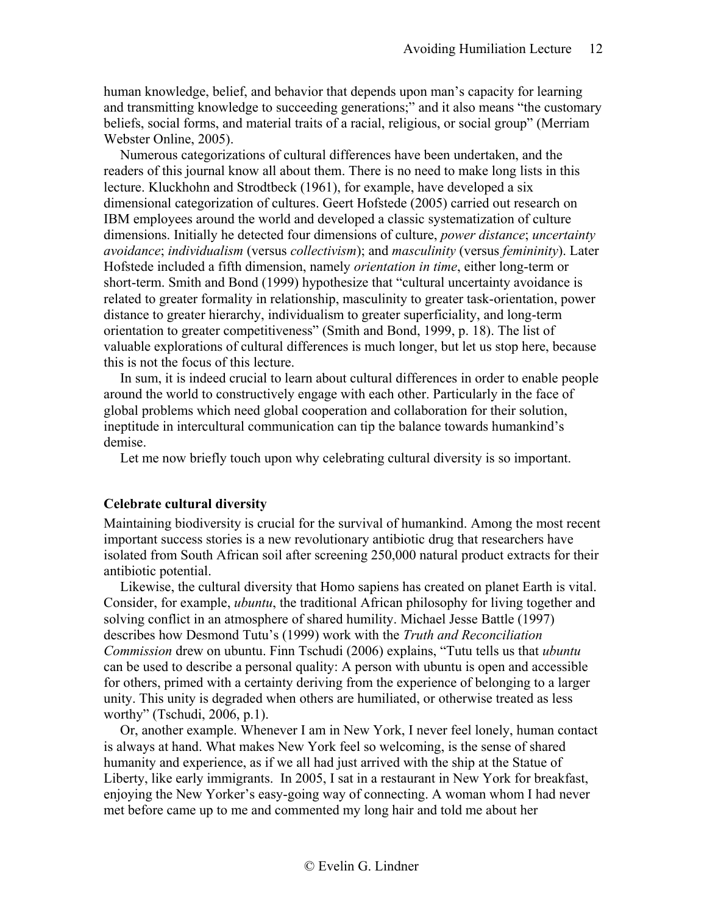human knowledge, belief, and behavior that depends upon man's capacity for learning and transmitting knowledge to succeeding generations;" and it also means "the customary beliefs, social forms, and material traits of a racial, religious, or social group" (Merriam Webster Online, 2005).

Numerous categorizations of cultural differences have been undertaken, and the readers of this journal know all about them. There is no need to make long lists in this lecture. Kluckhohn and Strodtbeck (1961), for example, have developed a six dimensional categorization of cultures. Geert Hofstede (2005) carried out research on IBM employees around the world and developed a classic systematization of culture dimensions. Initially he detected four dimensions of culture, *power distance*; *uncertainty avoidance*; *individualism* (versus *collectivism*); and *masculinity* (versus *femininity*). Later Hofstede included a fifth dimension, namely *orientation in time*, either long-term or short-term. Smith and Bond (1999) hypothesize that "cultural uncertainty avoidance is related to greater formality in relationship, masculinity to greater task-orientation, power distance to greater hierarchy, individualism to greater superficiality, and long-term orientation to greater competitiveness" (Smith and Bond, 1999, p. 18). The list of valuable explorations of cultural differences is much longer, but let us stop here, because this is not the focus of this lecture.

In sum, it is indeed crucial to learn about cultural differences in order to enable people around the world to constructively engage with each other. Particularly in the face of global problems which need global cooperation and collaboration for their solution, ineptitude in intercultural communication can tip the balance towards humankind's demise.

Let me now briefly touch upon why celebrating cultural diversity is so important.

**Celebrate cultural diversity**

Maintaining biodiversity is crucial for the survival of humankind. Among the most recent important success stories is a new revolutionary antibiotic drug that researchers have isolated from South African soil after screening 250,000 natural product extracts for their antibiotic potential.

Likewise, the cultural diversity that Homo sapiens has created on planet Earth is vital. Consider, for example, *ubuntu*, the traditional African philosophy for living together and solving conflict in an atmosphere of shared humility. Michael Jesse Battle (1997) describes how Desmond Tutu's (1999) work with the *Truth and Reconciliation Commission* drew on ubuntu. Finn Tschudi (2006) explains, "Tutu tells us that *ubuntu* can be used to describe a personal quality: A person with ubuntu is open and accessible for others, primed with a certainty deriving from the experience of belonging to a larger unity. This unity is degraded when others are humiliated, or otherwise treated as less worthy" (Tschudi, 2006, p.1).

Or, another example. Whenever I am in New York, I never feel lonely, human contact is always at hand. What makes New York feel so welcoming, is the sense of shared humanity and experience, as if we all had just arrived with the ship at the Statue of Liberty, like early immigrants. In 2005, I sat in a restaurant in New York for breakfast, enjoying the New Yorker's easy-going way of connecting. A woman whom I had never met before came up to me and commented my long hair and told me about her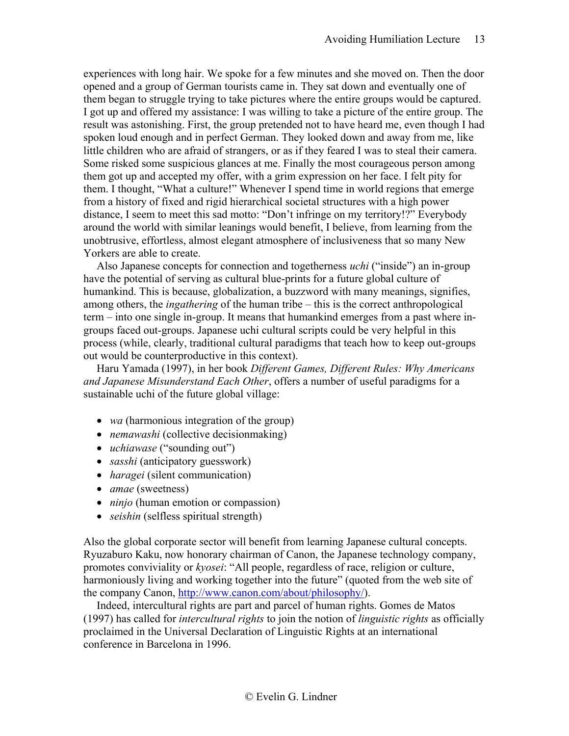experiences with long hair. We spoke for a few minutes and she moved on. Then the door opened and a group of German tourists came in. They sat down and eventually one of them began to struggle trying to take pictures where the entire groups would be captured. I got up and offered my assistance: I was willing to take a picture of the entire group. The result was astonishing. First, the group pretended not to have heard me, even though I had spoken loud enough and in perfect German. They looked down and away from me, like little children who are afraid of strangers, or as if they feared I was to steal their camera. Some risked some suspicious glances at me. Finally the most courageous person among them got up and accepted my offer, with a grim expression on her face. I felt pity for them. I thought, "What a culture!" Whenever I spend time in world regions that emerge from a history of fixed and rigid hierarchical societal structures with a high power distance, I seem to meet this sad motto: "Don't infringe on my territory!?" Everybody around the world with similar leanings would benefit, I believe, from learning from the unobtrusive, effortless, almost elegant atmosphere of inclusiveness that so many New Yorkers are able to create.

Also Japanese concepts for connection and togetherness *uchi* ("inside") an in-group have the potential of serving as cultural blue-prints for a future global culture of humankind. This is because, globalization, a buzzword with many meanings, signifies, among others, the *ingathering* of the human tribe – this is the correct anthropological term – into one single in-group. It means that humankind emerges from a past where in-groups faced out-groups. Japanese uchi cultural scripts could be very helpful in this process (while, clearly, traditional cultural paradigms that teach how to keep out-groups out would be counterproductive in this context).

Haru Yamada (1997), in her book *Different Games, Different Rules: Why Americans and Japanese Misunderstand Each Other*, offers a number of useful paradigms for a sustainable uchi of the future global village:

- *wa* (harmonious integration of the group)
- *nemawashi* (collective decisionmaking)
- *uchiawase* ("sounding out")
- *sasshi* (anticipatory guesswork)
- *haragei* (silent communication)
- *amae* (sweetness)
- *ninjo* (human emotion or compassion)
- *seishin* (selfless spiritual strength)

Also the global corporate sector will benefit from learning Japanese cultural concepts. Ryuzaburo Kaku, now honorary chairman of Canon, the Japanese technology company, promotes conviviality or *kyosei*: "All people, regardless of race, religion or culture, harmoniously living and working together into the future" (quoted from the web site of the company Canon, [http://www.canon.com/about/philosophy/](http://www.canon.com/about/philosophy/)).

Indeed, intercultural rights are part and parcel of human rights. Gomes de Matos (1997) has called for *intercultural rights* to join the notion of *linguistic rights* as officially proclaimed in the Universal Declaration of Linguistic Rights at an international conference in Barcelona in 1996.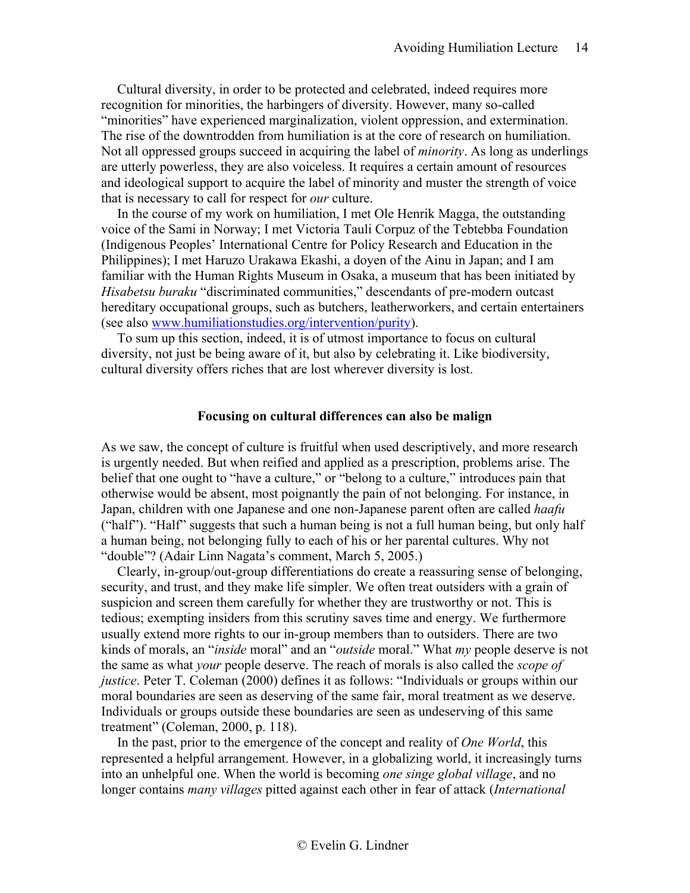Cultural diversity, in order to be protected and celebrated, indeed requires more recognition for minorities, the harbingers of diversity. However, many so-called "minorities" have experienced marginalization, violent oppression, and extermination. The rise of the downtrodden from humiliation is at the core of research on humiliation. Not all oppressed groups succeed in acquiring the label of *minority*. As long as underlings are utterly powerless, they are also voiceless. It requires a certain amount of resources and ideological support to acquire the label of minority and muster the strength of voice that is necessary to call for respect for *our* culture.

In the course of my work on humiliation, I met Ole Henrik Magga, the outstanding voice of the Sami in Norway; I met Victoria Tauli Corpuz of the Tebtebba Foundation (Indigenous Peoples' International Centre for Policy Research and Education in the Philippines); I met Haruzo Urakawa Ekashi, a doyen of the Ainu in Japan; and I am familiar with the Human Rights Museum in Osaka, a museum that has been initiated by *Hisabetsu buraku* "discriminated communities," descendants of pre-modern outcast hereditary occupational groups, such as butchers, leatherworkers, and certain entertainers (see also [www.humiliationstudies.org/intervention/purity](www.humiliationstudies.org/intervention/purity)).

To sum up this section, indeed, it is of utmost importance to focus on cultural diversity, not just be being aware of it, but also by celebrating it. Like biodiversity, cultural diversity offers riches that are lost wherever diversity is lost.

### Focusing on cultural differences can also be malign

As we saw, the concept of culture is fruitful when used descriptively, and more research is urgently needed. But when reified and applied as a prescription, problems arise. The belief that one ought to "have a culture," or "belong to a culture," introduces pain that otherwise would be absent, most poignantly the pain of not belonging. For instance, in Japan, children with one Japanese and one non-Japanese parent often are called *haafu* ("half"). "Half" suggests that such a human being is not a full human being, but only half a human being, not belonging fully to each of his or her parental cultures. Why not "double"? (Adair Linn Nagata's comment, March 5, 2005.)

Clearly, in-group/out-group differentiations do create a reassuring sense of belonging, security, and trust, and they make life simpler. We often treat outsiders with a grain of suspicion and screen them carefully for whether they are trustworthy or not. This is tedious; exempting insiders from this scrutiny saves time and energy. We furthermore usually extend more rights to our in-group members than to outsiders. There are two kinds of morals, an "*inside* moral" and an "*outside* moral." What *my* people deserve is not the same as what *your* people deserve. The reach of morals is also called the *scope of justice*. Peter T. Coleman (2000) defines it as follows: "Individuals or groups within our moral boundaries are seen as deserving of the same fair, moral treatment as we deserve. Individuals or groups outside these boundaries are seen as undeserving of this same treatment" (Coleman, 2000, p. 118).

In the past, prior to the emergence of the concept and reality of *One World*, this represented a helpful arrangement. However, in a globalizing world, it increasingly turns into an unhelpful one. When the world is becoming *one singe global village*, and no longer contains *many villages* pitted against each other in fear of attack (*International*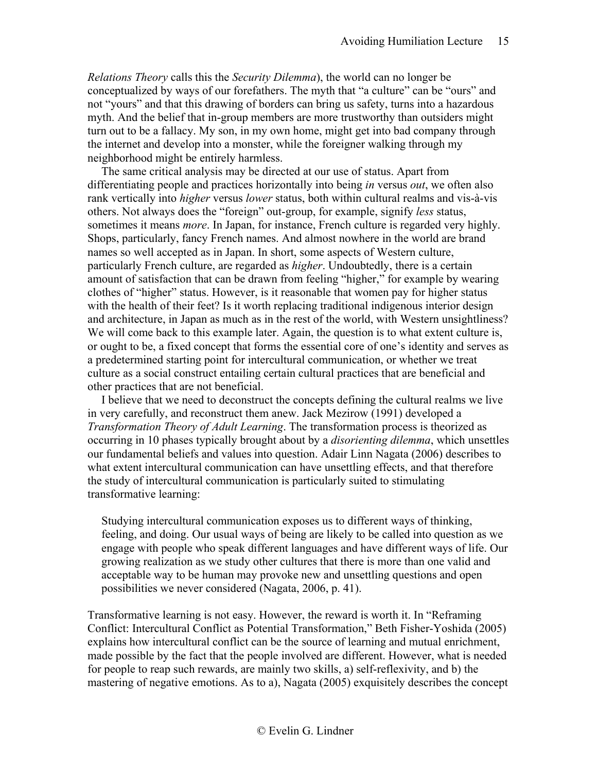*Relations Theory* calls this the *Security Dilemma*), the world can no longer be conceptualized by ways of our forefathers. The myth that "a culture" can be "ours" and not "yours" and that this drawing of borders can bring us safety, turns into a hazardous myth. And the belief that in-group members are more trustworthy than outsiders might turn out to be a fallacy. My son, in my own home, might get into bad company through the internet and develop into a monster, while the foreigner walking through my neighborhood might be entirely harmless.

The same critical analysis may be directed at our use of status. Apart from differentiating people and practices horizontally into being *in* versus *out*, we often also rank vertically into *higher* versus *lower* status, both within cultural realms and vis-à-vis others. Not always does the "foreign" out-group, for example, signify *less* status, sometimes it means *more*. In Japan, for instance, French culture is regarded very highly. Shops, particularly, fancy French names. And almost nowhere in the world are brand names so well accepted as in Japan. In short, some aspects of Western culture, particularly French culture, are regarded as *higher*. Undoubtedly, there is a certain amount of satisfaction that can be drawn from feeling "higher," for example by wearing clothes of "higher" status. However, is it reasonable that women pay for higher status with the health of their feet? Is it worth replacing traditional indigenous interior design and architecture, in Japan as much as in the rest of the world, with Western unsightliness? We will come back to this example later. Again, the question is to what extent culture is, or ought to be, a fixed concept that forms the essential core of one's identity and serves as a predetermined starting point for intercultural communication, or whether we treat culture as a social construct entailing certain cultural practices that are beneficial and other practices that are not beneficial.

I believe that we need to deconstruct the concepts defining the cultural realms we live in very carefully, and reconstruct them anew. Jack Mezirow (1991) developed a *Transformation Theory of Adult Learning*. The transformation process is theorized as occurring in 10 phases typically brought about by a *disorienting dilemma*, which unsettles our fundamental beliefs and values into question. Adair Linn Nagata (2006) describes to what extent intercultural communication can have unsettling effects, and that therefore the study of intercultural communication is particularly suited to stimulating transformative learning:

> Studying intercultural communication exposes us to different ways of thinking, feeling, and doing. Our usual ways of being are likely to be called into question as we engage with people who speak different languages and have different ways of life. Our growing realization as we study other cultures that there is more than one valid and acceptable way to be human may provoke new and unsettling questions and open possibilities we never considered (Nagata, 2006, p. 41).

Transformative learning is not easy. However, the reward is worth it. In "Reframing Conflict: Intercultural Conflict as Potential Transformation," Beth Fisher-Yoshida (2005) explains how intercultural conflict can be the source of learning and mutual enrichment, made possible by the fact that the people involved are different. However, what is needed for people to reap such rewards, are mainly two skills, a) self-reflexivity, and b) the mastering of negative emotions. As to a), Nagata (2005) exquisitely describes the concept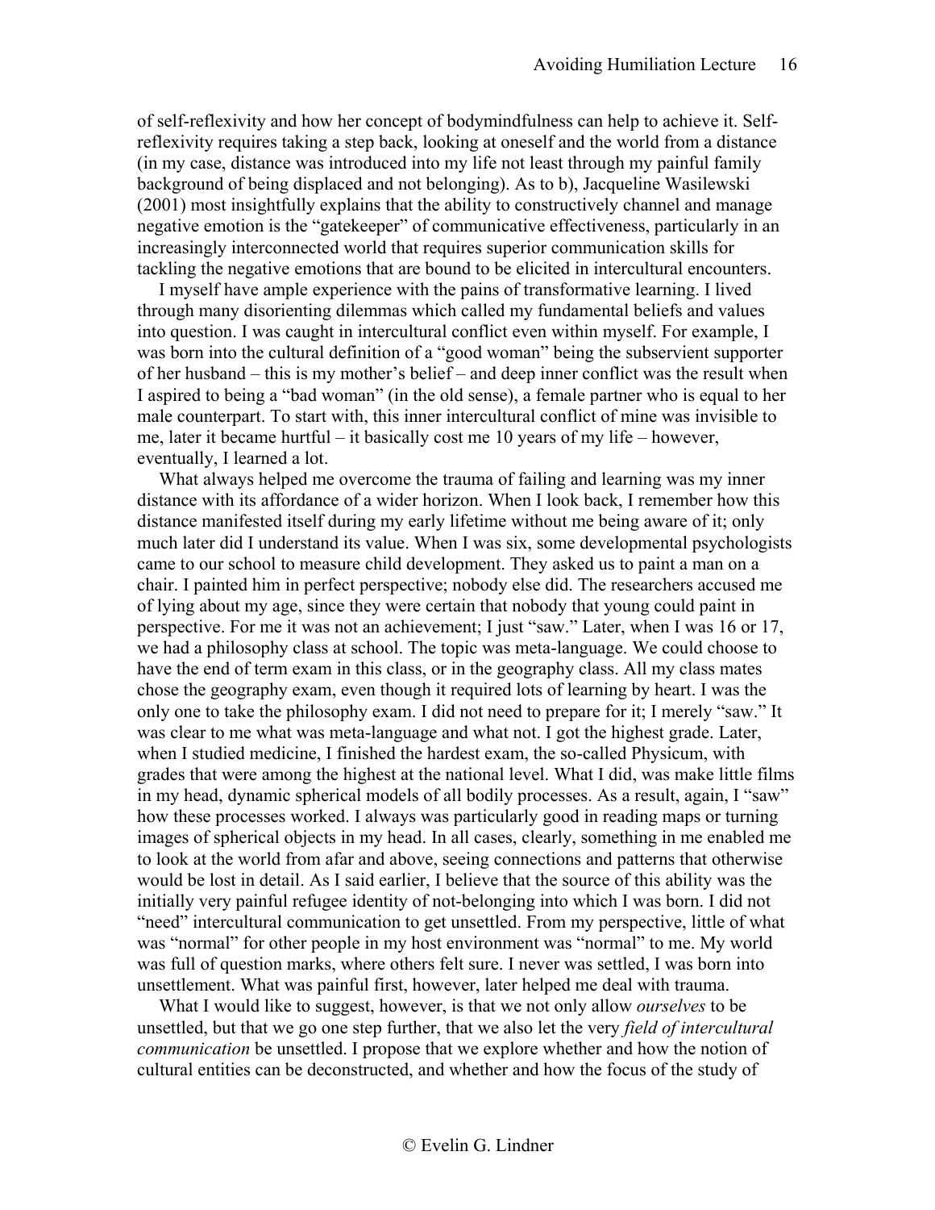of self-reflexivity and how her concept of bodymindfulness can help to achieve it. Self-reflexivity requires taking a step back, looking at oneself and the world from a distance (in my case, distance was introduced into my life not least through my painful family background of being displaced and not belonging). As to b), Jacqueline Wasilewski (2001) most insightfully explains that the ability to constructively channel and manage negative emotion is the "gatekeeper" of communicative effectiveness, particularly in an increasingly interconnected world that requires superior communication skills for tackling the negative emotions that are bound to be elicited in intercultural encounters.

I myself have ample experience with the pains of transformative learning. I lived through many disorienting dilemmas which called my fundamental beliefs and values into question. I was caught in intercultural conflict even within myself. For example, I was born into the cultural definition of a "good woman" being the subservient supporter of her husband – this is my mother's belief – and deep inner conflict was the result when I aspired to being a "bad woman" (in the old sense), a female partner who is equal to her male counterpart. To start with, this inner intercultural conflict of mine was invisible to me, later it became hurtful – it basically cost me 10 years of my life – however, eventually, I learned a lot.

What always helped me overcome the trauma of failing and learning was my inner distance with its affordance of a wider horizon. When I look back, I remember how this distance manifested itself during my early lifetime without me being aware of it; only much later did I understand its value. When I was six, some developmental psychologists came to our school to measure child development. They asked us to paint a man on a chair. I painted him in perfect perspective; nobody else did. The researchers accused me of lying about my age, since they were certain that nobody that young could paint in perspective. For me it was not an achievement; I just "saw." Later, when I was 16 or 17, we had a philosophy class at school. The topic was meta-language. We could choose to have the end of term exam in this class, or in the geography class. All my class mates chose the geography exam, even though it required lots of learning by heart. I was the only one to take the philosophy exam. I did not need to prepare for it; I merely "saw." It was clear to me what was meta-language and what not. I got the highest grade. Later, when I studied medicine, I finished the hardest exam, the so-called Physicum, with grades that were among the highest at the national level. What I did, was make little films in my head, dynamic spherical models of all bodily processes. As a result, again, I "saw" how these processes worked. I always was particularly good in reading maps or turning images of spherical objects in my head. In all cases, clearly, something in me enabled me to look at the world from afar and above, seeing connections and patterns that otherwise would be lost in detail. As I said earlier, I believe that the source of this ability was the initially very painful refugee identity of not-belonging into which I was born. I did not "need" intercultural communication to get unsettled. From my perspective, little of what was "normal" for other people in my host environment was "normal" to me. My world was full of question marks, where others felt sure. I never was settled, I was born into unsettlement. What was painful first, however, later helped me deal with trauma.

What I would like to suggest, however, is that we not only allow *ourselves* to be unsettled, but that we go one step further, that we also let the very *field of intercultural communication* be unsettled. I propose that we explore whether and how the notion of cultural entities can be deconstructed, and whether and how the focus of the study of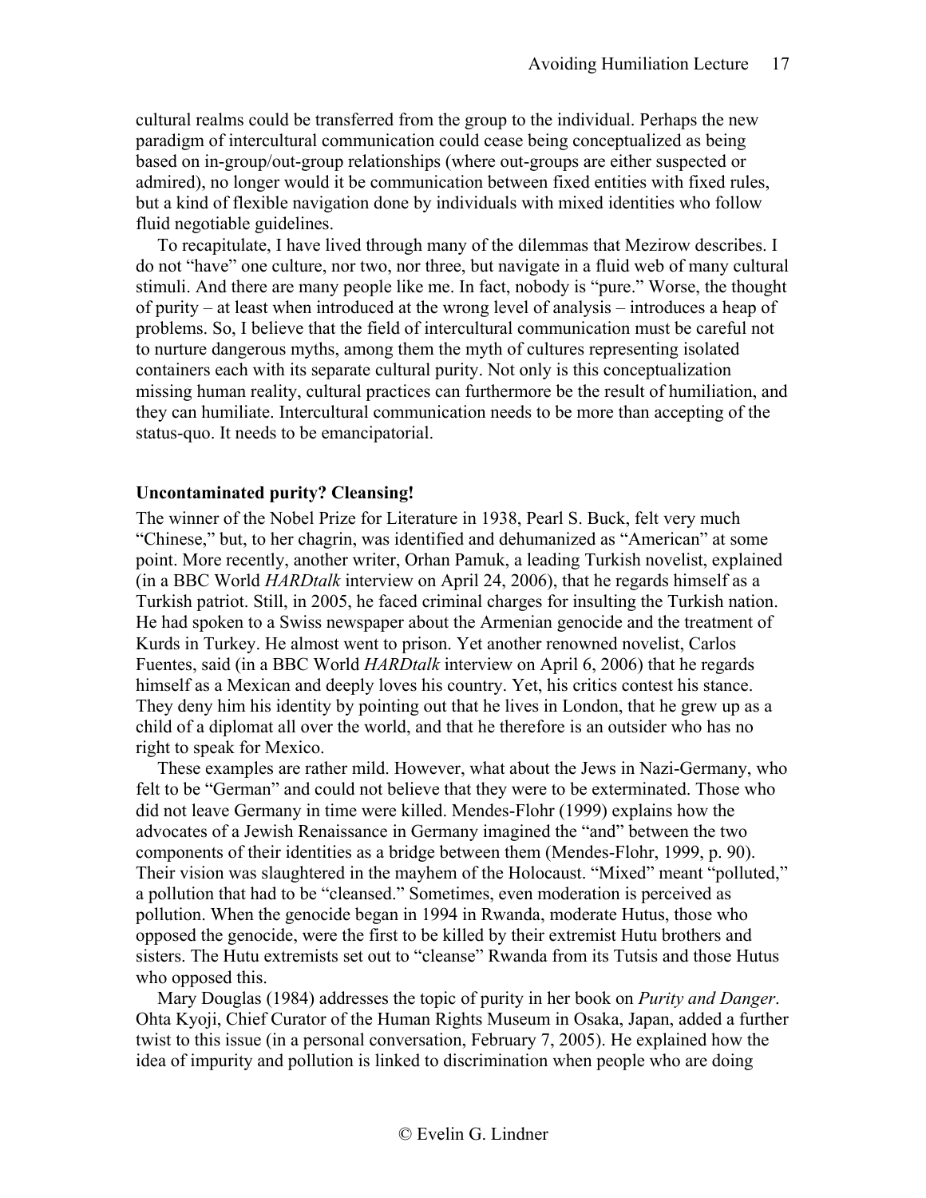cultural realms could be transferred from the group to the individual. Perhaps the new paradigm of intercultural communication could cease being conceptualized as being based on in-group/out-group relationships (where out-groups are either suspected or admired), no longer would it be communication between fixed entities with fixed rules, but a kind of flexible navigation done by individuals with mixed identities who follow fluid negotiable guidelines.

To recapitulate, I have lived through many of the dilemmas that Mezirow describes. I do not "have" one culture, nor two, nor three, but navigate in a fluid web of many cultural stimuli. And there are many people like me. In fact, nobody is "pure." Worse, the thought of purity – at least when introduced at the wrong level of analysis – introduces a heap of problems. So, I believe that the field of intercultural communication must be careful not to nurture dangerous myths, among them the myth of cultures representing isolated containers each with its separate cultural purity. Not only is this conceptualization missing human reality, cultural practices can furthermore be the result of humiliation, and they can humiliate. Intercultural communication needs to be more than accepting of the status-quo. It needs to be emancipatorial.

**Uncontaminated purity? Cleansing!**

The winner of the Nobel Prize for Literature in 1938, Pearl S. Buck, felt very much "Chinese," but, to her chagrin, was identified and dehumanized as "American" at some point. More recently, another writer, Orhan Pamuk, a leading Turkish novelist, explained (in a BBC World *HARDtalk* interview on April 24, 2006), that he regards himself as a Turkish patriot. Still, in 2005, he faced criminal charges for insulting the Turkish nation. He had spoken to a Swiss newspaper about the Armenian genocide and the treatment of Kurds in Turkey. He almost went to prison. Yet another renowned novelist, Carlos Fuentes, said (in a BBC World *HARDtalk* interview on April 6, 2006) that he regards himself as a Mexican and deeply loves his country. Yet, his critics contest his stance. They deny him his identity by pointing out that he lives in London, that he grew up as a child of a diplomat all over the world, and that he therefore is an outsider who has no right to speak for Mexico.

These examples are rather mild. However, what about the Jews in Nazi-Germany, who felt to be "German" and could not believe that they were to be exterminated. Those who did not leave Germany in time were killed. Mendes-Flohr (1999) explains how the advocates of a Jewish Renaissance in Germany imagined the "and" between the two components of their identities as a bridge between them (Mendes-Flohr, 1999, p. 90). Their vision was slaughtered in the mayhem of the Holocaust. "Mixed" meant "polluted," a pollution that had to be "cleansed." Sometimes, even moderation is perceived as pollution. When the genocide began in 1994 in Rwanda, moderate Hutus, those who opposed the genocide, were the first to be killed by their extremist Hutu brothers and sisters. The Hutu extremists set out to "cleanse" Rwanda from its Tutsis and those Hutus who opposed this.

Mary Douglas (1984) addresses the topic of purity in her book on *Purity and Danger*. Ohta Kyoji, Chief Curator of the Human Rights Museum in Osaka, Japan, added a further twist to this issue (in a personal conversation, February 7, 2005). He explained how the idea of impurity and pollution is linked to discrimination when people who are doing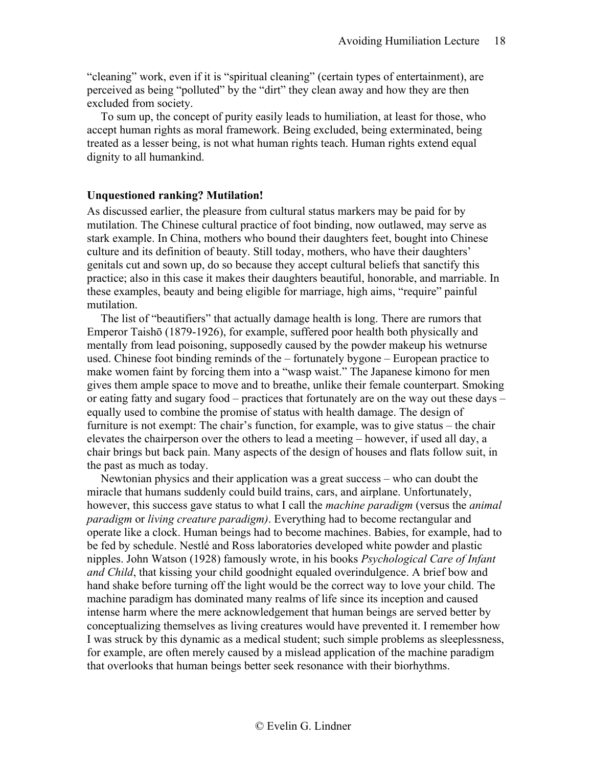"cleaning" work, even if it is "spiritual cleaning" (certain types of entertainment), are perceived as being "polluted" by the "dirt" they clean away and how they are then excluded from society.

To sum up, the concept of purity easily leads to humiliation, at least for those, who accept human rights as moral framework. Being excluded, being exterminated, being treated as a lesser being, is not what human rights teach. Human rights extend equal dignity to all humankind.

**Unquestioned ranking? Mutilation!**

As discussed earlier, the pleasure from cultural status markers may be paid for by mutilation. The Chinese cultural practice of foot binding, now outlawed, may serve as stark example. In China, mothers who bound their daughters feet, bought into Chinese culture and its definition of beauty. Still today, mothers, who have their daughters' genitals cut and sown up, do so because they accept cultural beliefs that sanctify this practice; also in this case it makes their daughters beautiful, honorable, and marriable. In these examples, beauty and being eligible for marriage, high aims, "require" painful mutilation.

The list of "beautifiers" that actually damage health is long. There are rumors that Emperor Taishō (1879-1926), for example, suffered poor health both physically and mentally from lead poisoning, supposedly caused by the powder makeup his wetnurse used. Chinese foot binding reminds of the – fortunately bygone – European practice to make women faint by forcing them into a "wasp waist." The Japanese kimono for men gives them ample space to move and to breathe, unlike their female counterpart. Smoking or eating fatty and sugary food – practices that fortunately are on the way out these days – equally used to combine the promise of status with health damage. The design of furniture is not exempt: The chair's function, for example, was to give status – the chair elevates the chairperson over the others to lead a meeting – however, if used all day, a chair brings but back pain. Many aspects of the design of houses and flats follow suit, in the past as much as today.

Newtonian physics and their application was a great success – who can doubt the miracle that humans suddenly could build trains, cars, and airplane. Unfortunately, however, this success gave status to what I call the *machine paradigm* (versus the *animal paradigm* or *living creature paradigm)*. Everything had to become rectangular and operate like a clock. Human beings had to become machines. Babies, for example, had to be fed by schedule. Nestlé and Ross laboratories developed white powder and plastic nipples. John Watson (1928) famously wrote, in his books *Psychological Care of Infant and Child*, that kissing your child goodnight equaled overindulgence. A brief bow and hand shake before turning off the light would be the correct way to love your child. The machine paradigm has dominated many realms of life since its inception and caused intense harm where the mere acknowledgement that human beings are served better by conceptualizing themselves as living creatures would have prevented it. I remember how I was struck by this dynamic as a medical student; such simple problems as sleeplessness, for example, are often merely caused by a mislead application of the machine paradigm that overlooks that human beings better seek resonance with their biorhythms.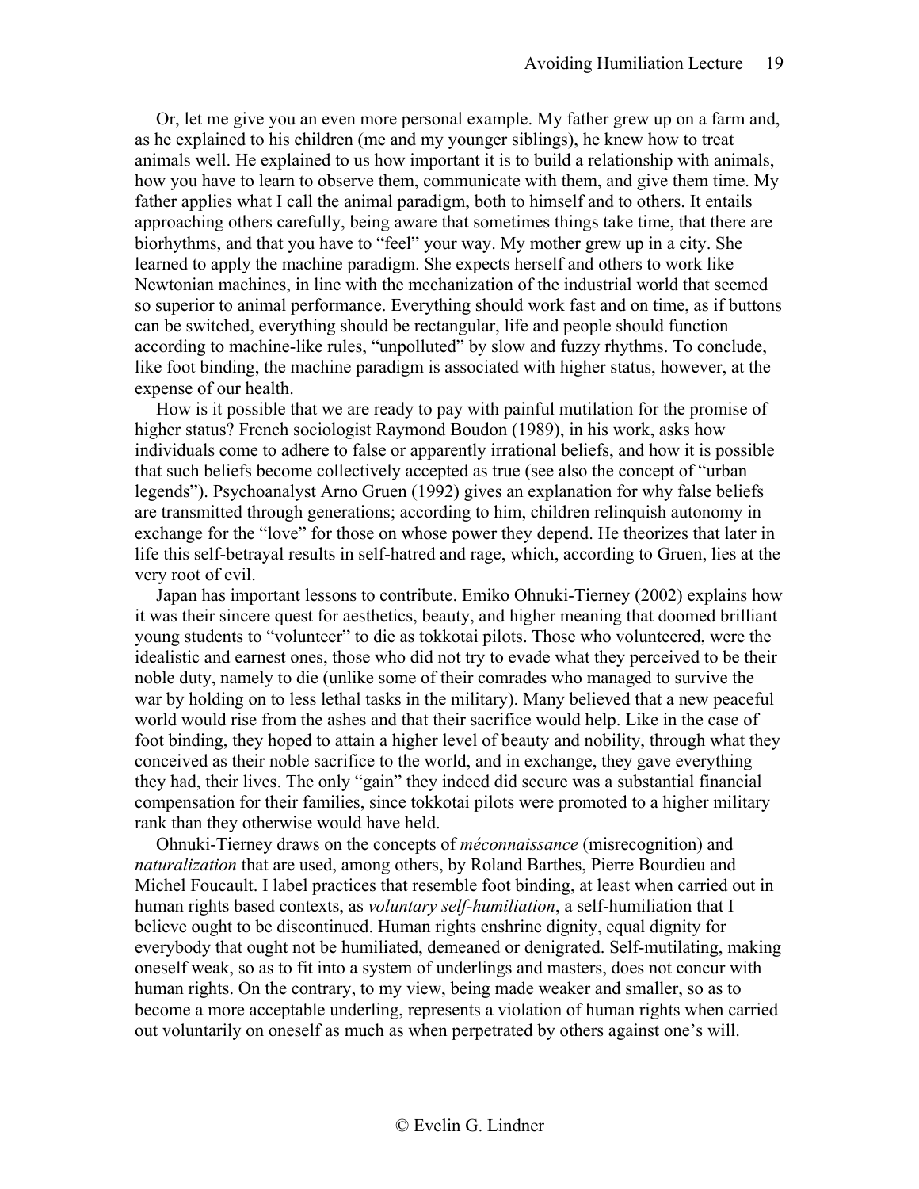Or, let me give you an even more personal example. My father grew up on a farm and, as he explained to his children (me and my younger siblings), he knew how to treat animals well. He explained to us how important it is to build a relationship with animals, how you have to learn to observe them, communicate with them, and give them time. My father applies what I call the animal paradigm, both to himself and to others. It entails approaching others carefully, being aware that sometimes things take time, that there are biorhythms, and that you have to "feel" your way. My mother grew up in a city. She learned to apply the machine paradigm. She expects herself and others to work like Newtonian machines, in line with the mechanization of the industrial world that seemed so superior to animal performance. Everything should work fast and on time, as if buttons can be switched, everything should be rectangular, life and people should function according to machine-like rules, "unpolluted" by slow and fuzzy rhythms. To conclude, like foot binding, the machine paradigm is associated with higher status, however, at the expense of our health.

How is it possible that we are ready to pay with painful mutilation for the promise of higher status? French sociologist Raymond Boudon (1989), in his work, asks how individuals come to adhere to false or apparently irrational beliefs, and how it is possible that such beliefs become collectively accepted as true (see also the concept of "urban legends"). Psychoanalyst Arno Gruen (1992) gives an explanation for why false beliefs are transmitted through generations; according to him, children relinquish autonomy in exchange for the "love" for those on whose power they depend. He theorizes that later in life this self-betrayal results in self-hatred and rage, which, according to Gruen, lies at the very root of evil.

Japan has important lessons to contribute. Emiko Ohnuki-Tierney (2002) explains how it was their sincere quest for aesthetics, beauty, and higher meaning that doomed brilliant young students to "volunteer" to die as tokkotai pilots. Those who volunteered, were the idealistic and earnest ones, those who did not try to evade what they perceived to be their noble duty, namely to die (unlike some of their comrades who managed to survive the war by holding on to less lethal tasks in the military). Many believed that a new peaceful world would rise from the ashes and that their sacrifice would help. Like in the case of foot binding, they hoped to attain a higher level of beauty and nobility, through what they conceived as their noble sacrifice to the world, and in exchange, they gave everything they had, their lives. The only "gain" they indeed did secure was a substantial financial compensation for their families, since tokkotai pilots were promoted to a higher military rank than they otherwise would have held.

Ohnuki-Tierney draws on the concepts of *méconnaissance* (misrecognition) and *naturalization* that are used, among others, by Roland Barthes, Pierre Bourdieu and Michel Foucault. I label practices that resemble foot binding, at least when carried out in human rights based contexts, as *voluntary self-humiliation*, a self-humiliation that I believe ought to be discontinued. Human rights enshrine dignity, equal dignity for everybody that ought not be humiliated, demeaned or denigrated. Self-mutilating, making oneself weak, so as to fit into a system of underlings and masters, does not concur with human rights. On the contrary, to my view, being made weaker and smaller, so as to become a more acceptable underling, represents a violation of human rights when carried out voluntarily on oneself as much as when perpetrated by others against one's will.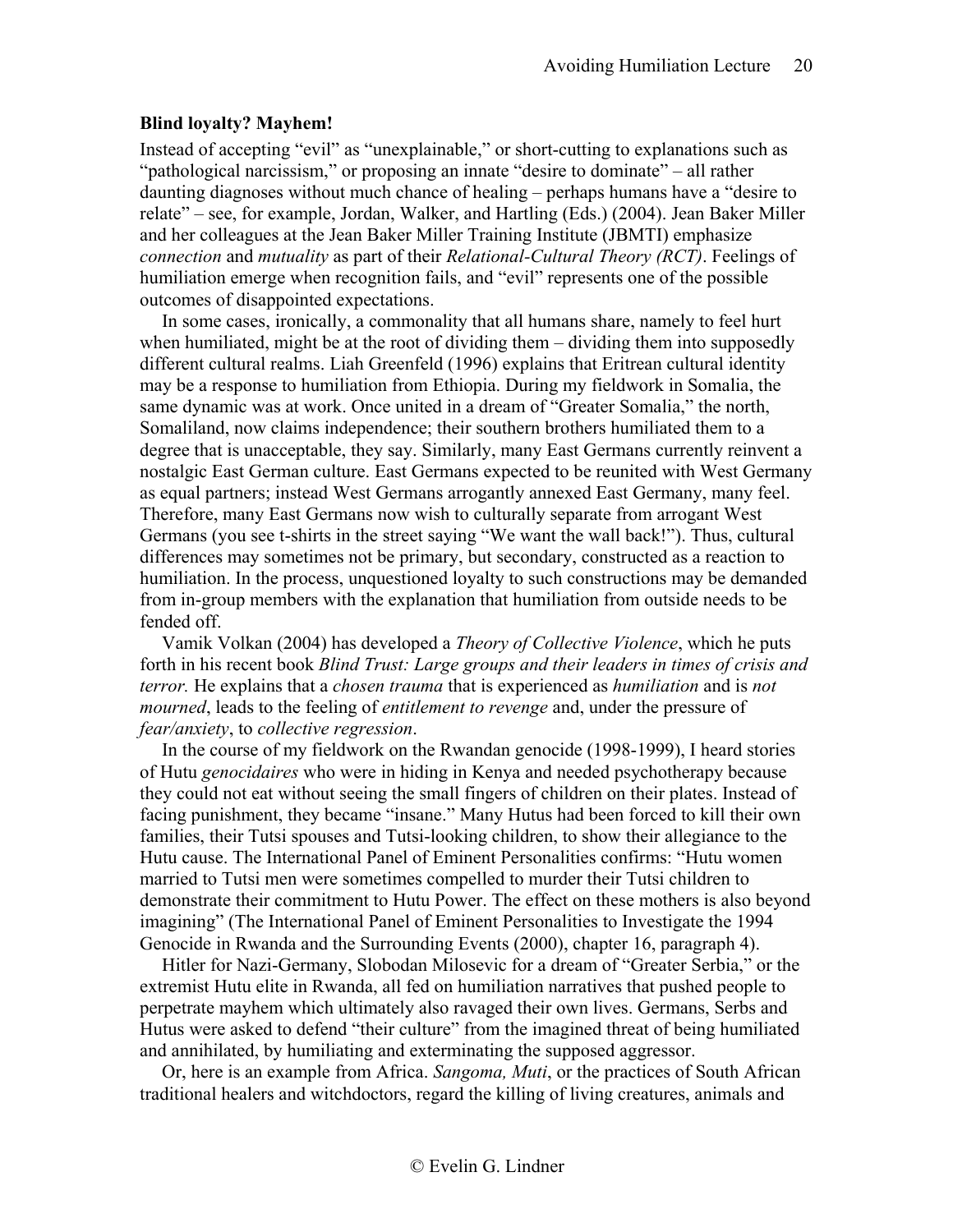**Blind loyalty? Mayhem!**

Instead of accepting "evil" as "unexplainable," or short-cutting to explanations such as "pathological narcissism," or proposing an innate "desire to dominate" – all rather daunting diagnoses without much chance of healing – perhaps humans have a "desire to relate" – see, for example, Jordan, Walker, and Hartling (Eds.) (2004). Jean Baker Miller and her colleagues at the Jean Baker Miller Training Institute (JBMTI) emphasize *connection* and *mutuality* as part of their *Relational-Cultural Theory (RCT)*. Feelings of humiliation emerge when recognition fails, and "evil" represents one of the possible outcomes of disappointed expectations.

In some cases, ironically, a commonality that all humans share, namely to feel hurt when humiliated, might be at the root of dividing them – dividing them into supposedly different cultural realms. Liah Greenfeld (1996) explains that Eritrean cultural identity may be a response to humiliation from Ethiopia. During my fieldwork in Somalia, the same dynamic was at work. Once united in a dream of "Greater Somalia," the north, Somaliland, now claims independence; their southern brothers humiliated them to a degree that is unacceptable, they say. Similarly, many East Germans currently reinvent a nostalgic East German culture. East Germans expected to be reunited with West Germany as equal partners; instead West Germans arrogantly annexed East Germany, many feel. Therefore, many East Germans now wish to culturally separate from arrogant West Germans (you see t-shirts in the street saying "We want the wall back!"). Thus, cultural differences may sometimes not be primary, but secondary, constructed as a reaction to humiliation. In the process, unquestioned loyalty to such constructions may be demanded from in-group members with the explanation that humiliation from outside needs to be fended off.

Vamik Volkan (2004) has developed a *Theory of Collective Violence*, which he puts forth in his recent book *Blind Trust: Large groups and their leaders in times of crisis and terror.* He explains that a *chosen trauma* that is experienced as *humiliation* and is *not mourned*, leads to the feeling of *entitlement to revenge* and, under the pressure of *fear/anxiety*, to *collective regression*.

In the course of my fieldwork on the Rwandan genocide (1998-1999), I heard stories of Hutu *genocidaires* who were in hiding in Kenya and needed psychotherapy because they could not eat without seeing the small fingers of children on their plates. Instead of facing punishment, they became "insane." Many Hutus had been forced to kill their own families, their Tutsi spouses and Tutsi-looking children, to show their allegiance to the Hutu cause. The International Panel of Eminent Personalities confirms: "Hutu women married to Tutsi men were sometimes compelled to murder their Tutsi children to demonstrate their commitment to Hutu Power. The effect on these mothers is also beyond imagining" (The International Panel of Eminent Personalities to Investigate the 1994 Genocide in Rwanda and the Surrounding Events (2000), chapter 16, paragraph 4).

Hitler for Nazi-Germany, Slobodan Milosevic for a dream of "Greater Serbia," or the extremist Hutu elite in Rwanda, all fed on humiliation narratives that pushed people to perpetrate mayhem which ultimately also ravaged their own lives. Germans, Serbs and Hutus were asked to defend "their culture" from the imagined threat of being humiliated and annihilated, by humiliating and exterminating the supposed aggressor.

Or, here is an example from Africa. *Sangoma, Muti*, or the practices of South African traditional healers and witchdoctors, regard the killing of living creatures, animals and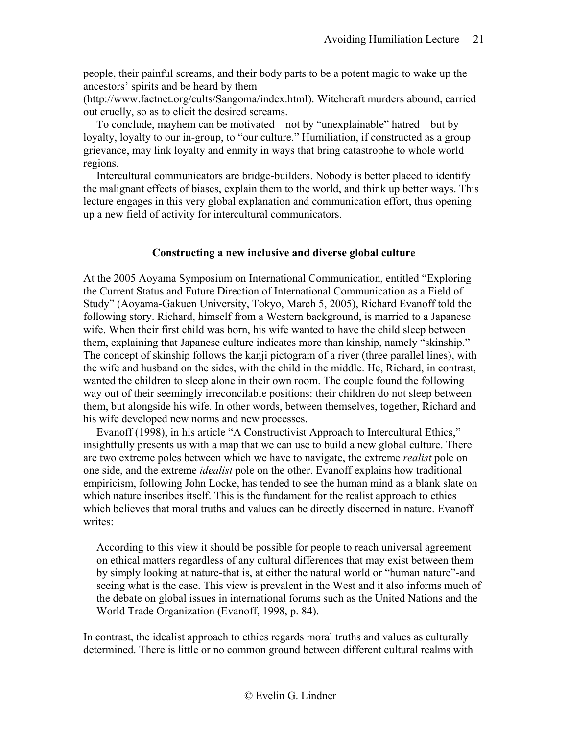people, their painful screams, and their body parts to be a potent magic to wake up the ancestors' spirits and be heard by them (http://www.factnet.org/cults/Sangoma/index.html). Witchcraft murders abound, carried out cruelly, so as to elicit the desired screams.

To conclude, mayhem can be motivated – not by "unexplainable" hatred – but by loyalty, loyalty to our in-group, to "our culture." Humiliation, if constructed as a group grievance, may link loyalty and enmity in ways that bring catastrophe to whole world regions.

Intercultural communicators are bridge-builders. Nobody is better placed to identify the malignant effects of biases, explain them to the world, and think up better ways. This lecture engages in this very global explanation and communication effort, thus opening up a new field of activity for intercultural communicators.

## Constructing a new inclusive and diverse global culture

At the 2005 Aoyama Symposium on International Communication, entitled "Exploring the Current Status and Future Direction of International Communication as a Field of Study" (Aoyama-Gakuen University, Tokyo, March 5, 2005), Richard Evanoff told the following story. Richard, himself from a Western background, is married to a Japanese wife. When their first child was born, his wife wanted to have the child sleep between them, explaining that Japanese culture indicates more than kinship, namely "skinship." The concept of skinship follows the kanji pictogram of a river (three parallel lines), with the wife and husband on the sides, with the child in the middle. He, Richard, in contrast, wanted the children to sleep alone in their own room. The couple found the following way out of their seemingly irreconcilable positions: their children do not sleep between them, but alongside his wife. In other words, between themselves, together, Richard and his wife developed new norms and new processes.

Evanoff (1998), in his article "A Constructivist Approach to Intercultural Ethics," insightfully presents us with a map that we can use to build a new global culture. There are two extreme poles between which we have to navigate, the extreme *realist* pole on one side, and the extreme *idealist* pole on the other. Evanoff explains how traditional empiricism, following John Locke, has tended to see the human mind as a blank slate on which nature inscribes itself. This is the fundament for the realist approach to ethics which believes that moral truths and values can be directly discerned in nature. Evanoff writes:

> According to this view it should be possible for people to reach universal agreement on ethical matters regardless of any cultural differences that may exist between them by simply looking at nature-that is, at either the natural world or "human nature"-and seeing what is the case. This view is prevalent in the West and it also informs much of the debate on global issues in international forums such as the United Nations and the World Trade Organization (Evanoff, 1998, p. 84).

In contrast, the idealist approach to ethics regards moral truths and values as culturally determined. There is little or no common ground between different cultural realms with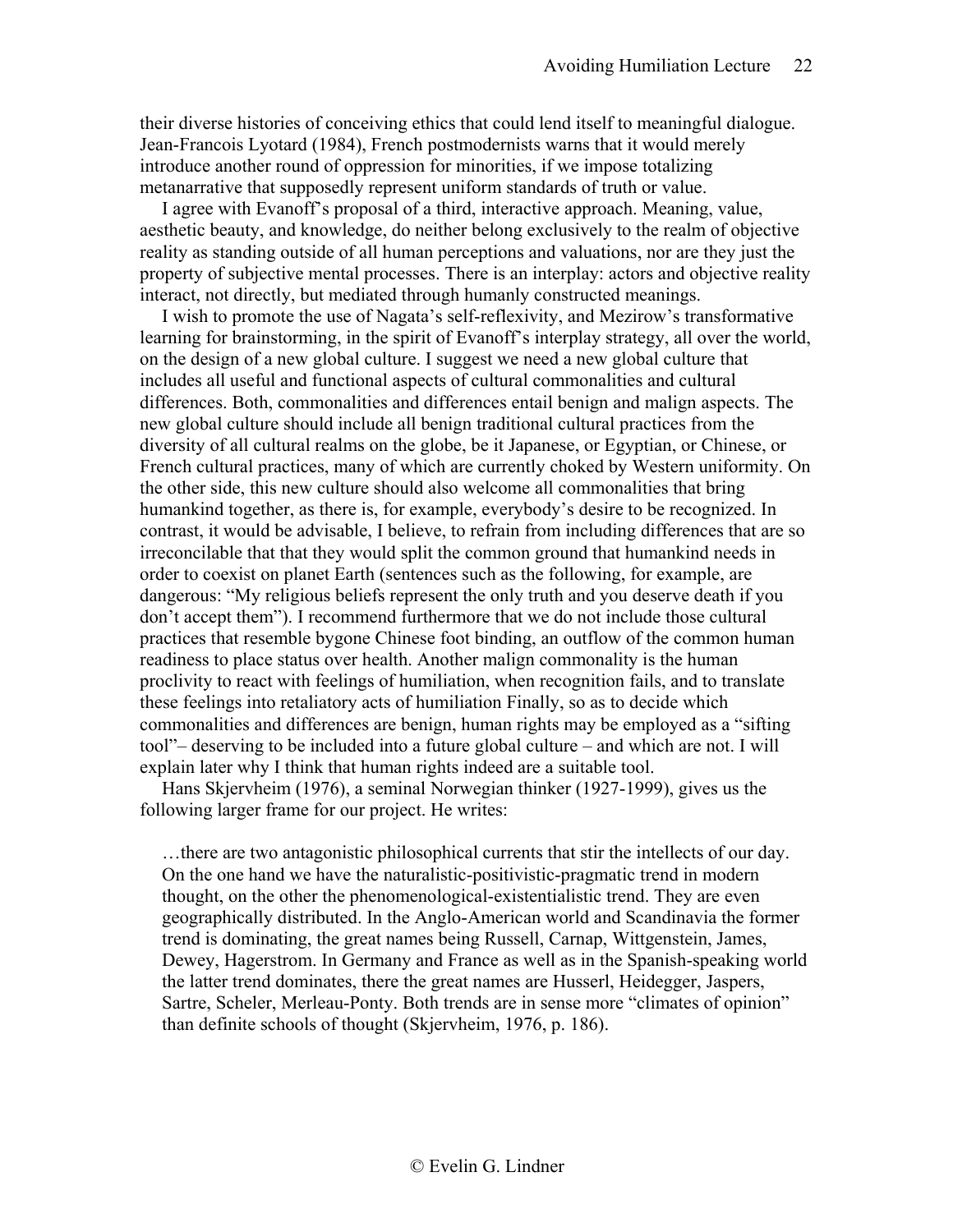their diverse histories of conceiving ethics that could lend itself to meaningful dialogue. Jean-Francois Lyotard (1984), French postmodernists warns that it would merely introduce another round of oppression for minorities, if we impose totalizing metanarrative that supposedly represent uniform standards of truth or value.

I agree with Evanoff's proposal of a third, interactive approach. Meaning, value, aesthetic beauty, and knowledge, do neither belong exclusively to the realm of objective reality as standing outside of all human perceptions and valuations, nor are they just the property of subjective mental processes. There is an interplay: actors and objective reality interact, not directly, but mediated through humanly constructed meanings.

I wish to promote the use of Nagata's self-reflexivity, and Mezirow's transformative learning for brainstorming, in the spirit of Evanoff's interplay strategy, all over the world, on the design of a new global culture. I suggest we need a new global culture that includes all useful and functional aspects of cultural commonalities and cultural differences. Both, commonalities and differences entail benign and malign aspects. The new global culture should include all benign traditional cultural practices from the diversity of all cultural realms on the globe, be it Japanese, or Egyptian, or Chinese, or French cultural practices, many of which are currently choked by Western uniformity. On the other side, this new culture should also welcome all commonalities that bring humankind together, as there is, for example, everybody's desire to be recognized. In contrast, it would be advisable, I believe, to refrain from including differences that are so irreconcilable that that they would split the common ground that humankind needs in order to coexist on planet Earth (sentences such as the following, for example, are dangerous: "My religious beliefs represent the only truth and you deserve death if you don't accept them"). I recommend furthermore that we do not include those cultural practices that resemble bygone Chinese foot binding, an outflow of the common human readiness to place status over health. Another malign commonality is the human proclivity to react with feelings of humiliation, when recognition fails, and to translate these feelings into retaliatory acts of humiliation Finally, so as to decide which commonalities and differences are benign, human rights may be employed as a "sifting tool"– deserving to be included into a future global culture – and which are not. I will explain later why I think that human rights indeed are a suitable tool.

Hans Skjervheim (1976), a seminal Norwegian thinker (1927-1999), gives us the following larger frame for our project. He writes:

> …there are two antagonistic philosophical currents that stir the intellects of our day. On the one hand we have the naturalistic-positivistic-pragmatic trend in modern thought, on the other the phenomenological-existentialistic trend. They are even geographically distributed. In the Anglo-American world and Scandinavia the former trend is dominating, the great names being Russell, Carnap, Wittgenstein, James, Dewey, Hagerstrom. In Germany and France as well as in the Spanish-speaking world the latter trend dominates, there the great names are Husserl, Heidegger, Jaspers, Sartre, Scheler, Merleau-Ponty. Both trends are in sense more "climates of opinion" than definite schools of thought (Skjervheim, 1976, p. 186).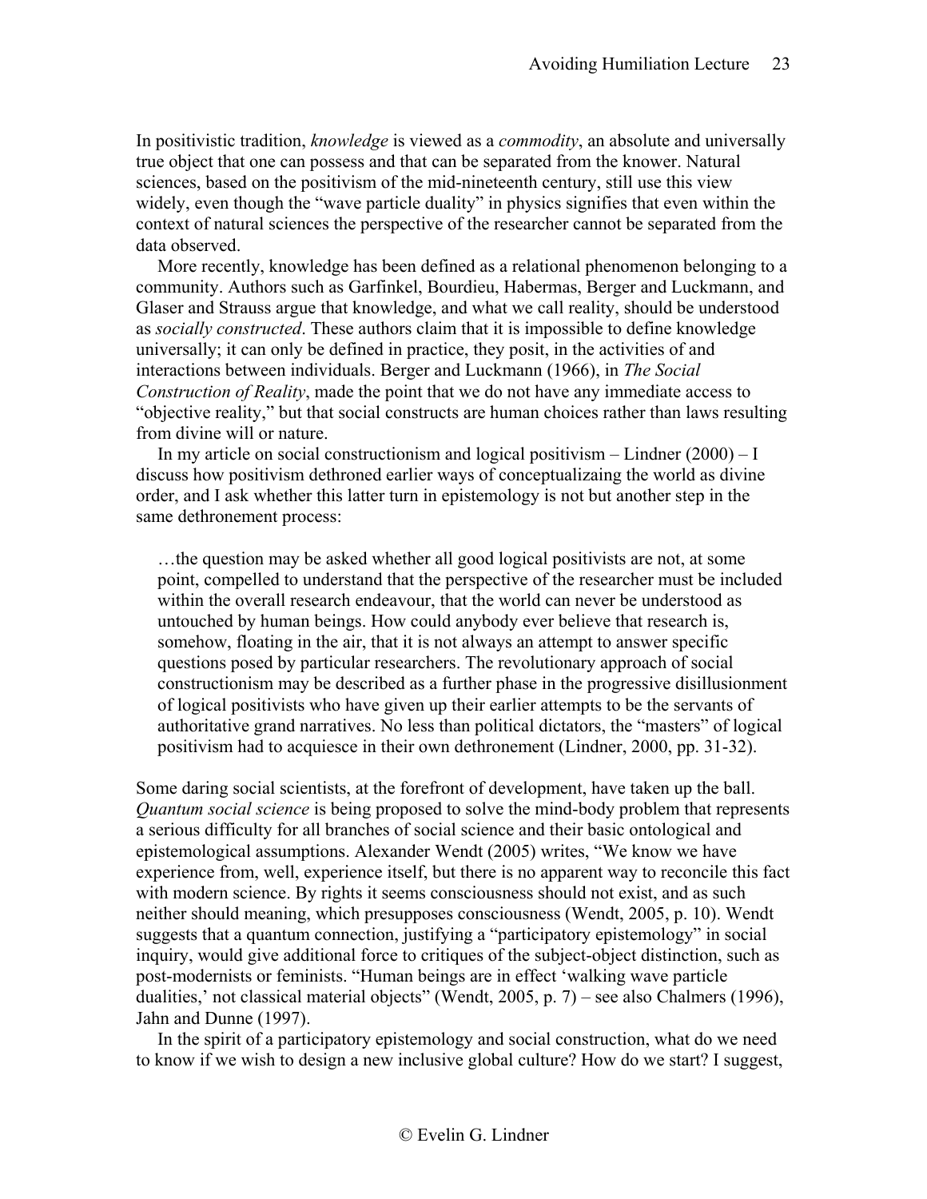In positivistic tradition, *knowledge* is viewed as a *commodity*, an absolute and universally true object that one can possess and that can be separated from the knower. Natural sciences, based on the positivism of the mid-nineteenth century, still use this view widely, even though the "wave particle duality" in physics signifies that even within the context of natural sciences the perspective of the researcher cannot be separated from the data observed.

More recently, knowledge has been defined as a relational phenomenon belonging to a community. Authors such as Garfinkel, Bourdieu, Habermas, Berger and Luckmann, and Glaser and Strauss argue that knowledge, and what we call reality, should be understood as *socially constructed*. These authors claim that it is impossible to define knowledge universally; it can only be defined in practice, they posit, in the activities of and interactions between individuals. Berger and Luckmann (1966), in *The Social Construction of Reality*, made the point that we do not have any immediate access to "objective reality," but that social constructs are human choices rather than laws resulting from divine will or nature.

In my article on social constructionism and logical positivism – Lindner (2000) – I discuss how positivism dethroned earlier ways of conceptualizaing the world as divine order, and I ask whether this latter turn in epistemology is not but another step in the same dethronement process:

> …the question may be asked whether all good logical positivists are not, at some point, compelled to understand that the perspective of the researcher must be included within the overall research endeavour, that the world can never be understood as untouched by human beings. How could anybody ever believe that research is, somehow, floating in the air, that it is not always an attempt to answer specific questions posed by particular researchers. The revolutionary approach of social constructionism may be described as a further phase in the progressive disillusionment of logical positivists who have given up their earlier attempts to be the servants of authoritative grand narratives. No less than political dictators, the "masters" of logical positivism had to acquiesce in their own dethronement (Lindner, 2000, pp. 31-32).

Some daring social scientists, at the forefront of development, have taken up the ball. *Quantum social science* is being proposed to solve the mind-body problem that represents a serious difficulty for all branches of social science and their basic ontological and epistemological assumptions. Alexander Wendt (2005) writes, "We know we have experience from, well, experience itself, but there is no apparent way to reconcile this fact with modern science. By rights it seems consciousness should not exist, and as such neither should meaning, which presupposes consciousness (Wendt, 2005, p. 10). Wendt suggests that a quantum connection, justifying a "participatory epistemology" in social inquiry, would give additional force to critiques of the subject-object distinction, such as post-modernists or feminists. "Human beings are in effect 'walking wave particle dualities,' not classical material objects" (Wendt, 2005, p. 7) – see also Chalmers (1996), Jahn and Dunne (1997).

In the spirit of a participatory epistemology and social construction, what do we need to know if we wish to design a new inclusive global culture? How do we start? I suggest,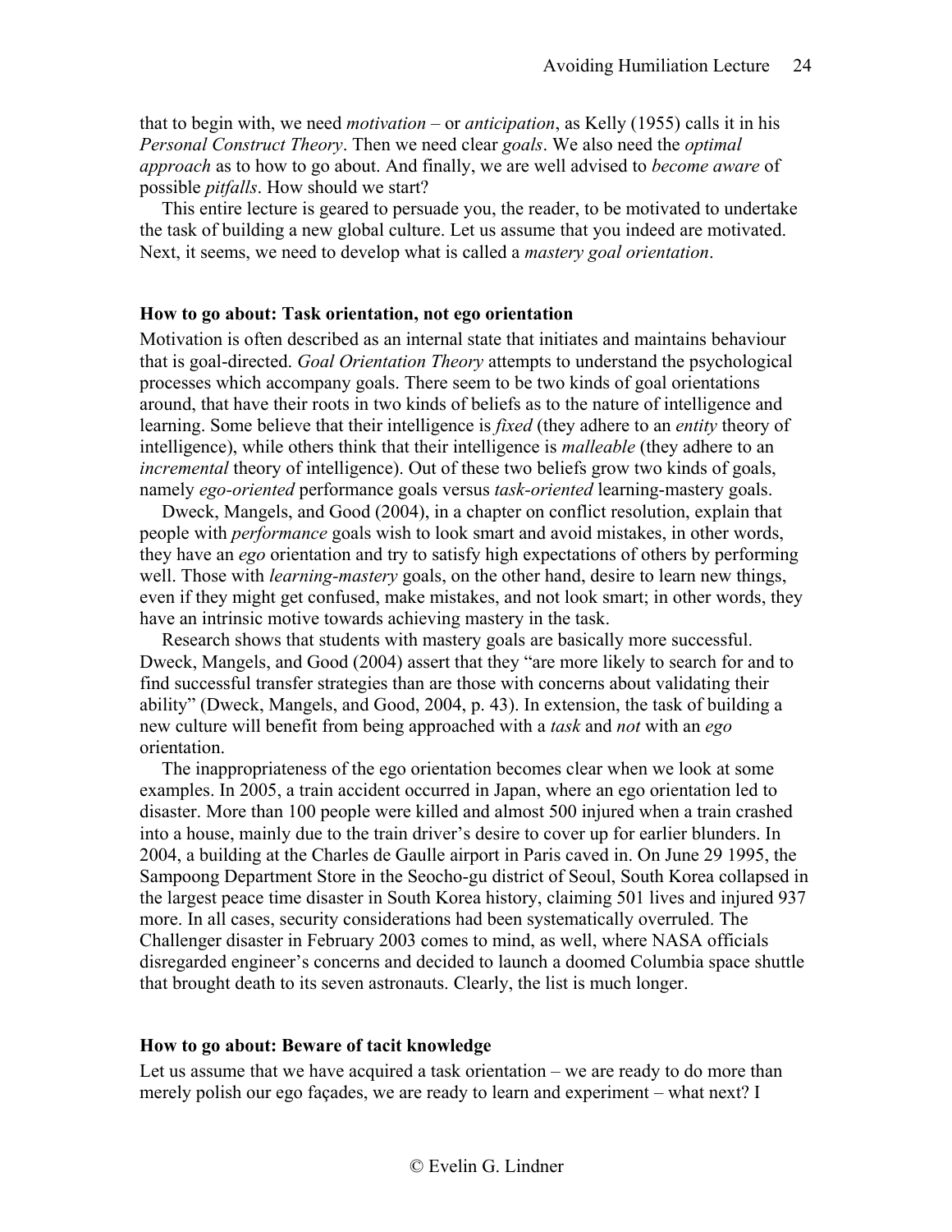that to begin with, we need *motivation* – or *anticipation*, as Kelly (1955) calls it in his *Personal Construct Theory*. Then we need clear *goals*. We also need the *optimal approach* as to how to go about. And finally, we are well advised to *become aware* of possible *pitfalls*. How should we start?

This entire lecture is geared to persuade you, the reader, to be motivated to undertake the task of building a new global culture. Let us assume that you indeed are motivated. Next, it seems, we need to develop what is called a *mastery goal orientation*.

### How to go about: Task orientation, not ego orientation

Motivation is often described as an internal state that initiates and maintains behaviour that is goal-directed. *Goal Orientation Theory* attempts to understand the psychological processes which accompany goals. There seem to be two kinds of goal orientations around, that have their roots in two kinds of beliefs as to the nature of intelligence and learning. Some believe that their intelligence is *fixed* (they adhere to an *entity* theory of intelligence), while others think that their intelligence is *malleable* (they adhere to an *incremental* theory of intelligence). Out of these two beliefs grow two kinds of goals, namely *ego-oriented* performance goals versus *task-oriented* learning-mastery goals.

Dweck, Mangels, and Good (2004), in a chapter on conflict resolution, explain that people with *performance* goals wish to look smart and avoid mistakes, in other words, they have an *ego* orientation and try to satisfy high expectations of others by performing well. Those with *learning-mastery* goals, on the other hand, desire to learn new things, even if they might get confused, make mistakes, and not look smart; in other words, they have an intrinsic motive towards achieving mastery in the task.

Research shows that students with mastery goals are basically more successful. Dweck, Mangels, and Good (2004) assert that they "are more likely to search for and to find successful transfer strategies than are those with concerns about validating their ability" (Dweck, Mangels, and Good, 2004, p. 43). In extension, the task of building a new culture will benefit from being approached with a *task* and *not* with an *ego* orientation.

The inappropriateness of the ego orientation becomes clear when we look at some examples. In 2005, a train accident occurred in Japan, where an ego orientation led to disaster. More than 100 people were killed and almost 500 injured when a train crashed into a house, mainly due to the train driver's desire to cover up for earlier blunders. In 2004, a building at the Charles de Gaulle airport in Paris caved in. On June 29 1995, the Sampoong Department Store in the Seocho-gu district of Seoul, South Korea collapsed in the largest peace time disaster in South Korea history, claiming 501 lives and injured 937 more. In all cases, security considerations had been systematically overruled. The Challenger disaster in February 2003 comes to mind, as well, where NASA officials disregarded engineer's concerns and decided to launch a doomed Columbia space shuttle that brought death to its seven astronauts. Clearly, the list is much longer.

### How to go about: Beware of tacit knowledge

Let us assume that we have acquired a task orientation – we are ready to do more than merely polish our ego façades, we are ready to learn and experiment – what next? I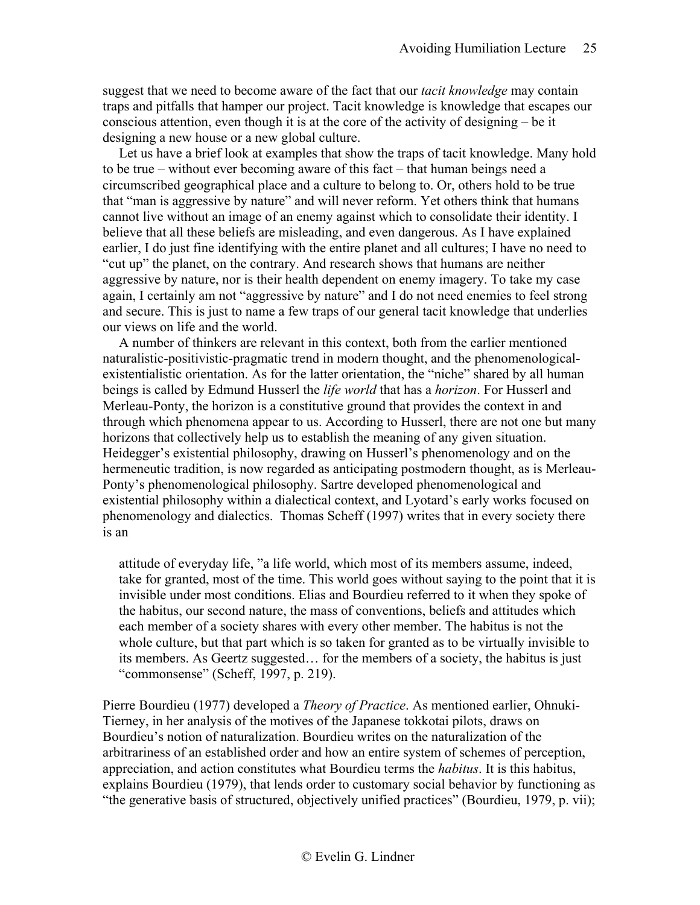suggest that we need to become aware of the fact that our *tacit knowledge* may contain traps and pitfalls that hamper our project. Tacit knowledge is knowledge that escapes our conscious attention, even though it is at the core of the activity of designing – be it designing a new house or a new global culture.

Let us have a brief look at examples that show the traps of tacit knowledge. Many hold to be true – without ever becoming aware of this fact – that human beings need a circumscribed geographical place and a culture to belong to. Or, others hold to be true that "man is aggressive by nature" and will never reform. Yet others think that humans cannot live without an image of an enemy against which to consolidate their identity. I believe that all these beliefs are misleading, and even dangerous. As I have explained earlier, I do just fine identifying with the entire planet and all cultures; I have no need to "cut up" the planet, on the contrary. And research shows that humans are neither aggressive by nature, nor is their health dependent on enemy imagery. To take my case again, I certainly am not "aggressive by nature" and I do not need enemies to feel strong and secure. This is just to name a few traps of our general tacit knowledge that underlies our views on life and the world.

A number of thinkers are relevant in this context, both from the earlier mentioned naturalistic-positivistic-pragmatic trend in modern thought, and the phenomenological-existentialistic orientation. As for the latter orientation, the "niche" shared by all human beings is called by Edmund Husserl the *life world* that has a *horizon*. For Husserl and Merleau-Ponty, the horizon is a constitutive ground that provides the context in and through which phenomena appear to us. According to Husserl, there are not one but many horizons that collectively help us to establish the meaning of any given situation. Heidegger's existential philosophy, drawing on Husserl's phenomenology and on the hermeneutic tradition, is now regarded as anticipating postmodern thought, as is Merleau-Ponty's phenomenological philosophy. Sartre developed phenomenological and existential philosophy within a dialectical context, and Lyotard's early works focused on phenomenology and dialectics. Thomas Scheff (1997) writes that in every society there is an

> attitude of everyday life, "a life world, which most of its members assume, indeed, take for granted, most of the time. This world goes without saying to the point that it is invisible under most conditions. Elias and Bourdieu referred to it when they spoke of the habitus, our second nature, the mass of conventions, beliefs and attitudes which each member of a society shares with every other member. The habitus is not the whole culture, but that part which is so taken for granted as to be virtually invisible to its members. As Geertz suggested… for the members of a society, the habitus is just "commonsense" (Scheff, 1997, p. 219).

Pierre Bourdieu (1977) developed a *Theory of Practice*. As mentioned earlier, Ohnuki-Tierney, in her analysis of the motives of the Japanese tokkotai pilots, draws on Bourdieu's notion of naturalization. Bourdieu writes on the naturalization of the arbitrariness of an established order and how an entire system of schemes of perception, appreciation, and action constitutes what Bourdieu terms the *habitus*. It is this habitus, explains Bourdieu (1979), that lends order to customary social behavior by functioning as "the generative basis of structured, objectively unified practices" (Bourdieu, 1979, p. vii);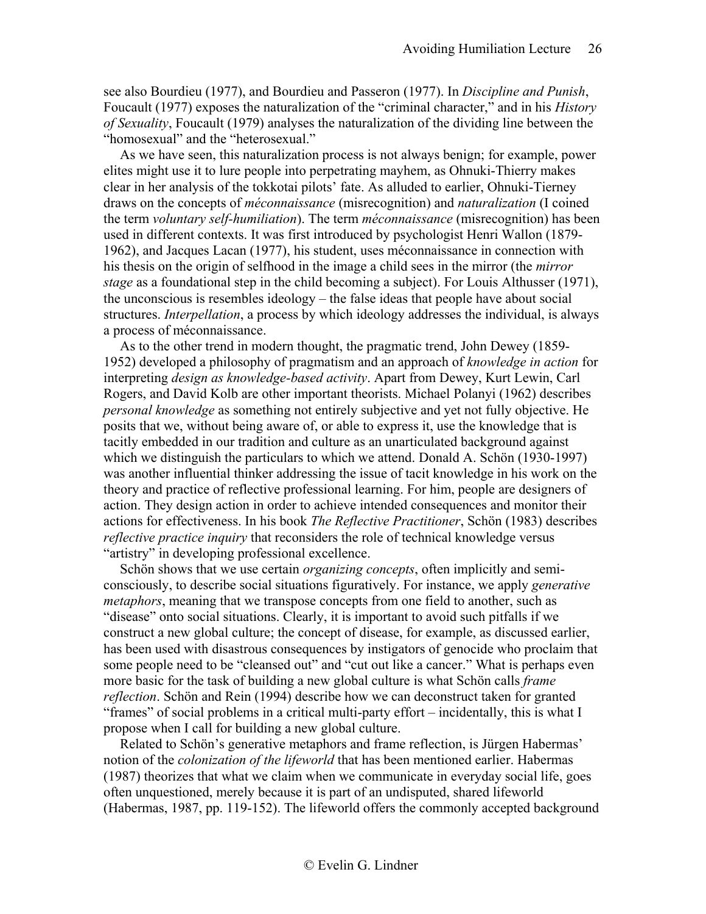see also Bourdieu (1977), and Bourdieu and Passeron (1977). In *Discipline and Punish*, Foucault (1977) exposes the naturalization of the "criminal character," and in his *History of Sexuality*, Foucault (1979) analyses the naturalization of the dividing line between the "homosexual" and the "heterosexual."

As we have seen, this naturalization process is not always benign; for example, power elites might use it to lure people into perpetrating mayhem, as Ohnuki-Thierry makes clear in her analysis of the tokkotai pilots' fate. As alluded to earlier, Ohnuki-Tierney draws on the concepts of *méconnaissance* (misrecognition) and *naturalization* (I coined the term *voluntary self-humiliation*). The term *méconnaissance* (misrecognition) has been used in different contexts. It was first introduced by psychologist Henri Wallon (1879-1962), and Jacques Lacan (1977), his student, uses méconnaissance in connection with his thesis on the origin of selfhood in the image a child sees in the mirror (the *mirror stage* as a foundational step in the child becoming a subject). For Louis Althusser (1971), the unconscious is resembles ideology – the false ideas that people have about social structures. *Interpellation*, a process by which ideology addresses the individual, is always a process of méconnaissance.

As to the other trend in modern thought, the pragmatic trend, John Dewey (1859-1952) developed a philosophy of pragmatism and an approach of *knowledge in action* for interpreting *design as knowledge-based activity*. Apart from Dewey, Kurt Lewin, Carl Rogers, and David Kolb are other important theorists. Michael Polanyi (1962) describes *personal knowledge* as something not entirely subjective and yet not fully objective. He posits that we, without being aware of, or able to express it, use the knowledge that is tacitly embedded in our tradition and culture as an unarticulated background against which we distinguish the particulars to which we attend. Donald A. Schön (1930-1997) was another influential thinker addressing the issue of tacit knowledge in his work on the theory and practice of reflective professional learning. For him, people are designers of action. They design action in order to achieve intended consequences and monitor their actions for effectiveness. In his book *The Reflective Practitioner*, Schön (1983) describes *reflective practice inquiry* that reconsiders the role of technical knowledge versus "artistry" in developing professional excellence.

Schön shows that we use certain *organizing concepts*, often implicitly and semi-consciously, to describe social situations figuratively. For instance, we apply *generative metaphors*, meaning that we transpose concepts from one field to another, such as "disease" onto social situations. Clearly, it is important to avoid such pitfalls if we construct a new global culture; the concept of disease, for example, as discussed earlier, has been used with disastrous consequences by instigators of genocide who proclaim that some people need to be "cleansed out" and "cut out like a cancer." What is perhaps even more basic for the task of building a new global culture is what Schön calls *frame reflection*. Schön and Rein (1994) describe how we can deconstruct taken for granted "frames" of social problems in a critical multi-party effort – incidentally, this is what I propose when I call for building a new global culture.

Related to Schön's generative metaphors and frame reflection, is Jürgen Habermas' notion of the *colonization of the lifeworld* that has been mentioned earlier. Habermas (1987) theorizes that what we claim when we communicate in everyday social life, goes often unquestioned, merely because it is part of an undisputed, shared lifeworld (Habermas, 1987, pp. 119-152). The lifeworld offers the commonly accepted background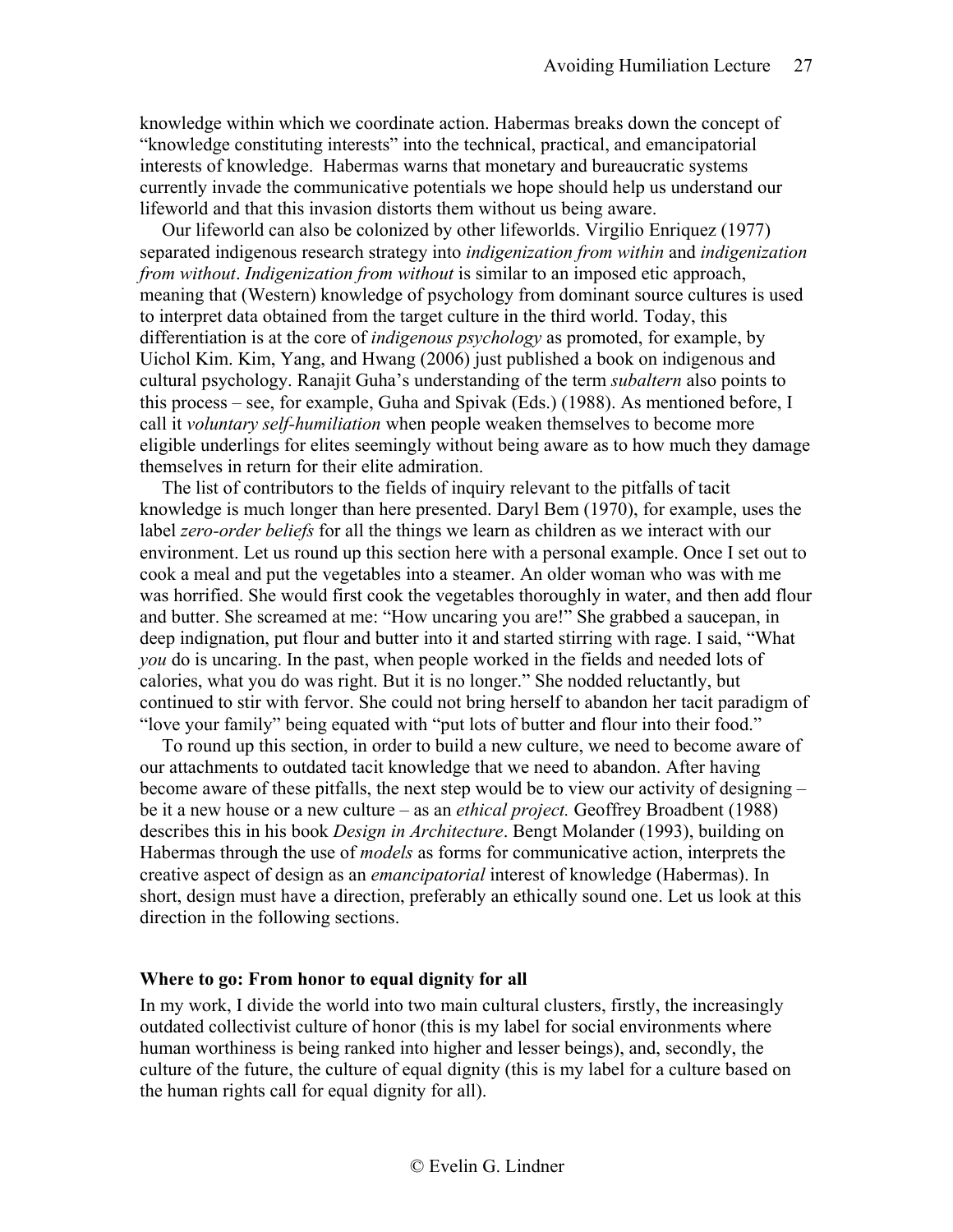knowledge within which we coordinate action. Habermas breaks down the concept of "knowledge constituting interests" into the technical, practical, and emancipatorial interests of knowledge. Habermas warns that monetary and bureaucratic systems currently invade the communicative potentials we hope should help us understand our lifeworld and that this invasion distorts them without us being aware.

Our lifeworld can also be colonized by other lifeworlds. Virgilio Enriquez (1977) separated indigenous research strategy into *indigenization from within* and *indigenization from without*. *Indigenization from without* is similar to an imposed etic approach, meaning that (Western) knowledge of psychology from dominant source cultures is used to interpret data obtained from the target culture in the third world. Today, this differentiation is at the core of *indigenous psychology* as promoted, for example, by Uichol Kim. Kim, Yang, and Hwang (2006) just published a book on indigenous and cultural psychology. Ranajit Guha's understanding of the term *subaltern* also points to this process – see, for example, Guha and Spivak (Eds.) (1988). As mentioned before, I call it *voluntary self-humiliation* when people weaken themselves to become more eligible underlings for elites seemingly without being aware as to how much they damage themselves in return for their elite admiration.

The list of contributors to the fields of inquiry relevant to the pitfalls of tacit knowledge is much longer than here presented. Daryl Bem (1970), for example, uses the label *zero-order beliefs* for all the things we learn as children as we interact with our environment. Let us round up this section here with a personal example. Once I set out to cook a meal and put the vegetables into a steamer. An older woman who was with me was horrified. She would first cook the vegetables thoroughly in water, and then add flour and butter. She screamed at me: "How uncaring you are!" She grabbed a saucepan, in deep indignation, put flour and butter into it and started stirring with rage. I said, "What *you* do is uncaring. In the past, when people worked in the fields and needed lots of calories, what you do was right. But it is no longer." She nodded reluctantly, but continued to stir with fervor. She could not bring herself to abandon her tacit paradigm of "love your family" being equated with "put lots of butter and flour into their food."

To round up this section, in order to build a new culture, we need to become aware of our attachments to outdated tacit knowledge that we need to abandon. After having become aware of these pitfalls, the next step would be to view our activity of designing – be it a new house or a new culture – as an *ethical project.* Geoffrey Broadbent (1988) describes this in his book *Design in Architecture*. Bengt Molander (1993), building on Habermas through the use of *models* as forms for communicative action, interprets the creative aspect of design as an *emancipatorial* interest of knowledge (Habermas). In short, design must have a direction, preferably an ethically sound one. Let us look at this direction in the following sections.

## Where to go: From honor to equal dignity for all

In my work, I divide the world into two main cultural clusters, firstly, the increasingly outdated collectivist culture of honor (this is my label for social environments where human worthiness is being ranked into higher and lesser beings), and, secondly, the culture of the future, the culture of equal dignity (this is my label for a culture based on the human rights call for equal dignity for all).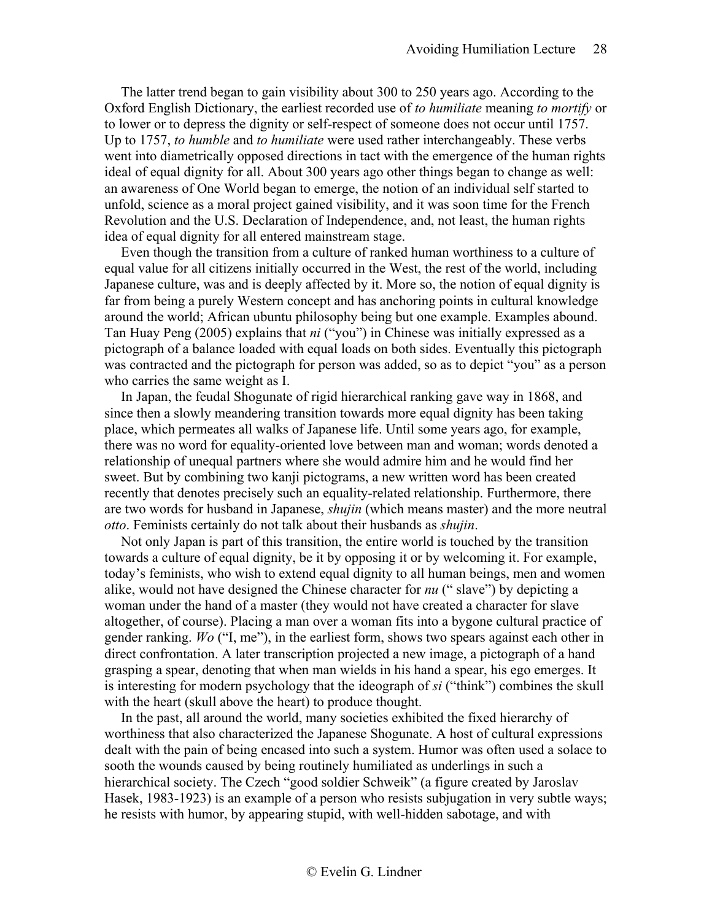The latter trend began to gain visibility about 300 to 250 years ago. According to the Oxford English Dictionary, the earliest recorded use of *to humiliate* meaning *to mortify* or to lower or to depress the dignity or self-respect of someone does not occur until 1757. Up to 1757, *to humble* and *to humiliate* were used rather interchangeably. These verbs went into diametrically opposed directions in tact with the emergence of the human rights ideal of equal dignity for all. About 300 years ago other things began to change as well: an awareness of One World began to emerge, the notion of an individual self started to unfold, science as a moral project gained visibility, and it was soon time for the French Revolution and the U.S. Declaration of Independence, and, not least, the human rights idea of equal dignity for all entered mainstream stage.

Even though the transition from a culture of ranked human worthiness to a culture of equal value for all citizens initially occurred in the West, the rest of the world, including Japanese culture, was and is deeply affected by it. More so, the notion of equal dignity is far from being a purely Western concept and has anchoring points in cultural knowledge around the world; African ubuntu philosophy being but one example. Examples abound. Tan Huay Peng (2005) explains that *ni* ("you") in Chinese was initially expressed as a pictograph of a balance loaded with equal loads on both sides. Eventually this pictograph was contracted and the pictograph for person was added, so as to depict "you" as a person who carries the same weight as I.

In Japan, the feudal Shogunate of rigid hierarchical ranking gave way in 1868, and since then a slowly meandering transition towards more equal dignity has been taking place, which permeates all walks of Japanese life. Until some years ago, for example, there was no word for equality-oriented love between man and woman; words denoted a relationship of unequal partners where she would admire him and he would find her sweet. But by combining two kanji pictograms, a new written word has been created recently that denotes precisely such an equality-related relationship. Furthermore, there are two words for husband in Japanese, *shujin* (which means master) and the more neutral *otto*. Feminists certainly do not talk about their husbands as *shujin*.

Not only Japan is part of this transition, the entire world is touched by the transition towards a culture of equal dignity, be it by opposing it or by welcoming it. For example, today's feminists, who wish to extend equal dignity to all human beings, men and women alike, would not have designed the Chinese character for *nu* (" slave") by depicting a woman under the hand of a master (they would not have created a character for slave altogether, of course). Placing a man over a woman fits into a bygone cultural practice of gender ranking. *Wo* ("I, me"), in the earliest form, shows two spears against each other in direct confrontation. A later transcription projected a new image, a pictograph of a hand grasping a spear, denoting that when man wields in his hand a spear, his ego emerges. It is interesting for modern psychology that the ideograph of *si* ("think") combines the skull with the heart (skull above the heart) to produce thought.

In the past, all around the world, many societies exhibited the fixed hierarchy of worthiness that also characterized the Japanese Shogunate. A host of cultural expressions dealt with the pain of being encased into such a system. Humor was often used a solace to sooth the wounds caused by being routinely humiliated as underlings in such a hierarchical society. The Czech "good soldier Schweik" (a figure created by Jaroslav Hasek, 1983-1923) is an example of a person who resists subjugation in very subtle ways; he resists with humor, by appearing stupid, with well-hidden sabotage, and with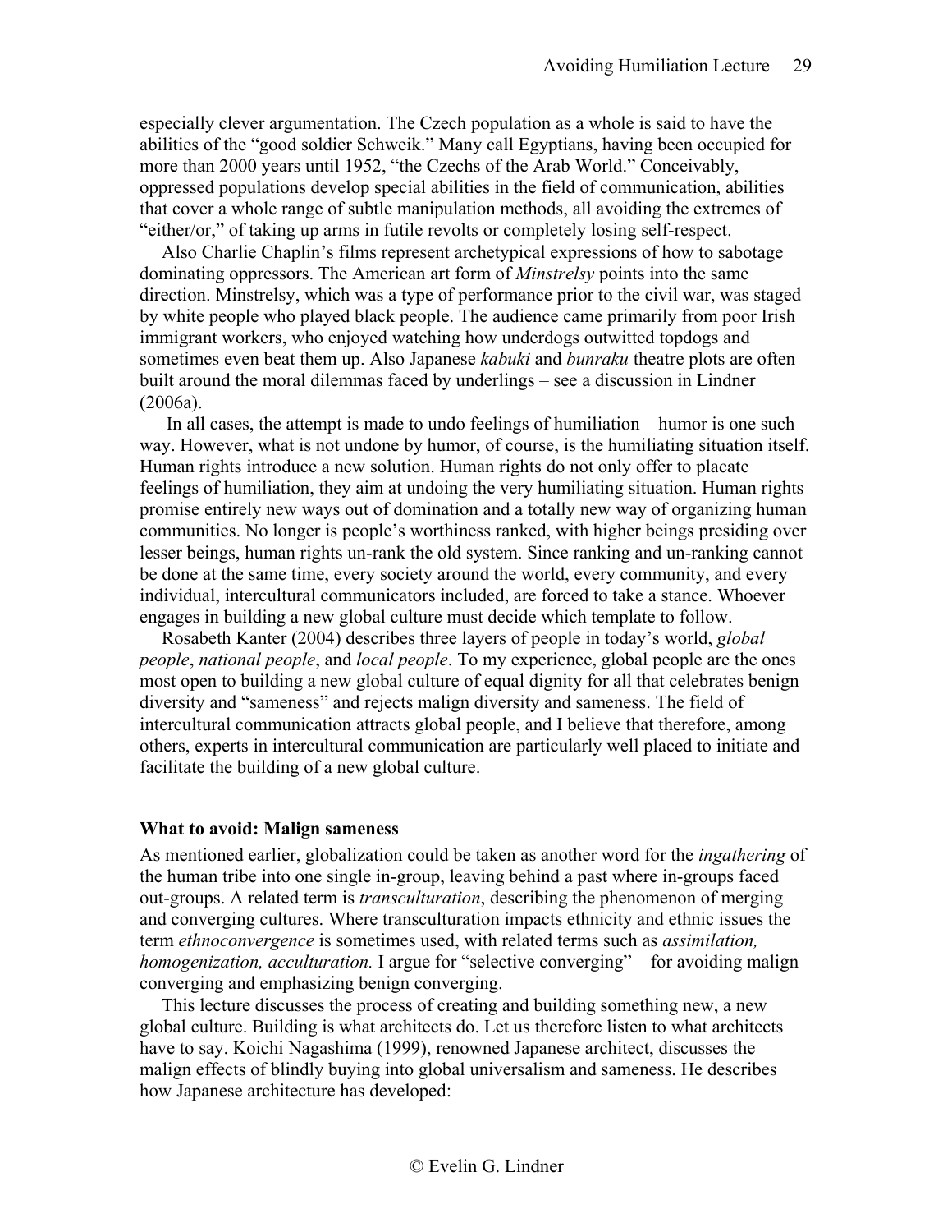especially clever argumentation. The Czech population as a whole is said to have the abilities of the "good soldier Schweik." Many call Egyptians, having been occupied for more than 2000 years until 1952, "the Czechs of the Arab World." Conceivably, oppressed populations develop special abilities in the field of communication, abilities that cover a whole range of subtle manipulation methods, all avoiding the extremes of "either/or," of taking up arms in futile revolts or completely losing self-respect.

Also Charlie Chaplin's films represent archetypical expressions of how to sabotage dominating oppressors. The American art form of *Minstrelsy* points into the same direction. Minstrelsy, which was a type of performance prior to the civil war, was staged by white people who played black people. The audience came primarily from poor Irish immigrant workers, who enjoyed watching how underdogs outwitted topdogs and sometimes even beat them up. Also Japanese *kabuki* and *bunraku* theatre plots are often built around the moral dilemmas faced by underlings – see a discussion in Lindner (2006a).

In all cases, the attempt is made to undo feelings of humiliation – humor is one such way. However, what is not undone by humor, of course, is the humiliating situation itself. Human rights introduce a new solution. Human rights do not only offer to placate feelings of humiliation, they aim at undoing the very humiliating situation. Human rights promise entirely new ways out of domination and a totally new way of organizing human communities. No longer is people's worthiness ranked, with higher beings presiding over lesser beings, human rights un-rank the old system. Since ranking and un-ranking cannot be done at the same time, every society around the world, every community, and every individual, intercultural communicators included, are forced to take a stance. Whoever engages in building a new global culture must decide which template to follow.

Rosabeth Kanter (2004) describes three layers of people in today's world, *global people*, *national people*, and *local people*. To my experience, global people are the ones most open to building a new global culture of equal dignity for all that celebrates benign diversity and "sameness" and rejects malign diversity and sameness. The field of intercultural communication attracts global people, and I believe that therefore, among others, experts in intercultural communication are particularly well placed to initiate and facilitate the building of a new global culture.

### What to avoid: Malign sameness

As mentioned earlier, globalization could be taken as another word for the *ingathering* of the human tribe into one single in-group, leaving behind a past where in-groups faced out-groups. A related term is *transculturation*, describing the phenomenon of merging and converging cultures. Where transculturation impacts ethnicity and ethnic issues the term *ethnoconvergence* is sometimes used, with related terms such as *assimilation, homogenization, acculturation.* I argue for "selective converging" – for avoiding malign converging and emphasizing benign converging.

This lecture discusses the process of creating and building something new, a new global culture. Building is what architects do. Let us therefore listen to what architects have to say. Koichi Nagashima (1999), renowned Japanese architect, discusses the malign effects of blindly buying into global universalism and sameness. He describes how Japanese architecture has developed: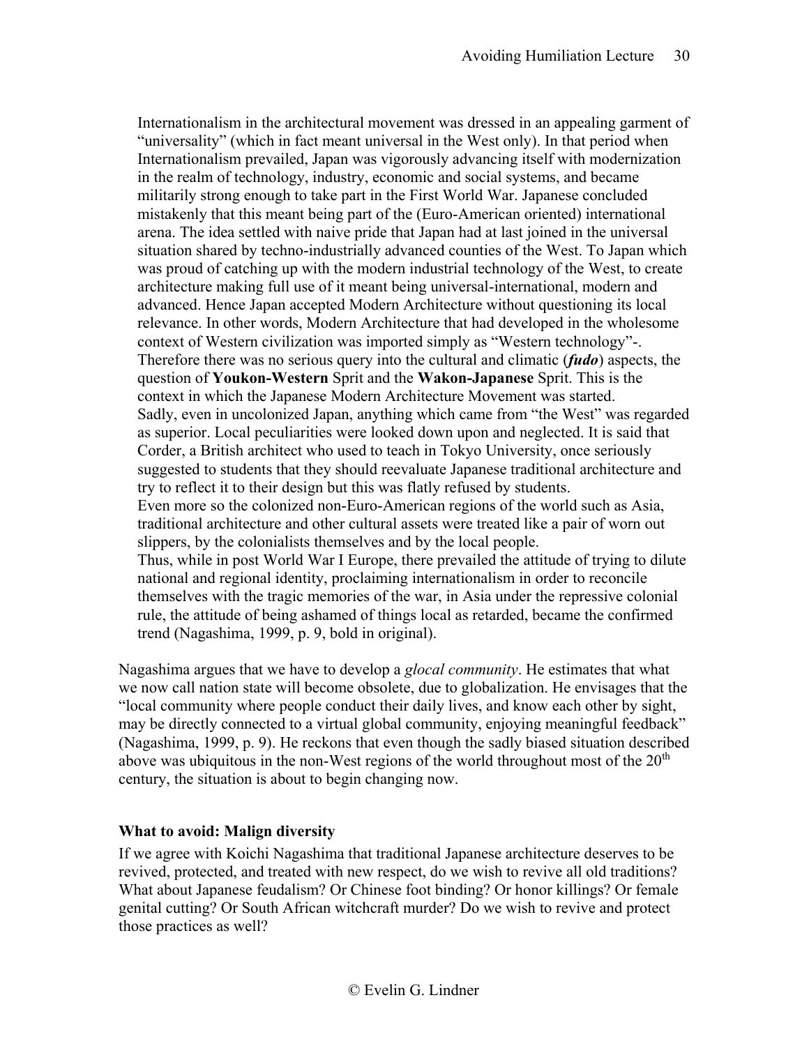> Internationalism in the architectural movement was dressed in an appealing garment of "universality" (which in fact meant universal in the West only). In that period when Internationalism prevailed, Japan was vigorously advancing itself with modernization in the realm of technology, industry, economic and social systems, and became militarily strong enough to take part in the First World War. Japanese concluded mistakenly that this meant being part of the (Euro-American oriented) international arena. The idea settled with naive pride that Japan had at last joined in the universal situation shared by techno-industrially advanced counties of the West. To Japan which was proud of catching up with the modern industrial technology of the West, to create architecture making full use of it meant being universal-international, modern and advanced. Hence Japan accepted Modern Architecture without questioning its local relevance. In other words, Modern Architecture that had developed in the wholesome context of Western civilization was imported simply as "Western technology"-. Therefore there was no serious query into the cultural and climatic (***fudo***) aspects, the question of **Youkon-Western** Sprit and the **Wakon-Japanese** Sprit. This is the context in which the Japanese Modern Architecture Movement was started.
> Sadly, even in uncolonized Japan, anything which came from "the West" was regarded as superior. Local peculiarities were looked down upon and neglected. It is said that Corder, a British architect who used to teach in Tokyo University, once seriously suggested to students that they should reevaluate Japanese traditional architecture and try to reflect it to their design but this was flatly refused by students.
> Even more so the colonized non-Euro-American regions of the world such as Asia, traditional architecture and other cultural assets were treated like a pair of worn out slippers, by the colonialists themselves and by the local people.
> Thus, while in post World War I Europe, there prevailed the attitude of trying to dilute national and regional identity, proclaiming internationalism in order to reconcile themselves with the tragic memories of the war, in Asia under the repressive colonial rule, the attitude of being ashamed of things local as retarded, became the confirmed trend (Nagashima, 1999, p. 9, bold in original).

Nagashima argues that we have to develop a *glocal community*. He estimates that what we now call nation state will become obsolete, due to globalization. He envisages that the "local community where people conduct their daily lives, and know each other by sight, may be directly connected to a virtual global community, enjoying meaningful feedback" (Nagashima, 1999, p. 9). He reckons that even though the sadly biased situation described above was ubiquitous in the non-West regions of the world throughout most of the 20th century, the situation is about to begin changing now.

### What to avoid: Malign diversity

If we agree with Koichi Nagashima that traditional Japanese architecture deserves to be revived, protected, and treated with new respect, do we wish to revive all old traditions? What about Japanese feudalism? Or Chinese foot binding? Or honor killings? Or female genital cutting? Or South African witchcraft murder? Do we wish to revive and protect those practices as well?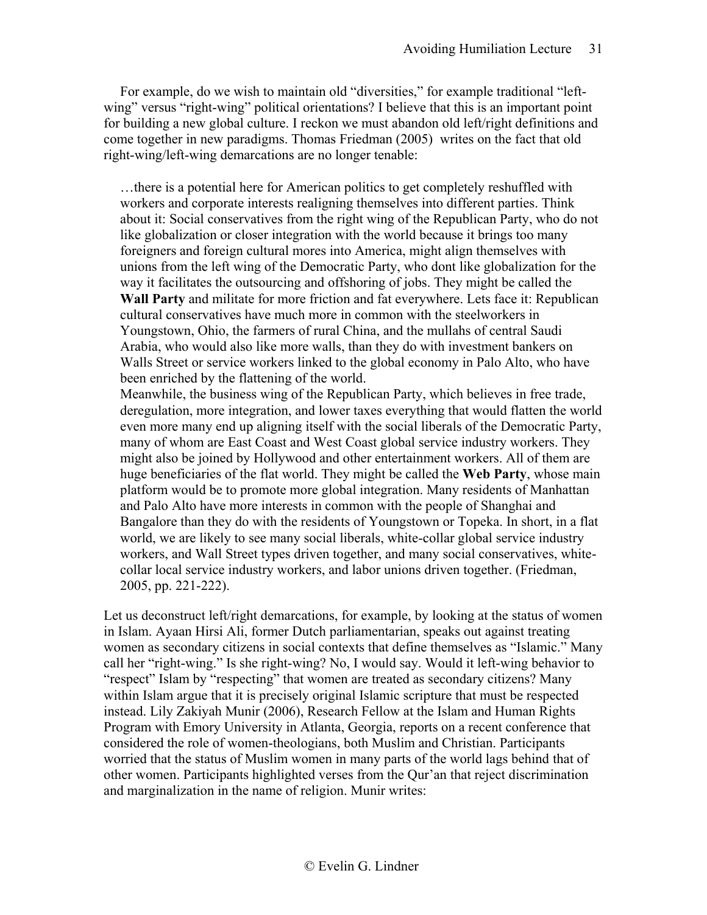For example, do we wish to maintain old "diversities," for example traditional "left-wing" versus "right-wing" political orientations? I believe that this is an important point for building a new global culture. I reckon we must abandon old left/right definitions and come together in new paradigms. Thomas Friedman (2005) writes on the fact that old right-wing/left-wing demarcations are no longer tenable:

> …there is a potential here for American politics to get completely reshuffled with workers and corporate interests realigning themselves into different parties. Think about it: Social conservatives from the right wing of the Republican Party, who do not like globalization or closer integration with the world because it brings too many foreigners and foreign cultural mores into America, might align themselves with unions from the left wing of the Democratic Party, who dont like globalization for the way it facilitates the outsourcing and offshoring of jobs. They might be called the **Wall Party** and militate for more friction and fat everywhere. Lets face it: Republican cultural conservatives have much more in common with the steelworkers in Youngstown, Ohio, the farmers of rural China, and the mullahs of central Saudi Arabia, who would also like more walls, than they do with investment bankers on Walls Street or service workers linked to the global economy in Palo Alto, who have been enriched by the flattening of the world.
>
> Meanwhile, the business wing of the Republican Party, which believes in free trade, deregulation, more integration, and lower taxes everything that would flatten the world even more many end up aligning itself with the social liberals of the Democratic Party, many of whom are East Coast and West Coast global service industry workers. They might also be joined by Hollywood and other entertainment workers. All of them are huge beneficiaries of the flat world. They might be called the **Web Party**, whose main platform would be to promote more global integration. Many residents of Manhattan and Palo Alto have more interests in common with the people of Shanghai and Bangalore than they do with the residents of Youngstown or Topeka. In short, in a flat world, we are likely to see many social liberals, white-collar global service industry workers, and Wall Street types driven together, and many social conservatives, white-collar local service industry workers, and labor unions driven together. (Friedman, 2005, pp. 221-222).

Let us deconstruct left/right demarcations, for example, by looking at the status of women in Islam. Ayaan Hirsi Ali, former Dutch parliamentarian, speaks out against treating women as secondary citizens in social contexts that define themselves as "Islamic." Many call her "right-wing." Is she right-wing? No, I would say. Would it left-wing behavior to "respect" Islam by "respecting" that women are treated as secondary citizens? Many within Islam argue that it is precisely original Islamic scripture that must be respected instead. Lily Zakiyah Munir (2006), Research Fellow at the Islam and Human Rights Program with Emory University in Atlanta, Georgia, reports on a recent conference that considered the role of women-theologians, both Muslim and Christian. Participants worried that the status of Muslim women in many parts of the world lags behind that of other women. Participants highlighted verses from the Qur'an that reject discrimination and marginalization in the name of religion. Munir writes: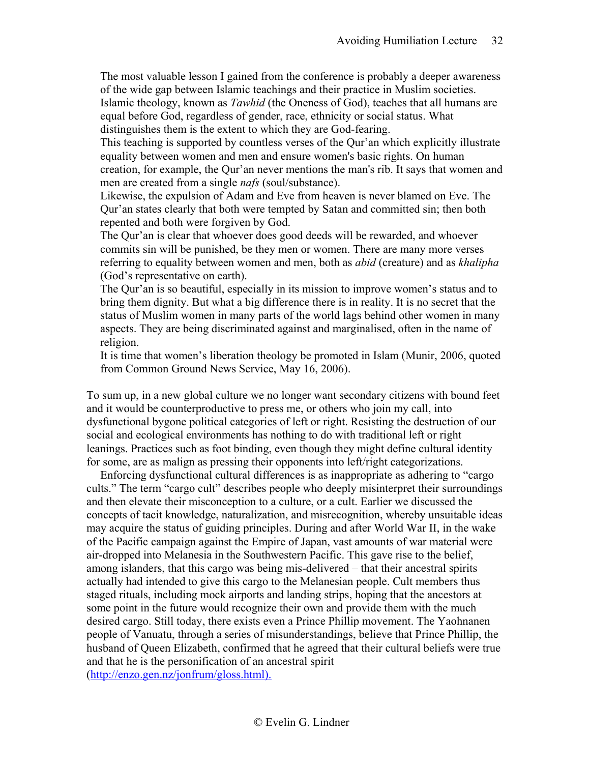> The most valuable lesson I gained from the conference is probably a deeper awareness of the wide gap between Islamic teachings and their practice in Muslim societies.
> Islamic theology, known as *Tawhid* (the Oneness of God), teaches that all humans are equal before God, regardless of gender, race, ethnicity or social status. What distinguishes them is the extent to which they are God-fearing.
> This teaching is supported by countless verses of the Qur'an which explicitly illustrate equality between women and men and ensure women's basic rights. On human creation, for example, the Qur'an never mentions the man's rib. It says that women and men are created from a single *nafs* (soul/substance).
> Likewise, the expulsion of Adam and Eve from heaven is never blamed on Eve. The Qur'an states clearly that both were tempted by Satan and committed sin; then both repented and both were forgiven by God.
> The Qur'an is clear that whoever does good deeds will be rewarded, and whoever commits sin will be punished, be they men or women. There are many more verses referring to equality between women and men, both as *abid* (creature) and as *khalipha* (God's representative on earth).
> The Qur'an is so beautiful, especially in its mission to improve women's status and to bring them dignity. But what a big difference there is in reality. It is no secret that the status of Muslim women in many parts of the world lags behind other women in many aspects. They are being discriminated against and marginalised, often in the name of religion.
> It is time that women's liberation theology be promoted in Islam (Munir, 2006, quoted from Common Ground News Service, May 16, 2006).

To sum up, in a new global culture we no longer want secondary citizens with bound feet and it would be counterproductive to press me, or others who join my call, into dysfunctional bygone political categories of left or right. Resisting the destruction of our social and ecological environments has nothing to do with traditional left or right leanings. Practices such as foot binding, even though they might define cultural identity for some, are as malign as pressing their opponents into left/right categorizations.

Enforcing dysfunctional cultural differences is as inappropriate as adhering to "cargo cults." The term "cargo cult" describes people who deeply misinterpret their surroundings and then elevate their misconception to a culture, or a cult. Earlier we discussed the concepts of tacit knowledge, naturalization, and misrecognition, whereby unsuitable ideas may acquire the status of guiding principles. During and after World War II, in the wake of the Pacific campaign against the Empire of Japan, vast amounts of war material were air-dropped into Melanesia in the Southwestern Pacific. This gave rise to the belief, among islanders, that this cargo was being mis-delivered – that their ancestral spirits actually had intended to give this cargo to the Melanesian people. Cult members thus staged rituals, including mock airports and landing strips, hoping that the ancestors at some point in the future would recognize their own and provide them with the much desired cargo. Still today, there exists even a Prince Phillip movement. The Yaohnanen people of Vanuatu, through a series of misunderstandings, believe that Prince Phillip, the husband of Queen Elizabeth, confirmed that he agreed that their cultural beliefs were true and that he is the personification of an ancestral spirit (http://enzo.gen.nz/jonfrum/gloss.html).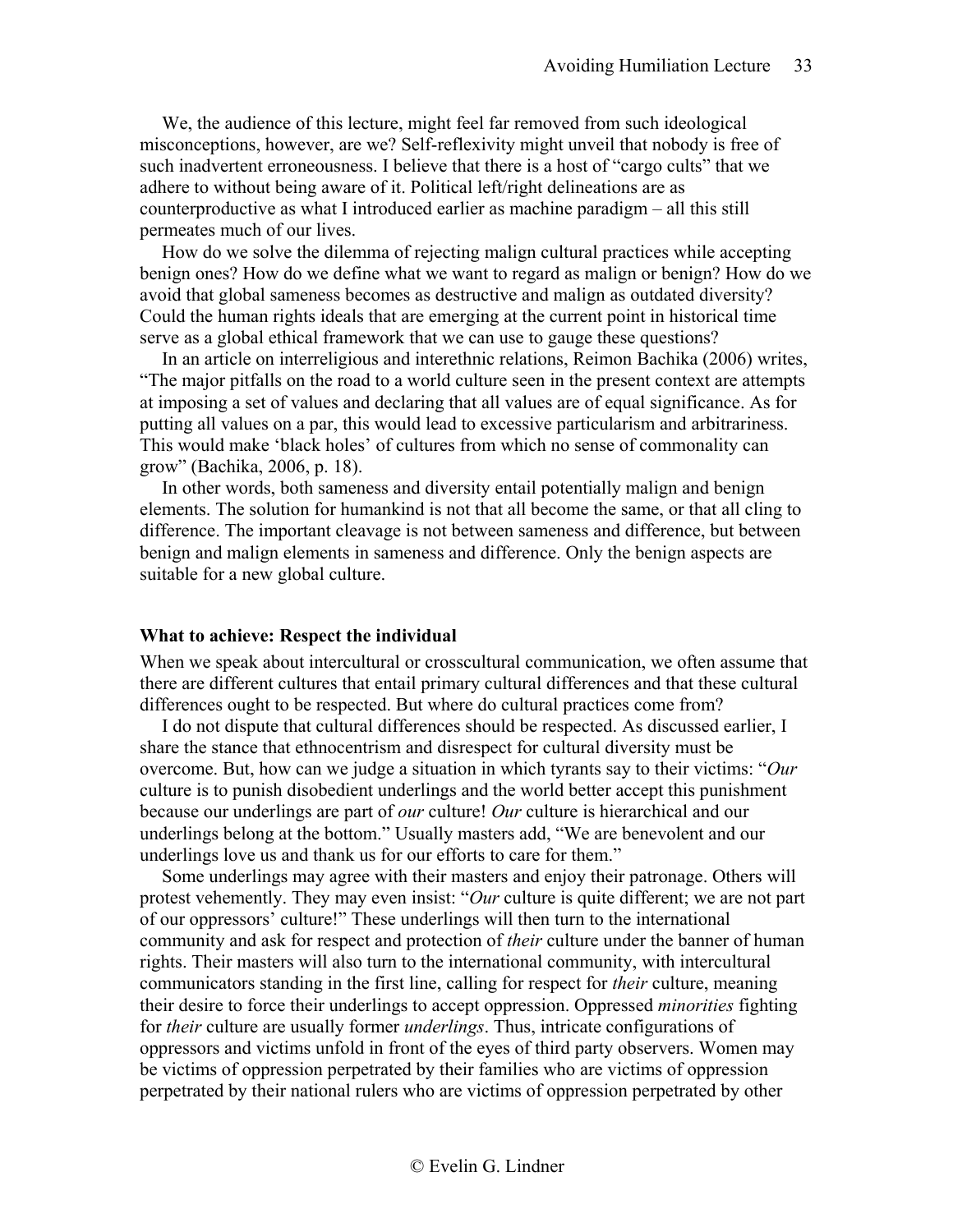We, the audience of this lecture, might feel far removed from such ideological misconceptions, however, are we? Self-reflexivity might unveil that nobody is free of such inadvertent erroneousness. I believe that there is a host of "cargo cults" that we adhere to without being aware of it. Political left/right delineations are as counterproductive as what I introduced earlier as machine paradigm – all this still permeates much of our lives.

How do we solve the dilemma of rejecting malign cultural practices while accepting benign ones? How do we define what we want to regard as malign or benign? How do we avoid that global sameness becomes as destructive and malign as outdated diversity? Could the human rights ideals that are emerging at the current point in historical time serve as a global ethical framework that we can use to gauge these questions?

In an article on interreligious and interethnic relations, Reimon Bachika (2006) writes, "The major pitfalls on the road to a world culture seen in the present context are attempts at imposing a set of values and declaring that all values are of equal significance. As for putting all values on a par, this would lead to excessive particularism and arbitrariness. This would make 'black holes' of cultures from which no sense of commonality can grow" (Bachika, 2006, p. 18).

In other words, both sameness and diversity entail potentially malign and benign elements. The solution for humankind is not that all become the same, or that all cling to difference. The important cleavage is not between sameness and difference, but between benign and malign elements in sameness and difference. Only the benign aspects are suitable for a new global culture.

**What to achieve: Respect the individual**

When we speak about intercultural or crosscultural communication, we often assume that there are different cultures that entail primary cultural differences and that these cultural differences ought to be respected. But where do cultural practices come from?

I do not dispute that cultural differences should be respected. As discussed earlier, I share the stance that ethnocentrism and disrespect for cultural diversity must be overcome. But, how can we judge a situation in which tyrants say to their victims: "*Our* culture is to punish disobedient underlings and the world better accept this punishment because our underlings are part of *our* culture! *Our* culture is hierarchical and our underlings belong at the bottom." Usually masters add, "We are benevolent and our underlings love us and thank us for our efforts to care for them."

Some underlings may agree with their masters and enjoy their patronage. Others will protest vehemently. They may even insist: "*Our* culture is quite different; we are not part of our oppressors' culture!" These underlings will then turn to the international community and ask for respect and protection of *their* culture under the banner of human rights. Their masters will also turn to the international community, with intercultural communicators standing in the first line, calling for respect for *their* culture, meaning their desire to force their underlings to accept oppression. Oppressed *minorities* fighting for *their* culture are usually former *underlings*. Thus, intricate configurations of oppressors and victims unfold in front of the eyes of third party observers. Women may be victims of oppression perpetrated by their families who are victims of oppression perpetrated by their national rulers who are victims of oppression perpetrated by other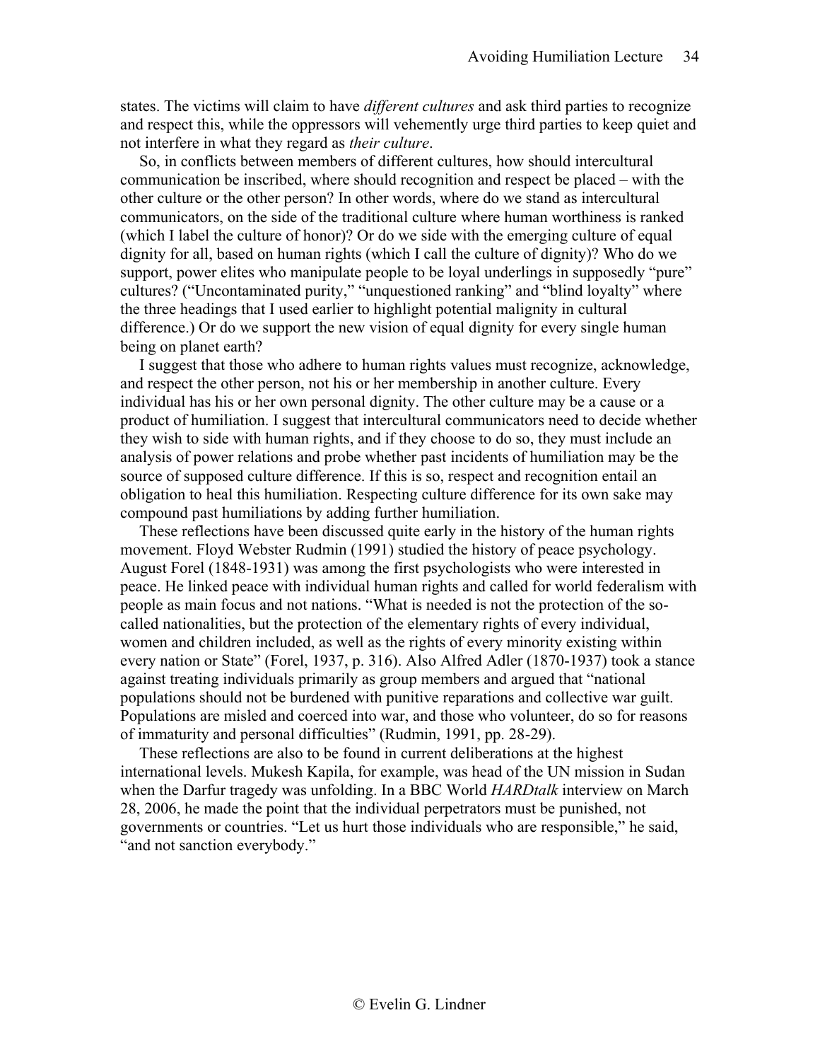states. The victims will claim to have *different cultures* and ask third parties to recognize and respect this, while the oppressors will vehemently urge third parties to keep quiet and not interfere in what they regard as *their culture*.

So, in conflicts between members of different cultures, how should intercultural communication be inscribed, where should recognition and respect be placed – with the other culture or the other person? In other words, where do we stand as intercultural communicators, on the side of the traditional culture where human worthiness is ranked (which I label the culture of honor)? Or do we side with the emerging culture of equal dignity for all, based on human rights (which I call the culture of dignity)? Who do we support, power elites who manipulate people to be loyal underlings in supposedly "pure" cultures? ("Uncontaminated purity," "unquestioned ranking" and "blind loyalty" where the three headings that I used earlier to highlight potential malignity in cultural difference.) Or do we support the new vision of equal dignity for every single human being on planet earth?

I suggest that those who adhere to human rights values must recognize, acknowledge, and respect the other person, not his or her membership in another culture. Every individual has his or her own personal dignity. The other culture may be a cause or a product of humiliation. I suggest that intercultural communicators need to decide whether they wish to side with human rights, and if they choose to do so, they must include an analysis of power relations and probe whether past incidents of humiliation may be the source of supposed culture difference. If this is so, respect and recognition entail an obligation to heal this humiliation. Respecting culture difference for its own sake may compound past humiliations by adding further humiliation.

These reflections have been discussed quite early in the history of the human rights movement. Floyd Webster Rudmin (1991) studied the history of peace psychology. August Forel (1848-1931) was among the first psychologists who were interested in peace. He linked peace with individual human rights and called for world federalism with people as main focus and not nations. "What is needed is not the protection of the so-called nationalities, but the protection of the elementary rights of every individual, women and children included, as well as the rights of every minority existing within every nation or State" (Forel, 1937, p. 316). Also Alfred Adler (1870-1937) took a stance against treating individuals primarily as group members and argued that "national populations should not be burdened with punitive reparations and collective war guilt. Populations are misled and coerced into war, and those who volunteer, do so for reasons of immaturity and personal difficulties" (Rudmin, 1991, pp. 28-29).

These reflections are also to be found in current deliberations at the highest international levels. Mukesh Kapila, for example, was head of the UN mission in Sudan when the Darfur tragedy was unfolding. In a BBC World *HARDtalk* interview on March 28, 2006, he made the point that the individual perpetrators must be punished, not governments or countries. "Let us hurt those individuals who are responsible," he said, "and not sanction everybody."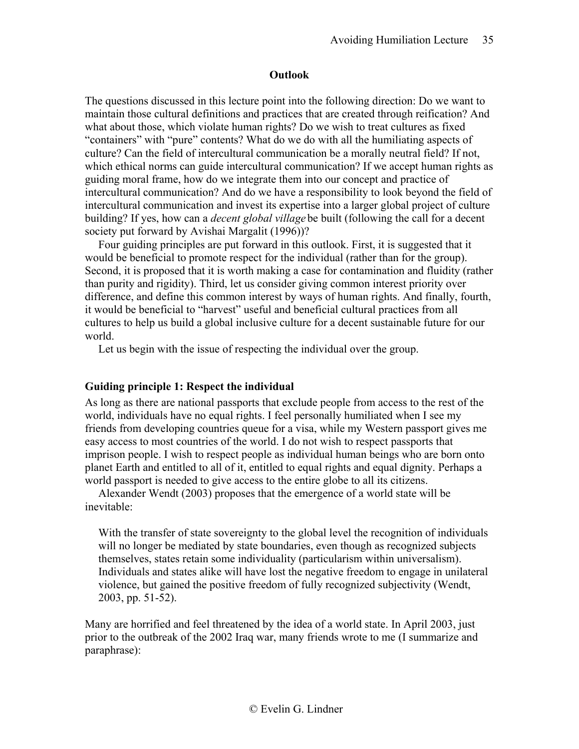## Outlook

The questions discussed in this lecture point into the following direction: Do we want to maintain those cultural definitions and practices that are created through reification? And what about those, which violate human rights? Do we wish to treat cultures as fixed "containers" with "pure" contents? What do we do with all the humiliating aspects of culture? Can the field of intercultural communication be a morally neutral field? If not, which ethical norms can guide intercultural communication? If we accept human rights as guiding moral frame, how do we integrate them into our concept and practice of intercultural communication? And do we have a responsibility to look beyond the field of intercultural communication and invest its expertise into a larger global project of culture building? If yes, how can a *decent global village* be built (following the call for a decent society put forward by Avishai Margalit (1996))?

Four guiding principles are put forward in this outlook. First, it is suggested that it would be beneficial to promote respect for the individual (rather than for the group). Second, it is proposed that it is worth making a case for contamination and fluidity (rather than purity and rigidity). Third, let us consider giving common interest priority over difference, and define this common interest by ways of human rights. And finally, fourth, it would be beneficial to "harvest" useful and beneficial cultural practices from all cultures to help us build a global inclusive culture for a decent sustainable future for our world.

Let us begin with the issue of respecting the individual over the group.

### Guiding principle 1: Respect the individual

As long as there are national passports that exclude people from access to the rest of the world, individuals have no equal rights. I feel personally humiliated when I see my friends from developing countries queue for a visa, while my Western passport gives me easy access to most countries of the world. I do not wish to respect passports that imprison people. I wish to respect people as individual human beings who are born onto planet Earth and entitled to all of it, entitled to equal rights and equal dignity. Perhaps a world passport is needed to give access to the entire globe to all its citizens.

Alexander Wendt (2003) proposes that the emergence of a world state will be inevitable:

> With the transfer of state sovereignty to the global level the recognition of individuals will no longer be mediated by state boundaries, even though as recognized subjects themselves, states retain some individuality (particularism within universalism). Individuals and states alike will have lost the negative freedom to engage in unilateral violence, but gained the positive freedom of fully recognized subjectivity (Wendt, 2003, pp. 51-52).

Many are horrified and feel threatened by the idea of a world state. In April 2003, just prior to the outbreak of the 2002 Iraq war, many friends wrote to me (I summarize and paraphrase):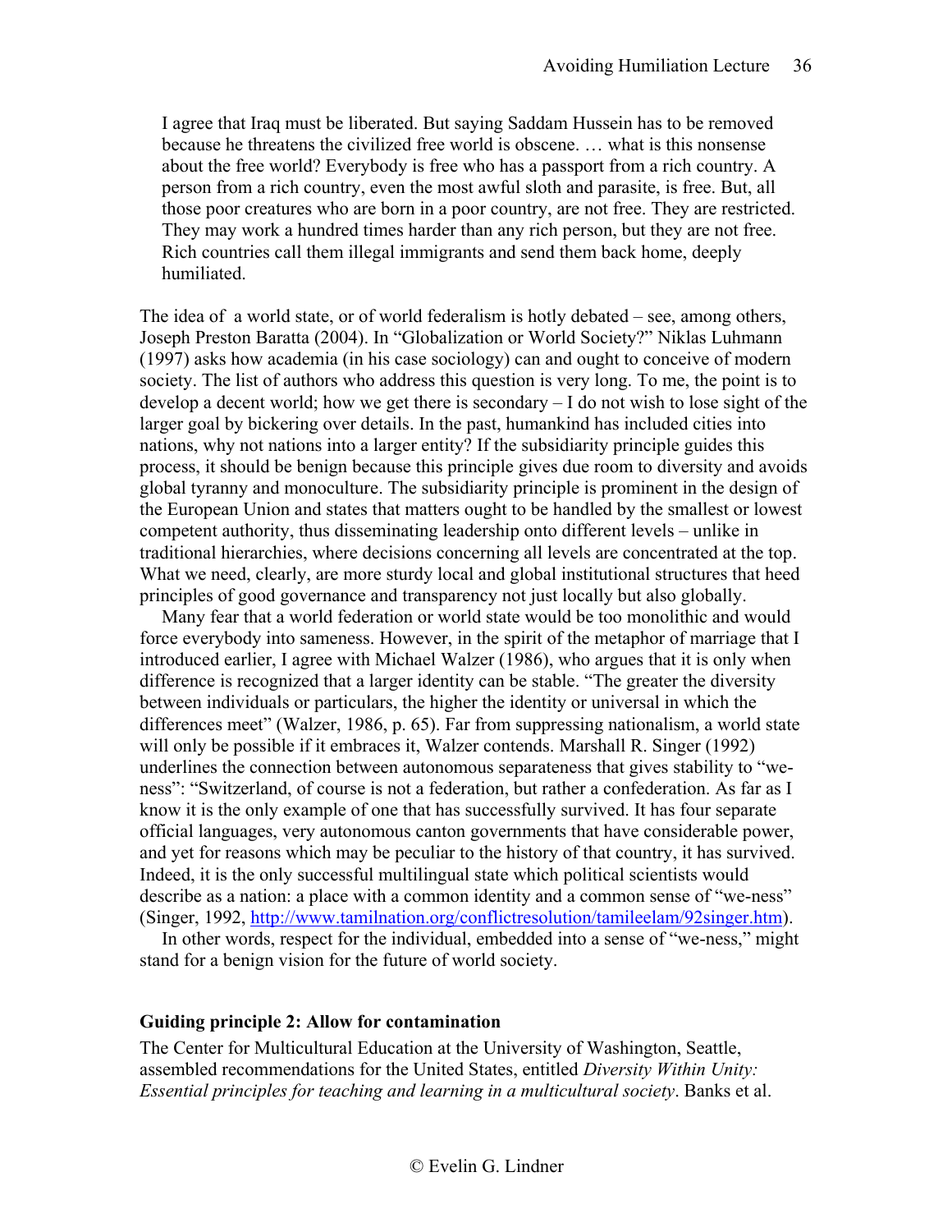> I agree that Iraq must be liberated. But saying Saddam Hussein has to be removed because he threatens the civilized free world is obscene. … what is this nonsense about the free world? Everybody is free who has a passport from a rich country. A person from a rich country, even the most awful sloth and parasite, is free. But, all those poor creatures who are born in a poor country, are not free. They are restricted. They may work a hundred times harder than any rich person, but they are not free. Rich countries call them illegal immigrants and send them back home, deeply humiliated.

The idea of a world state, or of world federalism is hotly debated – see, among others, Joseph Preston Baratta (2004). In "Globalization or World Society?" Niklas Luhmann (1997) asks how academia (in his case sociology) can and ought to conceive of modern society. The list of authors who address this question is very long. To me, the point is to develop a decent world; how we get there is secondary – I do not wish to lose sight of the larger goal by bickering over details. In the past, humankind has included cities into nations, why not nations into a larger entity? If the subsidiarity principle guides this process, it should be benign because this principle gives due room to diversity and avoids global tyranny and monoculture. The subsidiarity principle is prominent in the design of the European Union and states that matters ought to be handled by the smallest or lowest competent authority, thus disseminating leadership onto different levels – unlike in traditional hierarchies, where decisions concerning all levels are concentrated at the top. What we need, clearly, are more sturdy local and global institutional structures that heed principles of good governance and transparency not just locally but also globally.

Many fear that a world federation or world state would be too monolithic and would force everybody into sameness. However, in the spirit of the metaphor of marriage that I introduced earlier, I agree with Michael Walzer (1986), who argues that it is only when difference is recognized that a larger identity can be stable. "The greater the diversity between individuals or particulars, the higher the identity or universal in which the differences meet" (Walzer, 1986, p. 65). Far from suppressing nationalism, a world state will only be possible if it embraces it, Walzer contends. Marshall R. Singer (1992) underlines the connection between autonomous separateness that gives stability to "we-ness": "Switzerland, of course is not a federation, but rather a confederation. As far as I know it is the only example of one that has successfully survived. It has four separate official languages, very autonomous canton governments that have considerable power, and yet for reasons which may be peculiar to the history of that country, it has survived. Indeed, it is the only successful multilingual state which political scientists would describe as a nation: a place with a common identity and a common sense of "we-ness" (Singer, 1992, http://www.tamilnation.org/conflictresolution/tamileelam/92singer.htm).

In other words, respect for the individual, embedded into a sense of "we-ness," might stand for a benign vision for the future of world society.

### Guiding principle 2: Allow for contamination

The Center for Multicultural Education at the University of Washington, Seattle, assembled recommendations for the United States, entitled *Diversity Within Unity: Essential principles for teaching and learning in a multicultural society*. Banks et al.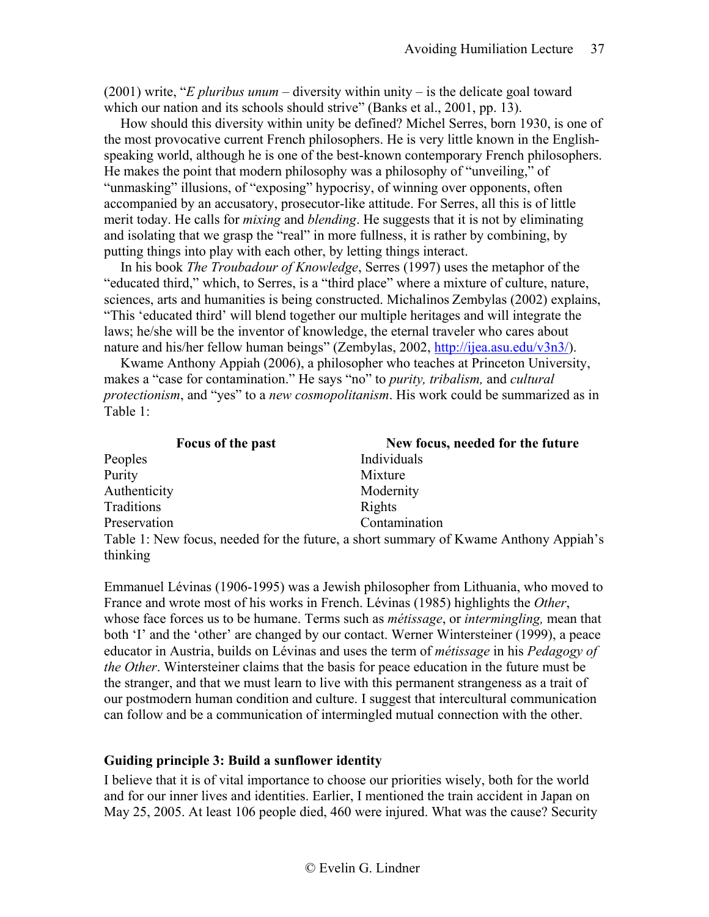(2001) write, "*E pluribus unum* – diversity within unity – is the delicate goal toward which our nation and its schools should strive" (Banks et al., 2001, pp. 13).

How should this diversity within unity be defined? Michel Serres, born 1930, is one of the most provocative current French philosophers. He is very little known in the English-speaking world, although he is one of the best-known contemporary French philosophers. He makes the point that modern philosophy was a philosophy of "unveiling," of "unmasking" illusions, of "exposing" hypocrisy, of winning over opponents, often accompanied by an accusatory, prosecutor-like attitude. For Serres, all this is of little merit today. He calls for *mixing* and *blending*. He suggests that it is not by eliminating and isolating that we grasp the "real" in more fullness, it is rather by combining, by putting things into play with each other, by letting things interact.

In his book *The Troubadour of Knowledge*, Serres (1997) uses the metaphor of the "educated third," which, to Serres, is a "third place" where a mixture of culture, nature, sciences, arts and humanities is being constructed. Michalinos Zembylas (2002) explains, "This 'educated third' will blend together our multiple heritages and will integrate the laws; he/she will be the inventor of knowledge, the eternal traveler who cares about nature and his/her fellow human beings" (Zembylas, 2002, http://ijea.asu.edu/v3n3/).

Kwame Anthony Appiah (2006), a philosopher who teaches at Princeton University, makes a "case for contamination." He says "no" to *purity, tribalism,* and *cultural protectionism*, and "yes" to a *new cosmopolitanism*. His work could be summarized as in Table 1:

| **Focus of the past** | **New focus, needed for the future** |
|---|---|
| Peoples | Individuals |
| Purity | Mixture |
| Authenticity | Modernity |
| Traditions | Rights |
| Preservation | Contamination |

Table 1: New focus, needed for the future, a short summary of Kwame Anthony Appiah's thinking

Emmanuel Lévinas (1906-1995) was a Jewish philosopher from Lithuania, who moved to France and wrote most of his works in French. Lévinas (1985) highlights the *Other*, whose face forces us to be humane. Terms such as *métissage*, or *intermingling,* mean that both 'I' and the 'other' are changed by our contact. Werner Wintersteiner (1999), a peace educator in Austria, builds on Lévinas and uses the term of *métissage* in his *Pedagogy of the Other*. Wintersteiner claims that the basis for peace education in the future must be the stranger, and that we must learn to live with this permanent strangeness as a trait of our postmodern human condition and culture. I suggest that intercultural communication can follow and be a communication of intermingled mutual connection with the other.

### Guiding principle 3: Build a sunflower identity

I believe that it is of vital importance to choose our priorities wisely, both for the world and for our inner lives and identities. Earlier, I mentioned the train accident in Japan on May 25, 2005. At least 106 people died, 460 were injured. What was the cause? Security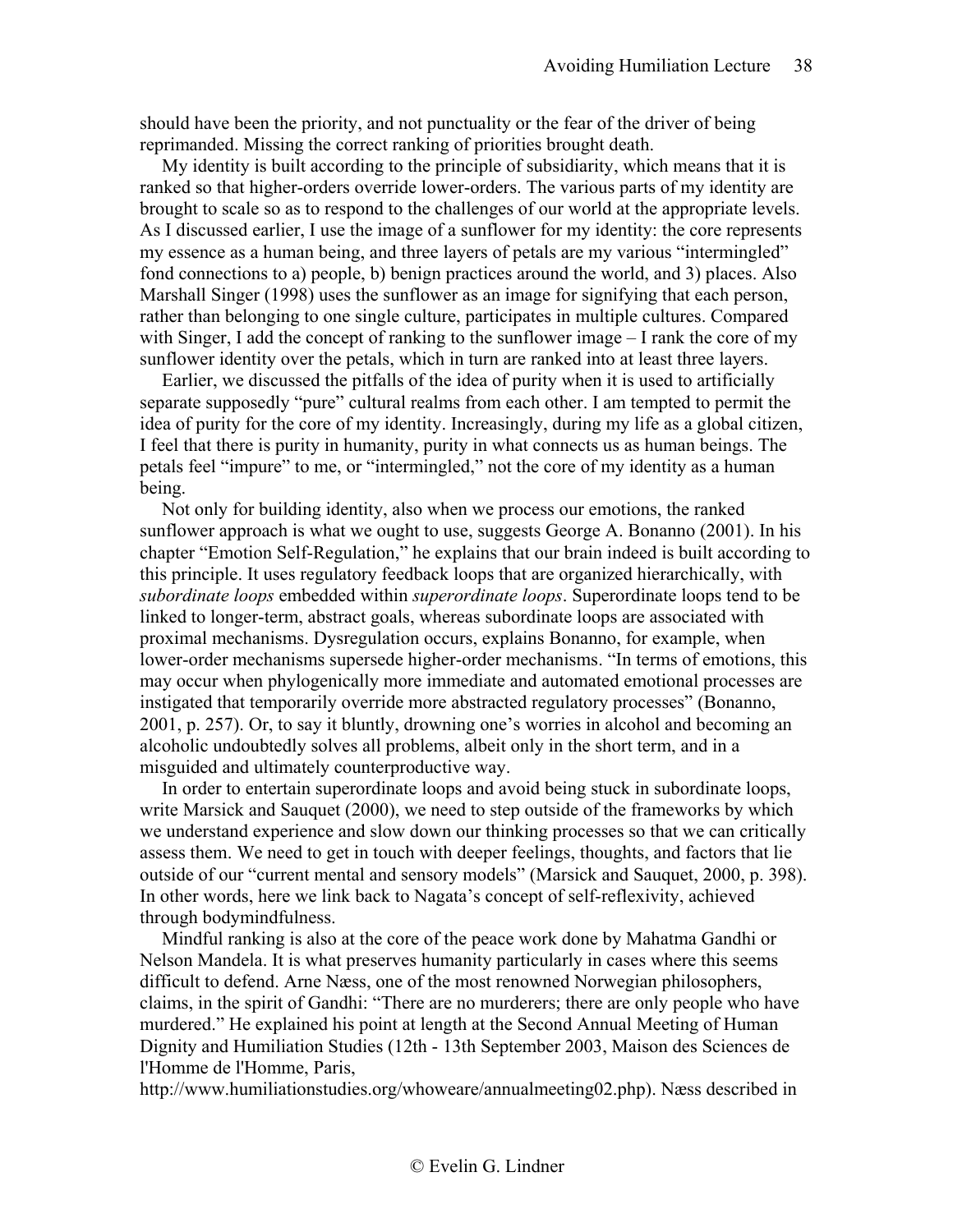should have been the priority, and not punctuality or the fear of the driver of being reprimanded. Missing the correct ranking of priorities brought death.

My identity is built according to the principle of subsidiarity, which means that it is ranked so that higher-orders override lower-orders. The various parts of my identity are brought to scale so as to respond to the challenges of our world at the appropriate levels. As I discussed earlier, I use the image of a sunflower for my identity: the core represents my essence as a human being, and three layers of petals are my various "intermingled" fond connections to a) people, b) benign practices around the world, and 3) places. Also Marshall Singer (1998) uses the sunflower as an image for signifying that each person, rather than belonging to one single culture, participates in multiple cultures. Compared with Singer, I add the concept of ranking to the sunflower image – I rank the core of my sunflower identity over the petals, which in turn are ranked into at least three layers.

Earlier, we discussed the pitfalls of the idea of purity when it is used to artificially separate supposedly "pure" cultural realms from each other. I am tempted to permit the idea of purity for the core of my identity. Increasingly, during my life as a global citizen, I feel that there is purity in humanity, purity in what connects us as human beings. The petals feel "impure" to me, or "intermingled," not the core of my identity as a human being.

Not only for building identity, also when we process our emotions, the ranked sunflower approach is what we ought to use, suggests George A. Bonanno (2001). In his chapter "Emotion Self-Regulation," he explains that our brain indeed is built according to this principle. It uses regulatory feedback loops that are organized hierarchically, with *subordinate loops* embedded within *superordinate loops*. Superordinate loops tend to be linked to longer-term, abstract goals, whereas subordinate loops are associated with proximal mechanisms. Dysregulation occurs, explains Bonanno, for example, when lower-order mechanisms supersede higher-order mechanisms. "In terms of emotions, this may occur when phylogenically more immediate and automated emotional processes are instigated that temporarily override more abstracted regulatory processes" (Bonanno, 2001, p. 257). Or, to say it bluntly, drowning one's worries in alcohol and becoming an alcoholic undoubtedly solves all problems, albeit only in the short term, and in a misguided and ultimately counterproductive way.

In order to entertain superordinate loops and avoid being stuck in subordinate loops, write Marsick and Sauquet (2000), we need to step outside of the frameworks by which we understand experience and slow down our thinking processes so that we can critically assess them. We need to get in touch with deeper feelings, thoughts, and factors that lie outside of our "current mental and sensory models" (Marsick and Sauquet, 2000, p. 398). In other words, here we link back to Nagata's concept of self-reflexivity, achieved through bodymindfulness.

Mindful ranking is also at the core of the peace work done by Mahatma Gandhi or Nelson Mandela. It is what preserves humanity particularly in cases where this seems difficult to defend. Arne Næss, one of the most renowned Norwegian philosophers, claims, in the spirit of Gandhi: "There are no murderers; there are only people who have murdered." He explained his point at length at the Second Annual Meeting of Human Dignity and Humiliation Studies (12th - 13th September 2003, Maison des Sciences de l'Homme de l'Homme, Paris, http://www.humiliationstudies.org/whoweare/annualmeeting02.php). Næss described in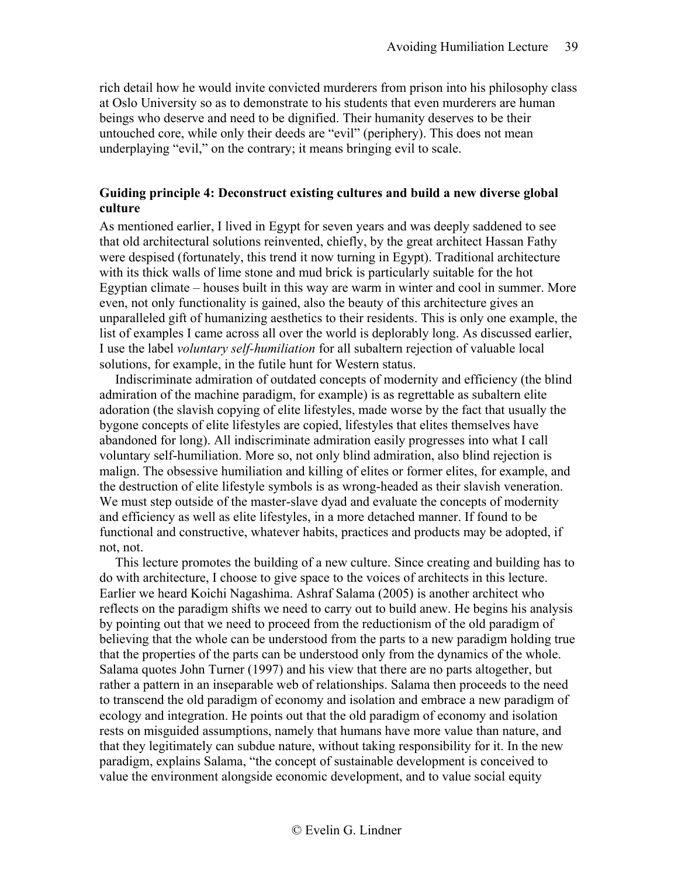rich detail how he would invite convicted murderers from prison into his philosophy class at Oslo University so as to demonstrate to his students that even murderers are human beings who deserve and need to be dignified. Their humanity deserves to be their untouched core, while only their deeds are "evil" (periphery). This does not mean underplaying "evil," on the contrary; it means bringing evil to scale.

### Guiding principle 4: Deconstruct existing cultures and build a new diverse global culture

As mentioned earlier, I lived in Egypt for seven years and was deeply saddened to see that old architectural solutions reinvented, chiefly, by the great architect Hassan Fathy were despised (fortunately, this trend it now turning in Egypt). Traditional architecture with its thick walls of lime stone and mud brick is particularly suitable for the hot Egyptian climate – houses built in this way are warm in winter and cool in summer. More even, not only functionality is gained, also the beauty of this architecture gives an unparalleled gift of humanizing aesthetics to their residents. This is only one example, the list of examples I came across all over the world is deplorably long. As discussed earlier, I use the label *voluntary self-humiliation* for all subaltern rejection of valuable local solutions, for example, in the futile hunt for Western status.

Indiscriminate admiration of outdated concepts of modernity and efficiency (the blind admiration of the machine paradigm, for example) is as regrettable as subaltern elite adoration (the slavish copying of elite lifestyles, made worse by the fact that usually the bygone concepts of elite lifestyles are copied, lifestyles that elites themselves have abandoned for long). All indiscriminate admiration easily progresses into what I call voluntary self-humiliation. More so, not only blind admiration, also blind rejection is malign. The obsessive humiliation and killing of elites or former elites, for example, and the destruction of elite lifestyle symbols is as wrong-headed as their slavish veneration. We must step outside of the master-slave dyad and evaluate the concepts of modernity and efficiency as well as elite lifestyles, in a more detached manner. If found to be functional and constructive, whatever habits, practices and products may be adopted, if not, not.

This lecture promotes the building of a new culture. Since creating and building has to do with architecture, I choose to give space to the voices of architects in this lecture. Earlier we heard Koichi Nagashima. Ashraf Salama (2005) is another architect who reflects on the paradigm shifts we need to carry out to build anew. He begins his analysis by pointing out that we need to proceed from the reductionism of the old paradigm of believing that the whole can be understood from the parts to a new paradigm holding true that the properties of the parts can be understood only from the dynamics of the whole. Salama quotes John Turner (1997) and his view that there are no parts altogether, but rather a pattern in an inseparable web of relationships. Salama then proceeds to the need to transcend the old paradigm of economy and isolation and embrace a new paradigm of ecology and integration. He points out that the old paradigm of economy and isolation rests on misguided assumptions, namely that humans have more value than nature, and that they legitimately can subdue nature, without taking responsibility for it. In the new paradigm, explains Salama, "the concept of sustainable development is conceived to value the environment alongside economic development, and to value social equity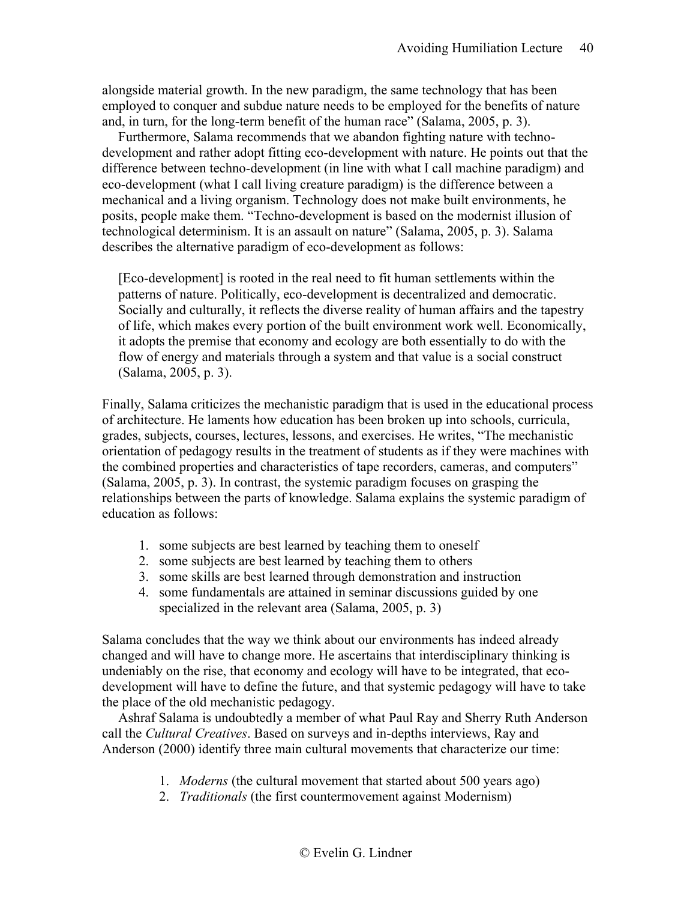alongside material growth. In the new paradigm, the same technology that has been employed to conquer and subdue nature needs to be employed for the benefits of nature and, in turn, for the long-term benefit of the human race" (Salama, 2005, p. 3).

Furthermore, Salama recommends that we abandon fighting nature with techno-development and rather adopt fitting eco-development with nature. He points out that the difference between techno-development (in line with what I call machine paradigm) and eco-development (what I call living creature paradigm) is the difference between a mechanical and a living organism. Technology does not make built environments, he posits, people make them. "Techno-development is based on the modernist illusion of technological determinism. It is an assault on nature" (Salama, 2005, p. 3). Salama describes the alternative paradigm of eco-development as follows:

> [Eco-development] is rooted in the real need to fit human settlements within the patterns of nature. Politically, eco-development is decentralized and democratic. Socially and culturally, it reflects the diverse reality of human affairs and the tapestry of life, which makes every portion of the built environment work well. Economically, it adopts the premise that economy and ecology are both essentially to do with the flow of energy and materials through a system and that value is a social construct (Salama, 2005, p. 3).

Finally, Salama criticizes the mechanistic paradigm that is used in the educational process of architecture. He laments how education has been broken up into schools, curricula, grades, subjects, courses, lectures, lessons, and exercises. He writes, "The mechanistic orientation of pedagogy results in the treatment of students as if they were machines with the combined properties and characteristics of tape recorders, cameras, and computers" (Salama, 2005, p. 3). In contrast, the systemic paradigm focuses on grasping the relationships between the parts of knowledge. Salama explains the systemic paradigm of education as follows:

1. some subjects are best learned by teaching them to oneself
2. some subjects are best learned by teaching them to others
3. some skills are best learned through demonstration and instruction
4. some fundamentals are attained in seminar discussions guided by one specialized in the relevant area (Salama, 2005, p. 3)

Salama concludes that the way we think about our environments has indeed already changed and will have to change more. He ascertains that interdisciplinary thinking is undeniably on the rise, that economy and ecology will have to be integrated, that eco-development will have to define the future, and that systemic pedagogy will have to take the place of the old mechanistic pedagogy.

Ashraf Salama is undoubtedly a member of what Paul Ray and Sherry Ruth Anderson call the *Cultural Creatives*. Based on surveys and in-depths interviews, Ray and Anderson (2000) identify three main cultural movements that characterize our time:

1. *Moderns* (the cultural movement that started about 500 years ago)
2. *Traditionals* (the first countermovement against Modernism)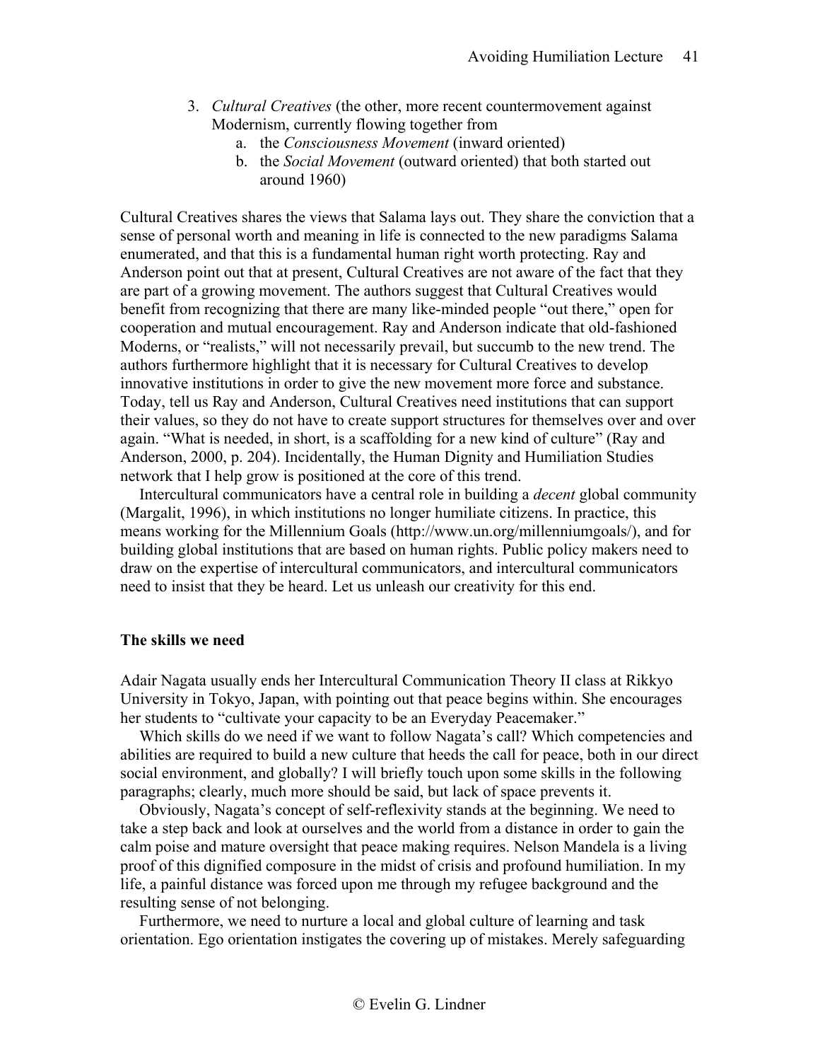3. *Cultural Creatives* (the other, more recent countermovement against Modernism, currently flowing together from
   a. the *Consciousness Movement* (inward oriented)
   b. the *Social Movement* (outward oriented) that both started out around 1960)

Cultural Creatives shares the views that Salama lays out. They share the conviction that a sense of personal worth and meaning in life is connected to the new paradigms Salama enumerated, and that this is a fundamental human right worth protecting. Ray and Anderson point out that at present, Cultural Creatives are not aware of the fact that they are part of a growing movement. The authors suggest that Cultural Creatives would benefit from recognizing that there are many like-minded people "out there," open for cooperation and mutual encouragement. Ray and Anderson indicate that old-fashioned Moderns, or "realists," will not necessarily prevail, but succumb to the new trend. The authors furthermore highlight that it is necessary for Cultural Creatives to develop innovative institutions in order to give the new movement more force and substance. Today, tell us Ray and Anderson, Cultural Creatives need institutions that can support their values, so they do not have to create support structures for themselves over and over again. "What is needed, in short, is a scaffolding for a new kind of culture" (Ray and Anderson, 2000, p. 204). Incidentally, the Human Dignity and Humiliation Studies network that I help grow is positioned at the core of this trend.

Intercultural communicators have a central role in building a *decent* global community (Margalit, 1996), in which institutions no longer humiliate citizens. In practice, this means working for the Millennium Goals (http://www.un.org/millenniumgoals/), and for building global institutions that are based on human rights. Public policy makers need to draw on the expertise of intercultural communicators, and intercultural communicators need to insist that they be heard. Let us unleash our creativity for this end.

**The skills we need**

Adair Nagata usually ends her Intercultural Communication Theory II class at Rikkyo University in Tokyo, Japan, with pointing out that peace begins within. She encourages her students to "cultivate your capacity to be an Everyday Peacemaker."

Which skills do we need if we want to follow Nagata's call? Which competencies and abilities are required to build a new culture that heeds the call for peace, both in our direct social environment, and globally? I will briefly touch upon some skills in the following paragraphs; clearly, much more should be said, but lack of space prevents it.

Obviously, Nagata's concept of self-reflexivity stands at the beginning. We need to take a step back and look at ourselves and the world from a distance in order to gain the calm poise and mature oversight that peace making requires. Nelson Mandela is a living proof of this dignified composure in the midst of crisis and profound humiliation. In my life, a painful distance was forced upon me through my refugee background and the resulting sense of not belonging.

Furthermore, we need to nurture a local and global culture of learning and task orientation. Ego orientation instigates the covering up of mistakes. Merely safeguarding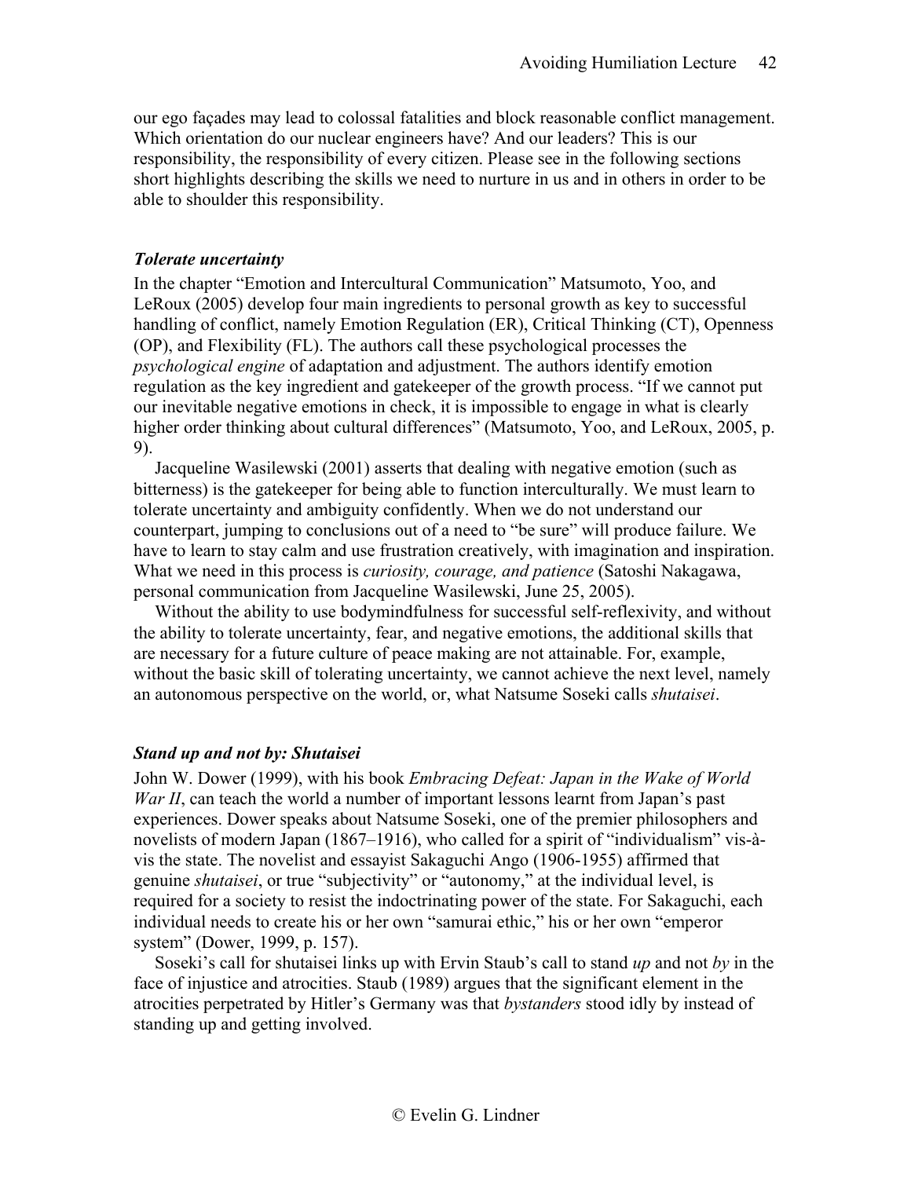our ego façades may lead to colossal fatalities and block reasonable conflict management. Which orientation do our nuclear engineers have? And our leaders? This is our responsibility, the responsibility of every citizen. Please see in the following sections short highlights describing the skills we need to nurture in us and in others in order to be able to shoulder this responsibility.

### *Tolerate uncertainty*

In the chapter "Emotion and Intercultural Communication" Matsumoto, Yoo, and LeRoux (2005) develop four main ingredients to personal growth as key to successful handling of conflict, namely Emotion Regulation (ER), Critical Thinking (CT), Openness (OP), and Flexibility (FL). The authors call these psychological processes the *psychological engine* of adaptation and adjustment. The authors identify emotion regulation as the key ingredient and gatekeeper of the growth process. "If we cannot put our inevitable negative emotions in check, it is impossible to engage in what is clearly higher order thinking about cultural differences" (Matsumoto, Yoo, and LeRoux, 2005, p. 9).

Jacqueline Wasilewski (2001) asserts that dealing with negative emotion (such as bitterness) is the gatekeeper for being able to function interculturally. We must learn to tolerate uncertainty and ambiguity confidently. When we do not understand our counterpart, jumping to conclusions out of a need to "be sure" will produce failure. We have to learn to stay calm and use frustration creatively, with imagination and inspiration. What we need in this process is *curiosity, courage, and patience* (Satoshi Nakagawa, personal communication from Jacqueline Wasilewski, June 25, 2005).

Without the ability to use bodymindfulness for successful self-reflexivity, and without the ability to tolerate uncertainty, fear, and negative emotions, the additional skills that are necessary for a future culture of peace making are not attainable. For, example, without the basic skill of tolerating uncertainty, we cannot achieve the next level, namely an autonomous perspective on the world, or, what Natsume Soseki calls *shutaisei*.

### *Stand up and not by: Shutaisei*

John W. Dower (1999), with his book *Embracing Defeat: Japan in the Wake of World War II*, can teach the world a number of important lessons learnt from Japan's past experiences. Dower speaks about Natsume Soseki, one of the premier philosophers and novelists of modern Japan (1867–1916), who called for a spirit of "individualism" vis-à-vis the state. The novelist and essayist Sakaguchi Ango (1906-1955) affirmed that genuine *shutaisei*, or true "subjectivity" or "autonomy," at the individual level, is required for a society to resist the indoctrinating power of the state. For Sakaguchi, each individual needs to create his or her own "samurai ethic," his or her own "emperor system" (Dower, 1999, p. 157).

Soseki's call for shutaisei links up with Ervin Staub's call to stand *up* and not *by* in the face of injustice and atrocities. Staub (1989) argues that the significant element in the atrocities perpetrated by Hitler's Germany was that *bystanders* stood idly by instead of standing up and getting involved.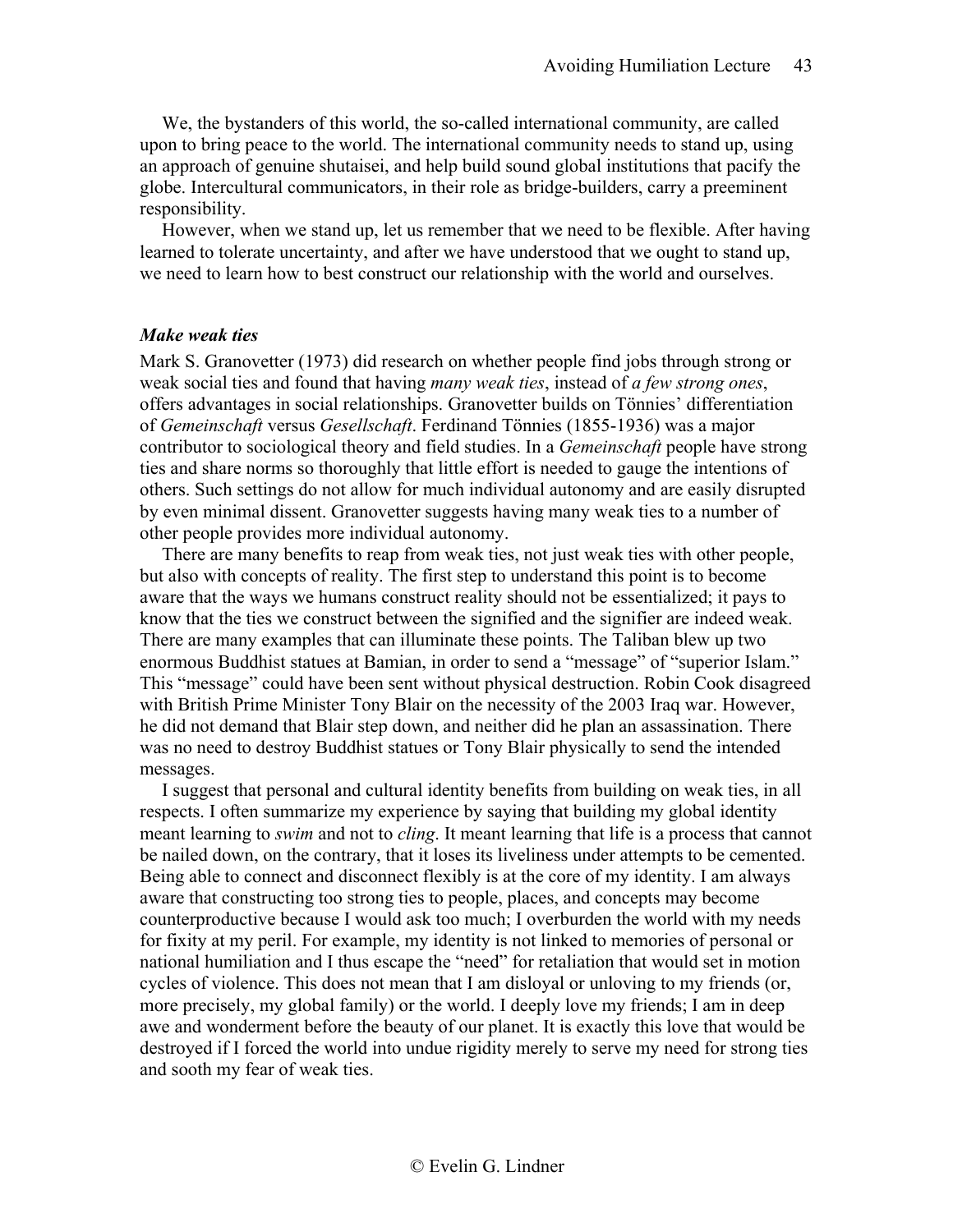We, the bystanders of this world, the so-called international community, are called upon to bring peace to the world. The international community needs to stand up, using an approach of genuine shutaisei, and help build sound global institutions that pacify the globe. Intercultural communicators, in their role as bridge-builders, carry a preeminent responsibility.

However, when we stand up, let us remember that we need to be flexible. After having learned to tolerate uncertainty, and after we have understood that we ought to stand up, we need to learn how to best construct our relationship with the world and ourselves.

### *Make weak ties*

Mark S. Granovetter (1973) did research on whether people find jobs through strong or weak social ties and found that having *many weak ties*, instead of *a few strong ones*, offers advantages in social relationships. Granovetter builds on Tönnies' differentiation of *Gemeinschaft* versus *Gesellschaft*. Ferdinand Tönnies (1855-1936) was a major contributor to sociological theory and field studies. In a *Gemeinschaft* people have strong ties and share norms so thoroughly that little effort is needed to gauge the intentions of others. Such settings do not allow for much individual autonomy and are easily disrupted by even minimal dissent. Granovetter suggests having many weak ties to a number of other people provides more individual autonomy.

There are many benefits to reap from weak ties, not just weak ties with other people, but also with concepts of reality. The first step to understand this point is to become aware that the ways we humans construct reality should not be essentialized; it pays to know that the ties we construct between the signified and the signifier are indeed weak. There are many examples that can illuminate these points. The Taliban blew up two enormous Buddhist statues at Bamian, in order to send a "message" of "superior Islam." This "message" could have been sent without physical destruction. Robin Cook disagreed with British Prime Minister Tony Blair on the necessity of the 2003 Iraq war. However, he did not demand that Blair step down, and neither did he plan an assassination. There was no need to destroy Buddhist statues or Tony Blair physically to send the intended messages.

I suggest that personal and cultural identity benefits from building on weak ties, in all respects. I often summarize my experience by saying that building my global identity meant learning to *swim* and not to *cling*. It meant learning that life is a process that cannot be nailed down, on the contrary, that it loses its liveliness under attempts to be cemented. Being able to connect and disconnect flexibly is at the core of my identity. I am always aware that constructing too strong ties to people, places, and concepts may become counterproductive because I would ask too much; I overburden the world with my needs for fixity at my peril. For example, my identity is not linked to memories of personal or national humiliation and I thus escape the "need" for retaliation that would set in motion cycles of violence. This does not mean that I am disloyal or unloving to my friends (or, more precisely, my global family) or the world. I deeply love my friends; I am in deep awe and wonderment before the beauty of our planet. It is exactly this love that would be destroyed if I forced the world into undue rigidity merely to serve my need for strong ties and sooth my fear of weak ties.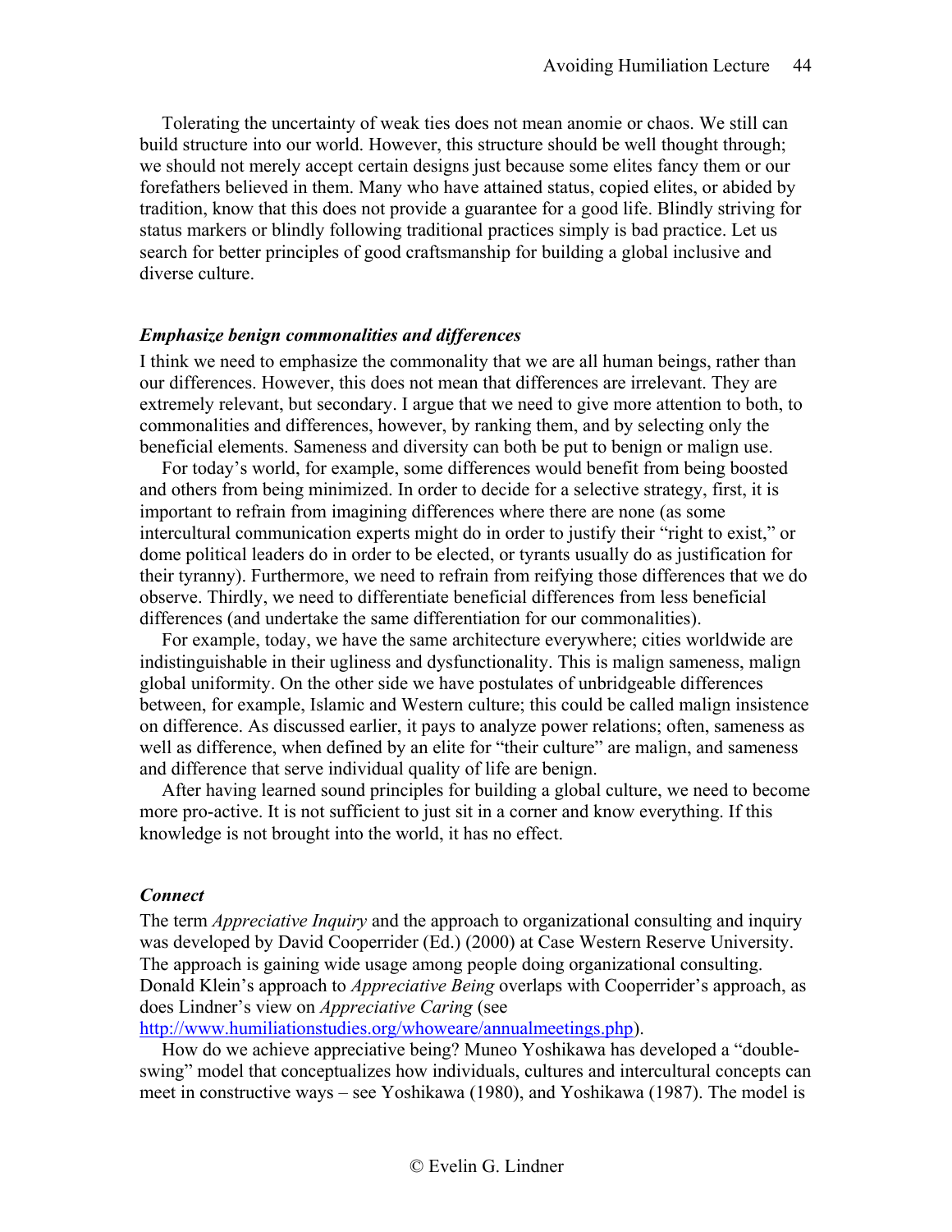Tolerating the uncertainty of weak ties does not mean anomie or chaos. We still can build structure into our world. However, this structure should be well thought through; we should not merely accept certain designs just because some elites fancy them or our forefathers believed in them. Many who have attained status, copied elites, or abided by tradition, know that this does not provide a guarantee for a good life. Blindly striving for status markers or blindly following traditional practices simply is bad practice. Let us search for better principles of good craftsmanship for building a global inclusive and diverse culture.

### *Emphasize benign commonalities and differences*

I think we need to emphasize the commonality that we are all human beings, rather than our differences. However, this does not mean that differences are irrelevant. They are extremely relevant, but secondary. I argue that we need to give more attention to both, to commonalities and differences, however, by ranking them, and by selecting only the beneficial elements. Sameness and diversity can both be put to benign or malign use.

For today's world, for example, some differences would benefit from being boosted and others from being minimized. In order to decide for a selective strategy, first, it is important to refrain from imagining differences where there are none (as some intercultural communication experts might do in order to justify their "right to exist," or dome political leaders do in order to be elected, or tyrants usually do as justification for their tyranny). Furthermore, we need to refrain from reifying those differences that we do observe. Thirdly, we need to differentiate beneficial differences from less beneficial differences (and undertake the same differentiation for our commonalities).

For example, today, we have the same architecture everywhere; cities worldwide are indistinguishable in their ugliness and dysfunctionality. This is malign sameness, malign global uniformity. On the other side we have postulates of unbridgeable differences between, for example, Islamic and Western culture; this could be called malign insistence on difference. As discussed earlier, it pays to analyze power relations; often, sameness as well as difference, when defined by an elite for "their culture" are malign, and sameness and difference that serve individual quality of life are benign.

After having learned sound principles for building a global culture, we need to become more pro-active. It is not sufficient to just sit in a corner and know everything. If this knowledge is not brought into the world, it has no effect.

### *Connect*

The term *Appreciative Inquiry* and the approach to organizational consulting and inquiry was developed by David Cooperrider (Ed.) (2000) at Case Western Reserve University. The approach is gaining wide usage among people doing organizational consulting. Donald Klein's approach to *Appreciative Being* overlaps with Cooperrider's approach, as does Lindner's view on *Appreciative Caring* (see http://www.humiliationstudies.org/whoweare/annualmeetings.php).

How do we achieve appreciative being? Muneo Yoshikawa has developed a "double-swing" model that conceptualizes how individuals, cultures and intercultural concepts can meet in constructive ways – see Yoshikawa (1980), and Yoshikawa (1987). The model is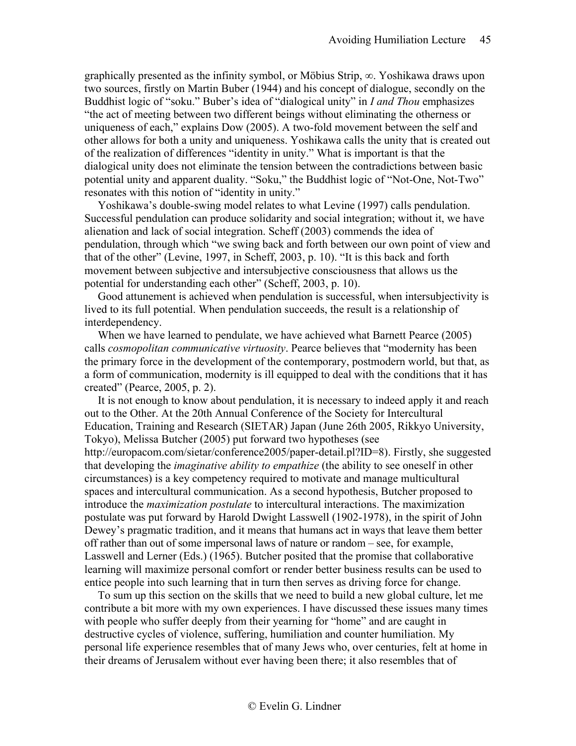graphically presented as the infinity symbol, or Möbius Strip, ∞. Yoshikawa draws upon two sources, firstly on Martin Buber (1944) and his concept of dialogue, secondly on the Buddhist logic of "soku." Buber's idea of "dialogical unity" in *I and Thou* emphasizes "the act of meeting between two different beings without eliminating the otherness or uniqueness of each," explains Dow (2005). A two-fold movement between the self and other allows for both a unity and uniqueness. Yoshikawa calls the unity that is created out of the realization of differences "identity in unity." What is important is that the dialogical unity does not eliminate the tension between the contradictions between basic potential unity and apparent duality. "Soku," the Buddhist logic of "Not-One, Not-Two" resonates with this notion of "identity in unity."

Yoshikawa's double-swing model relates to what Levine (1997) calls pendulation. Successful pendulation can produce solidarity and social integration; without it, we have alienation and lack of social integration. Scheff (2003) commends the idea of pendulation, through which "we swing back and forth between our own point of view and that of the other" (Levine, 1997, in Scheff, 2003, p. 10). "It is this back and forth movement between subjective and intersubjective consciousness that allows us the potential for understanding each other" (Scheff, 2003, p. 10).

Good attunement is achieved when pendulation is successful, when intersubjectivity is lived to its full potential. When pendulation succeeds, the result is a relationship of interdependency.

When we have learned to pendulate, we have achieved what Barnett Pearce (2005) calls *cosmopolitan communicative virtuosity*. Pearce believes that "modernity has been the primary force in the development of the contemporary, postmodern world, but that, as a form of communication, modernity is ill equipped to deal with the conditions that it has created" (Pearce, 2005, p. 2).

It is not enough to know about pendulation, it is necessary to indeed apply it and reach out to the Other. At the 20th Annual Conference of the Society for Intercultural Education, Training and Research (SIETAR) Japan (June 26th 2005, Rikkyo University, Tokyo), Melissa Butcher (2005) put forward two hypotheses (see http://europacom.com/sietar/conference2005/paper-detail.pl?ID=8). Firstly, she suggested that developing the *imaginative ability to empathize* (the ability to see oneself in other circumstances) is a key competency required to motivate and manage multicultural spaces and intercultural communication. As a second hypothesis, Butcher proposed to introduce the *maximization postulate* to intercultural interactions. The maximization postulate was put forward by Harold Dwight Lasswell (1902-1978), in the spirit of John Dewey's pragmatic tradition, and it means that humans act in ways that leave them better off rather than out of some impersonal laws of nature or random – see, for example, Lasswell and Lerner (Eds.) (1965). Butcher posited that the promise that collaborative learning will maximize personal comfort or render better business results can be used to entice people into such learning that in turn then serves as driving force for change.

To sum up this section on the skills that we need to build a new global culture, let me contribute a bit more with my own experiences. I have discussed these issues many times with people who suffer deeply from their yearning for "home" and are caught in destructive cycles of violence, suffering, humiliation and counter humiliation. My personal life experience resembles that of many Jews who, over centuries, felt at home in their dreams of Jerusalem without ever having been there; it also resembles that of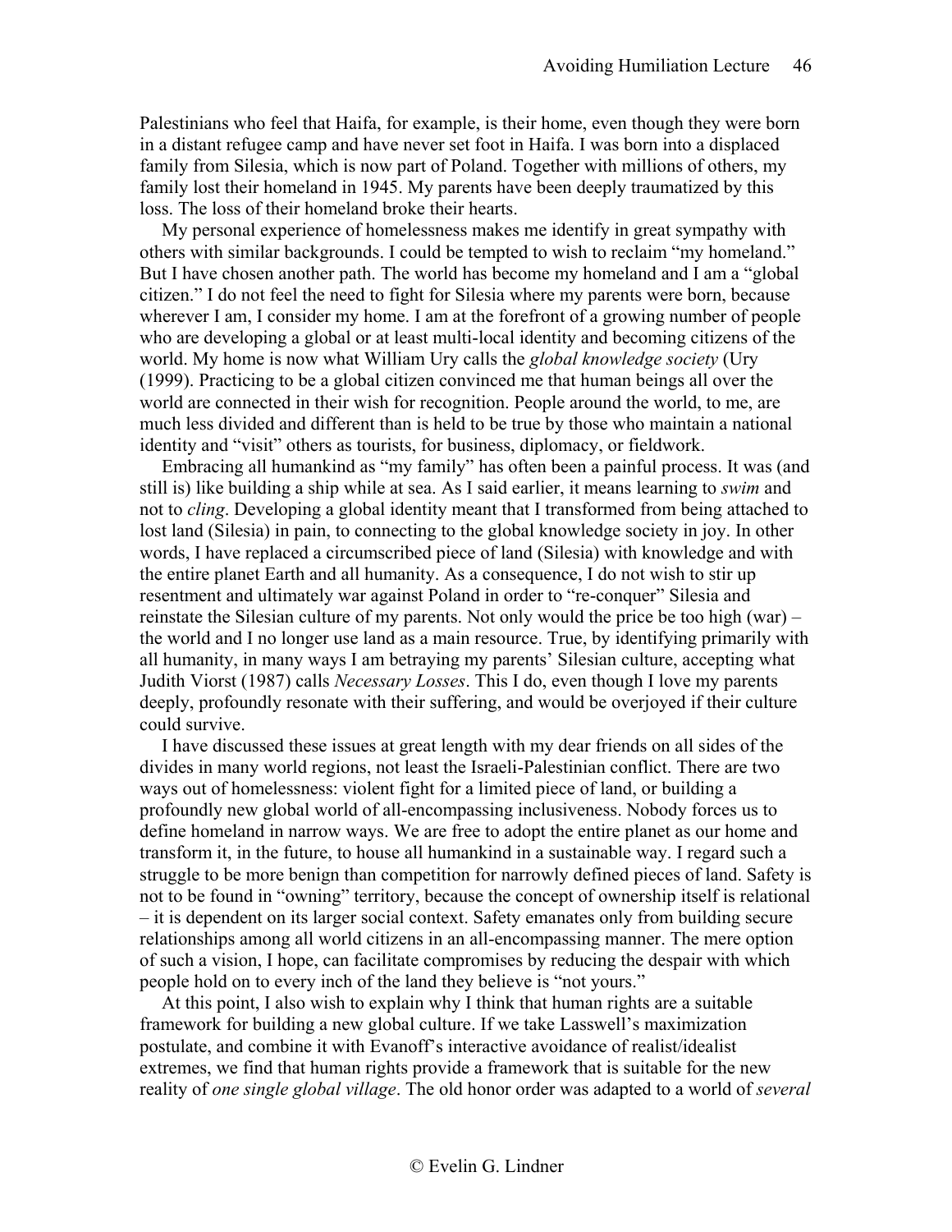Palestinians who feel that Haifa, for example, is their home, even though they were born in a distant refugee camp and have never set foot in Haifa. I was born into a displaced family from Silesia, which is now part of Poland. Together with millions of others, my family lost their homeland in 1945. My parents have been deeply traumatized by this loss. The loss of their homeland broke their hearts.

My personal experience of homelessness makes me identify in great sympathy with others with similar backgrounds. I could be tempted to wish to reclaim "my homeland." But I have chosen another path. The world has become my homeland and I am a "global citizen." I do not feel the need to fight for Silesia where my parents were born, because wherever I am, I consider my home. I am at the forefront of a growing number of people who are developing a global or at least multi-local identity and becoming citizens of the world. My home is now what William Ury calls the *global knowledge society* (Ury (1999). Practicing to be a global citizen convinced me that human beings all over the world are connected in their wish for recognition. People around the world, to me, are much less divided and different than is held to be true by those who maintain a national identity and "visit" others as tourists, for business, diplomacy, or fieldwork.

Embracing all humankind as "my family" has often been a painful process. It was (and still is) like building a ship while at sea. As I said earlier, it means learning to *swim* and not to *cling*. Developing a global identity meant that I transformed from being attached to lost land (Silesia) in pain, to connecting to the global knowledge society in joy. In other words, I have replaced a circumscribed piece of land (Silesia) with knowledge and with the entire planet Earth and all humanity. As a consequence, I do not wish to stir up resentment and ultimately war against Poland in order to "re-conquer" Silesia and reinstate the Silesian culture of my parents. Not only would the price be too high (war) – the world and I no longer use land as a main resource. True, by identifying primarily with all humanity, in many ways I am betraying my parents' Silesian culture, accepting what Judith Viorst (1987) calls *Necessary Losses*. This I do, even though I love my parents deeply, profoundly resonate with their suffering, and would be overjoyed if their culture could survive.

I have discussed these issues at great length with my dear friends on all sides of the divides in many world regions, not least the Israeli-Palestinian conflict. There are two ways out of homelessness: violent fight for a limited piece of land, or building a profoundly new global world of all-encompassing inclusiveness. Nobody forces us to define homeland in narrow ways. We are free to adopt the entire planet as our home and transform it, in the future, to house all humankind in a sustainable way. I regard such a struggle to be more benign than competition for narrowly defined pieces of land. Safety is not to be found in "owning" territory, because the concept of ownership itself is relational – it is dependent on its larger social context. Safety emanates only from building secure relationships among all world citizens in an all-encompassing manner. The mere option of such a vision, I hope, can facilitate compromises by reducing the despair with which people hold on to every inch of the land they believe is "not yours."

At this point, I also wish to explain why I think that human rights are a suitable framework for building a new global culture. If we take Lasswell's maximization postulate, and combine it with Evanoff's interactive avoidance of realist/idealist extremes, we find that human rights provide a framework that is suitable for the new reality of *one single global village*. The old honor order was adapted to a world of *several*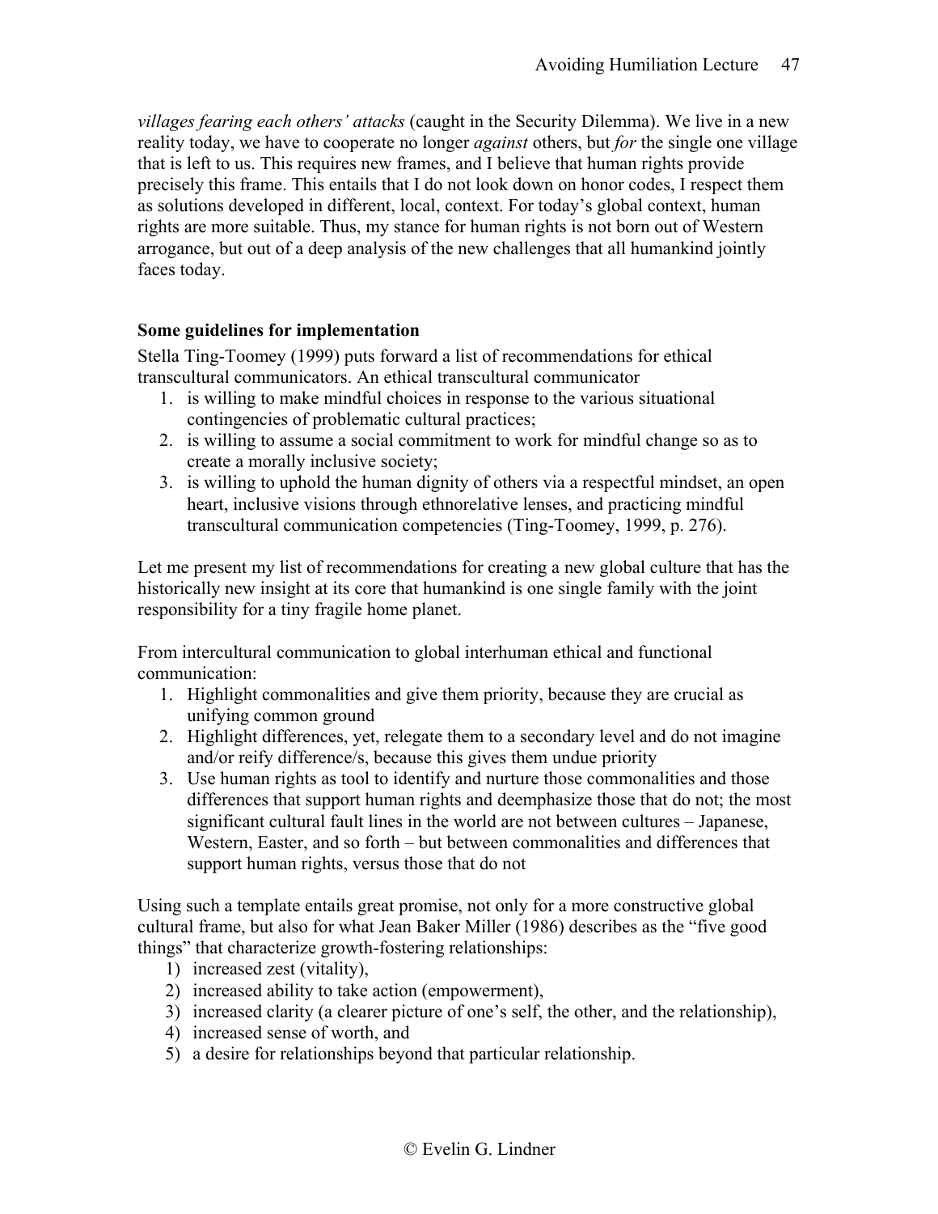*villages fearing each others' attacks* (caught in the Security Dilemma). We live in a new reality today, we have to cooperate no longer *against* others, but *for* the single one village that is left to us. This requires new frames, and I believe that human rights provide precisely this frame. This entails that I do not look down on honor codes, I respect them as solutions developed in different, local, context. For today's global context, human rights are more suitable. Thus, my stance for human rights is not born out of Western arrogance, but out of a deep analysis of the new challenges that all humankind jointly faces today.

**Some guidelines for implementation**

Stella Ting-Toomey (1999) puts forward a list of recommendations for ethical transcultural communicators. An ethical transcultural communicator

1. is willing to make mindful choices in response to the various situational contingencies of problematic cultural practices;
2. is willing to assume a social commitment to work for mindful change so as to create a morally inclusive society;
3. is willing to uphold the human dignity of others via a respectful mindset, an open heart, inclusive visions through ethnorelative lenses, and practicing mindful transcultural communication competencies (Ting-Toomey, 1999, p. 276).

Let me present my list of recommendations for creating a new global culture that has the historically new insight at its core that humankind is one single family with the joint responsibility for a tiny fragile home planet.

From intercultural communication to global interhuman ethical and functional communication:

1. Highlight commonalities and give them priority, because they are crucial as unifying common ground
2. Highlight differences, yet, relegate them to a secondary level and do not imagine and/or reify difference/s, because this gives them undue priority
3. Use human rights as tool to identify and nurture those commonalities and those differences that support human rights and deemphasize those that do not; the most significant cultural fault lines in the world are not between cultures – Japanese, Western, Easter, and so forth – but between commonalities and differences that support human rights, versus those that do not

Using such a template entails great promise, not only for a more constructive global cultural frame, but also for what Jean Baker Miller (1986) describes as the "five good things" that characterize growth-fostering relationships:

1) increased zest (vitality),
2) increased ability to take action (empowerment),
3) increased clarity (a clearer picture of one's self, the other, and the relationship),
4) increased sense of worth, and
5) a desire for relationships beyond that particular relationship.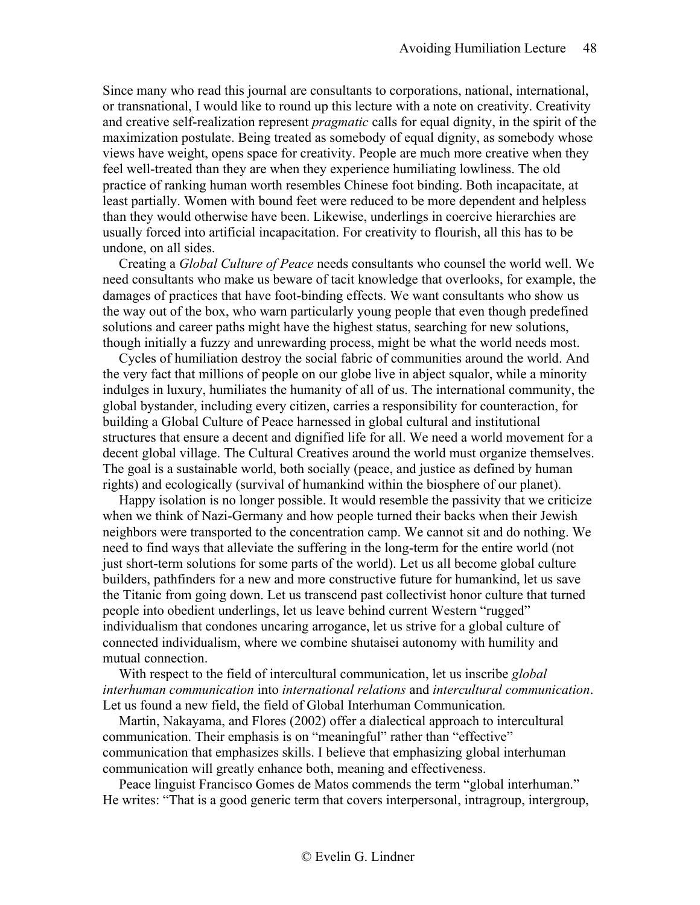Since many who read this journal are consultants to corporations, national, international, or transnational, I would like to round up this lecture with a note on creativity. Creativity and creative self-realization represent *pragmatic* calls for equal dignity, in the spirit of the maximization postulate. Being treated as somebody of equal dignity, as somebody whose views have weight, opens space for creativity. People are much more creative when they feel well-treated than they are when they experience humiliating lowliness. The old practice of ranking human worth resembles Chinese foot binding. Both incapacitate, at least partially. Women with bound feet were reduced to be more dependent and helpless than they would otherwise have been. Likewise, underlings in coercive hierarchies are usually forced into artificial incapacitation. For creativity to flourish, all this has to be undone, on all sides.

Creating a *Global Culture of Peace* needs consultants who counsel the world well. We need consultants who make us beware of tacit knowledge that overlooks, for example, the damages of practices that have foot-binding effects. We want consultants who show us the way out of the box, who warn particularly young people that even though predefined solutions and career paths might have the highest status, searching for new solutions, though initially a fuzzy and unrewarding process, might be what the world needs most.

Cycles of humiliation destroy the social fabric of communities around the world. And the very fact that millions of people on our globe live in abject squalor, while a minority indulges in luxury, humiliates the humanity of all of us. The international community, the global bystander, including every citizen, carries a responsibility for counteraction, for building a Global Culture of Peace harnessed in global cultural and institutional structures that ensure a decent and dignified life for all. We need a world movement for a decent global village. The Cultural Creatives around the world must organize themselves. The goal is a sustainable world, both socially (peace, and justice as defined by human rights) and ecologically (survival of humankind within the biosphere of our planet).

Happy isolation is no longer possible. It would resemble the passivity that we criticize when we think of Nazi-Germany and how people turned their backs when their Jewish neighbors were transported to the concentration camp. We cannot sit and do nothing. We need to find ways that alleviate the suffering in the long-term for the entire world (not just short-term solutions for some parts of the world). Let us all become global culture builders, pathfinders for a new and more constructive future for humankind, let us save the Titanic from going down. Let us transcend past collectivist honor culture that turned people into obedient underlings, let us leave behind current Western "rugged" individualism that condones uncaring arrogance, let us strive for a global culture of connected individualism, where we combine shutaisei autonomy with humility and mutual connection.

With respect to the field of intercultural communication, let us inscribe *global interhuman communication* into *international relations* and *intercultural communication*. Let us found a new field, the field of Global Interhuman Communication.

Martin, Nakayama, and Flores (2002) offer a dialectical approach to intercultural communication. Their emphasis is on "meaningful" rather than "effective" communication that emphasizes skills. I believe that emphasizing global interhuman communication will greatly enhance both, meaning and effectiveness.

Peace linguist Francisco Gomes de Matos commends the term "global interhuman." He writes: "That is a good generic term that covers interpersonal, intragroup, intergroup,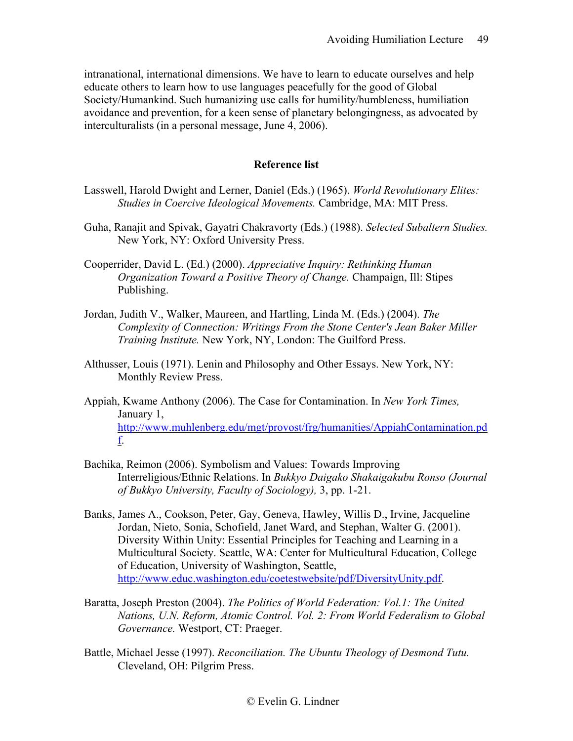intranational, international dimensions. We have to learn to educate ourselves and help educate others to learn how to use languages peacefully for the good of Global Society/Humankind. Such humanizing use calls for humility/humbleness, humiliation avoidance and prevention, for a keen sense of planetary belongingness, as advocated by interculturalists (in a personal message, June 4, 2006).

## Reference list

Lasswell, Harold Dwight and Lerner, Daniel (Eds.) (1965). *World Revolutionary Elites: Studies in Coercive Ideological Movements.* Cambridge, MA: MIT Press.

Guha, Ranajit and Spivak, Gayatri Chakravorty (Eds.) (1988). *Selected Subaltern Studies.* New York, NY: Oxford University Press.

Cooperrider, David L. (Ed.) (2000). *Appreciative Inquiry: Rethinking Human Organization Toward a Positive Theory of Change.* Champaign, Ill: Stipes Publishing.

Jordan, Judith V., Walker, Maureen, and Hartling, Linda M. (Eds.) (2004). *The Complexity of Connection: Writings From the Stone Center's Jean Baker Miller Training Institute.* New York, NY, London: The Guilford Press.

Althusser, Louis (1971). Lenin and Philosophy and Other Essays. New York, NY: Monthly Review Press.

Appiah, Kwame Anthony (2006). The Case for Contamination. In *New York Times,* January 1, http://www.muhlenberg.edu/mgt/provost/frg/humanities/AppiahContamination.pdf.

Bachika, Reimon (2006). Symbolism and Values: Towards Improving Interreligious/Ethnic Relations. In *Bukkyo Daigako Shakaigakubu Ronso (Journal of Bukkyo University, Faculty of Sociology),* 3, pp. 1-21.

Banks, James A., Cookson, Peter, Gay, Geneva, Hawley, Willis D., Irvine, Jacqueline Jordan, Nieto, Sonia, Schofield, Janet Ward, and Stephan, Walter G. (2001). Diversity Within Unity: Essential Principles for Teaching and Learning in a Multicultural Society. Seattle, WA: Center for Multicultural Education, College of Education, University of Washington, Seattle, http://www.educ.washington.edu/coetestwebsite/pdf/DiversityUnity.pdf.

Baratta, Joseph Preston (2004). *The Politics of World Federation: Vol.1: The United Nations, U.N. Reform, Atomic Control. Vol. 2: From World Federalism to Global Governance.* Westport, CT: Praeger.

Battle, Michael Jesse (1997). *Reconciliation. The Ubuntu Theology of Desmond Tutu.* Cleveland, OH: Pilgrim Press.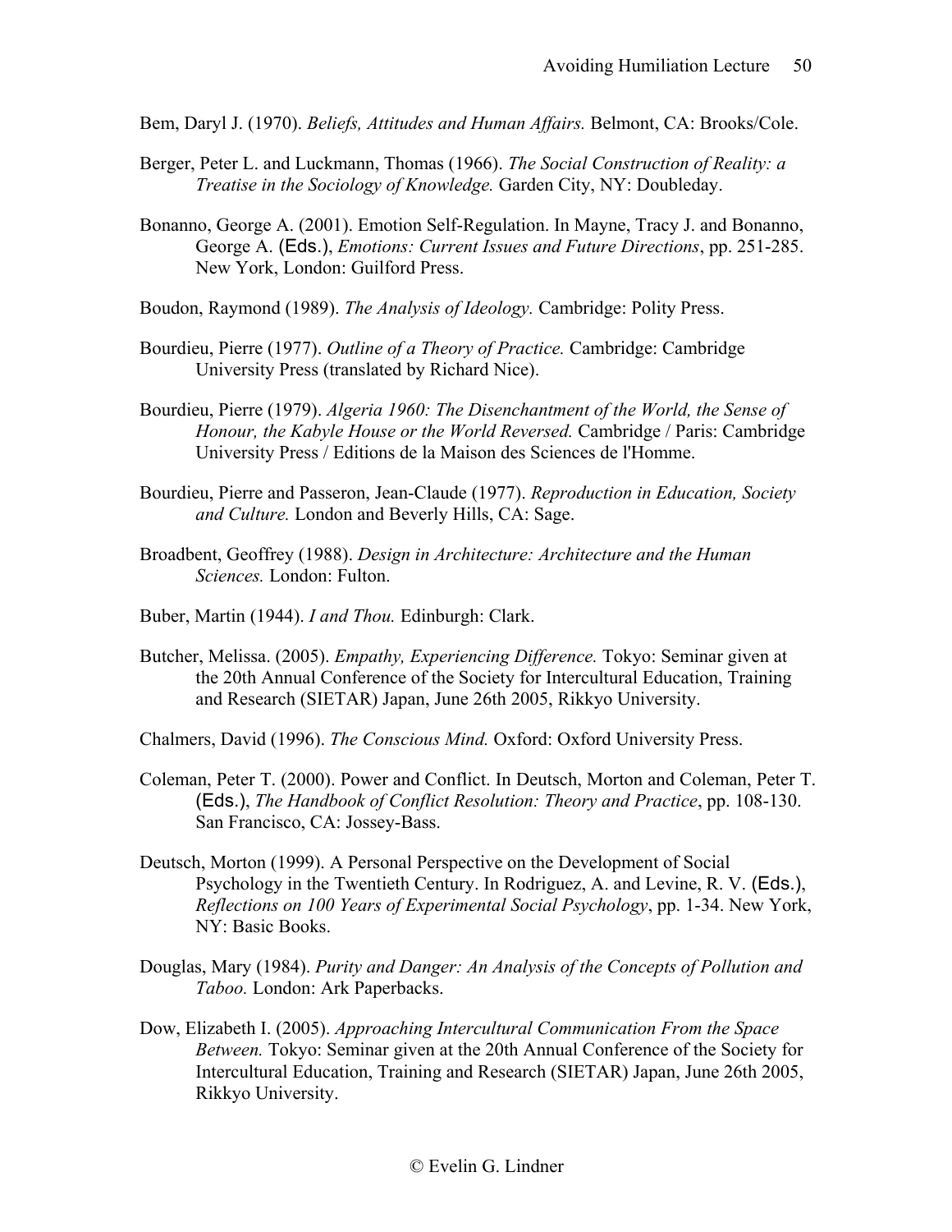Bem, Daryl J. (1970). *Beliefs, Attitudes and Human Affairs.* Belmont, CA: Brooks/Cole.

Berger, Peter L. and Luckmann, Thomas (1966). *The Social Construction of Reality: a Treatise in the Sociology of Knowledge.* Garden City, NY: Doubleday.

Bonanno, George A. (2001). Emotion Self-Regulation. In Mayne, Tracy J. and Bonanno, George A. (Eds.), *Emotions: Current Issues and Future Directions*, pp. 251-285. New York, London: Guilford Press.

Boudon, Raymond (1989). *The Analysis of Ideology.* Cambridge: Polity Press.

Bourdieu, Pierre (1977). *Outline of a Theory of Practice.* Cambridge: Cambridge University Press (translated by Richard Nice).

Bourdieu, Pierre (1979). *Algeria 1960: The Disenchantment of the World, the Sense of Honour, the Kabyle House or the World Reversed.* Cambridge / Paris: Cambridge University Press / Editions de la Maison des Sciences de l'Homme.

Bourdieu, Pierre and Passeron, Jean-Claude (1977). *Reproduction in Education, Society and Culture.* London and Beverly Hills, CA: Sage.

Broadbent, Geoffrey (1988). *Design in Architecture: Architecture and the Human Sciences.* London: Fulton.

Buber, Martin (1944). *I and Thou.* Edinburgh: Clark.

Butcher, Melissa. (2005). *Empathy, Experiencing Difference.* Tokyo: Seminar given at the 20th Annual Conference of the Society for Intercultural Education, Training and Research (SIETAR) Japan, June 26th 2005, Rikkyo University.

Chalmers, David (1996). *The Conscious Mind.* Oxford: Oxford University Press.

Coleman, Peter T. (2000). Power and Conflict. In Deutsch, Morton and Coleman, Peter T. (Eds.), *The Handbook of Conflict Resolution: Theory and Practice*, pp. 108-130. San Francisco, CA: Jossey-Bass.

Deutsch, Morton (1999). A Personal Perspective on the Development of Social Psychology in the Twentieth Century. In Rodriguez, A. and Levine, R. V. (Eds.), *Reflections on 100 Years of Experimental Social Psychology*, pp. 1-34. New York, NY: Basic Books.

Douglas, Mary (1984). *Purity and Danger: An Analysis of the Concepts of Pollution and Taboo.* London: Ark Paperbacks.

Dow, Elizabeth I. (2005). *Approaching Intercultural Communication From the Space Between.* Tokyo: Seminar given at the 20th Annual Conference of the Society for Intercultural Education, Training and Research (SIETAR) Japan, June 26th 2005, Rikkyo University.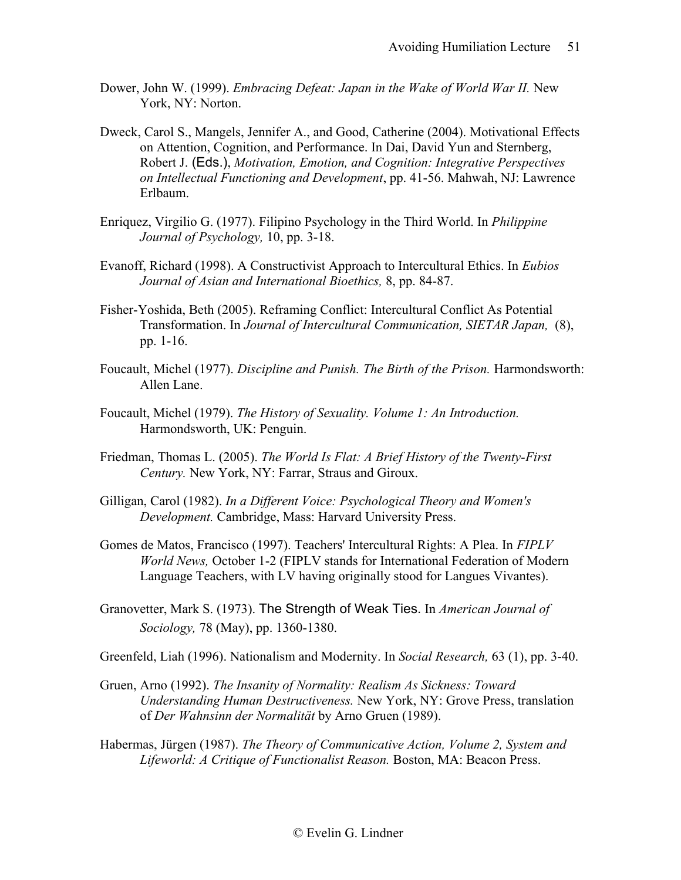Dower, John W. (1999). *Embracing Defeat: Japan in the Wake of World War II.* New York, NY: Norton.

Dweck, Carol S., Mangels, Jennifer A., and Good, Catherine (2004). Motivational Effects on Attention, Cognition, and Performance. In Dai, David Yun and Sternberg, Robert J. (Eds.), *Motivation, Emotion, and Cognition: Integrative Perspectives on Intellectual Functioning and Development*, pp. 41-56. Mahwah, NJ: Lawrence Erlbaum.

Enriquez, Virgilio G. (1977). Filipino Psychology in the Third World. In *Philippine Journal of Psychology,* 10, pp. 3-18.

Evanoff, Richard (1998). A Constructivist Approach to Intercultural Ethics. In *Eubios Journal of Asian and International Bioethics,* 8, pp. 84-87.

Fisher-Yoshida, Beth (2005). Reframing Conflict: Intercultural Conflict As Potential Transformation. In *Journal of Intercultural Communication, SIETAR Japan,* (8), pp. 1-16.

Foucault, Michel (1977). *Discipline and Punish. The Birth of the Prison.* Harmondsworth: Allen Lane.

Foucault, Michel (1979). *The History of Sexuality. Volume 1: An Introduction.* Harmondsworth, UK: Penguin.

Friedman, Thomas L. (2005). *The World Is Flat: A Brief History of the Twenty-First Century.* New York, NY: Farrar, Straus and Giroux.

Gilligan, Carol (1982). *In a Different Voice: Psychological Theory and Women's Development.* Cambridge, Mass: Harvard University Press.

Gomes de Matos, Francisco (1997). Teachers' Intercultural Rights: A Plea. In *FIPLV World News,* October 1-2 (FIPLV stands for International Federation of Modern Language Teachers, with LV having originally stood for Langues Vivantes).

Granovetter, Mark S. (1973). The Strength of Weak Ties. In *American Journal of Sociology,* 78 (May), pp. 1360-1380.

Greenfeld, Liah (1996). Nationalism and Modernity. In *Social Research,* 63 (1), pp. 3-40.

Gruen, Arno (1992). *The Insanity of Normality: Realism As Sickness: Toward Understanding Human Destructiveness.* New York, NY: Grove Press, translation of *Der Wahnsinn der Normalität* by Arno Gruen (1989).

Habermas, Jürgen (1987). *The Theory of Communicative Action, Volume 2, System and Lifeworld: A Critique of Functionalist Reason.* Boston, MA: Beacon Press.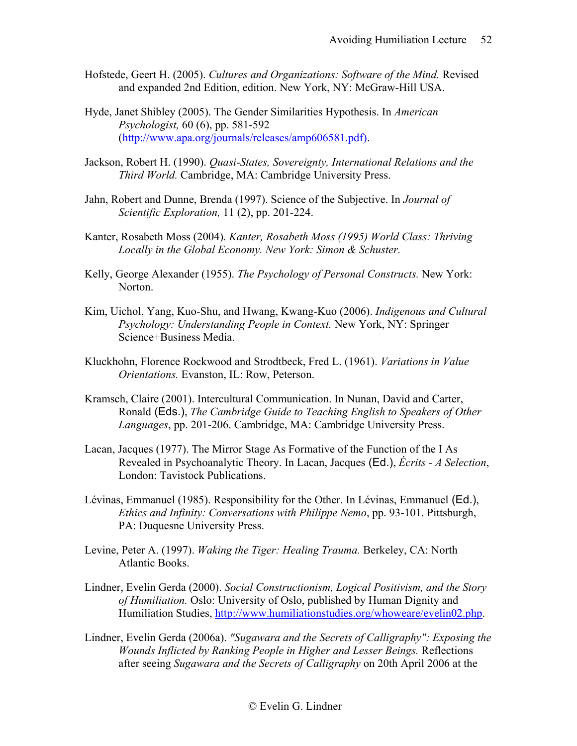Hofstede, Geert H. (2005). *Cultures and Organizations: Software of the Mind.* Revised and expanded 2nd Edition, edition. New York, NY: McGraw-Hill USA.

Hyde, Janet Shibley (2005). The Gender Similarities Hypothesis. In *American Psychologist,* 60 (6), pp. 581-592 (http://www.apa.org/journals/releases/amp606581.pdf).

Jackson, Robert H. (1990). *Quasi-States, Sovereignty, International Relations and the Third World.* Cambridge, MA: Cambridge University Press.

Jahn, Robert and Dunne, Brenda (1997). Science of the Subjective. In *Journal of Scientific Exploration,* 11 (2), pp. 201-224.

Kanter, Rosabeth Moss (2004). *Kanter, Rosabeth Moss (1995) World Class: Thriving Locally in the Global Economy. New York: Simon & Schuster.*

Kelly, George Alexander (1955). *The Psychology of Personal Constructs.* New York: Norton.

Kim, Uichol, Yang, Kuo-Shu, and Hwang, Kwang-Kuo (2006). *Indigenous and Cultural Psychology: Understanding People in Context.* New York, NY: Springer Science+Business Media.

Kluckhohn, Florence Rockwood and Strodtbeck, Fred L. (1961). *Variations in Value Orientations.* Evanston, IL: Row, Peterson.

Kramsch, Claire (2001). Intercultural Communication. In Nunan, David and Carter, Ronald (Eds.), *The Cambridge Guide to Teaching English to Speakers of Other Languages*, pp. 201-206. Cambridge, MA: Cambridge University Press.

Lacan, Jacques (1977). The Mirror Stage As Formative of the Function of the I As Revealed in Psychoanalytic Theory. In Lacan, Jacques (Ed.), *Écrits - A Selection*, London: Tavistock Publications.

Lévinas, Emmanuel (1985). Responsibility for the Other. In Lévinas, Emmanuel (Ed.), *Ethics and Infinity: Conversations with Philippe Nemo*, pp. 93-101. Pittsburgh, PA: Duquesne University Press.

Levine, Peter A. (1997). *Waking the Tiger: Healing Trauma.* Berkeley, CA: North Atlantic Books.

Lindner, Evelin Gerda (2000). *Social Constructionism, Logical Positivism, and the Story of Humiliation.* Oslo: University of Oslo, published by Human Dignity and Humiliation Studies, http://www.humiliationstudies.org/whoweare/evelin02.php.

Lindner, Evelin Gerda (2006a). *"Sugawara and the Secrets of Calligraphy": Exposing the Wounds Inflicted by Ranking People in Higher and Lesser Beings.* Reflections after seeing *Sugawara and the Secrets of Calligraphy* on 20th April 2006 at the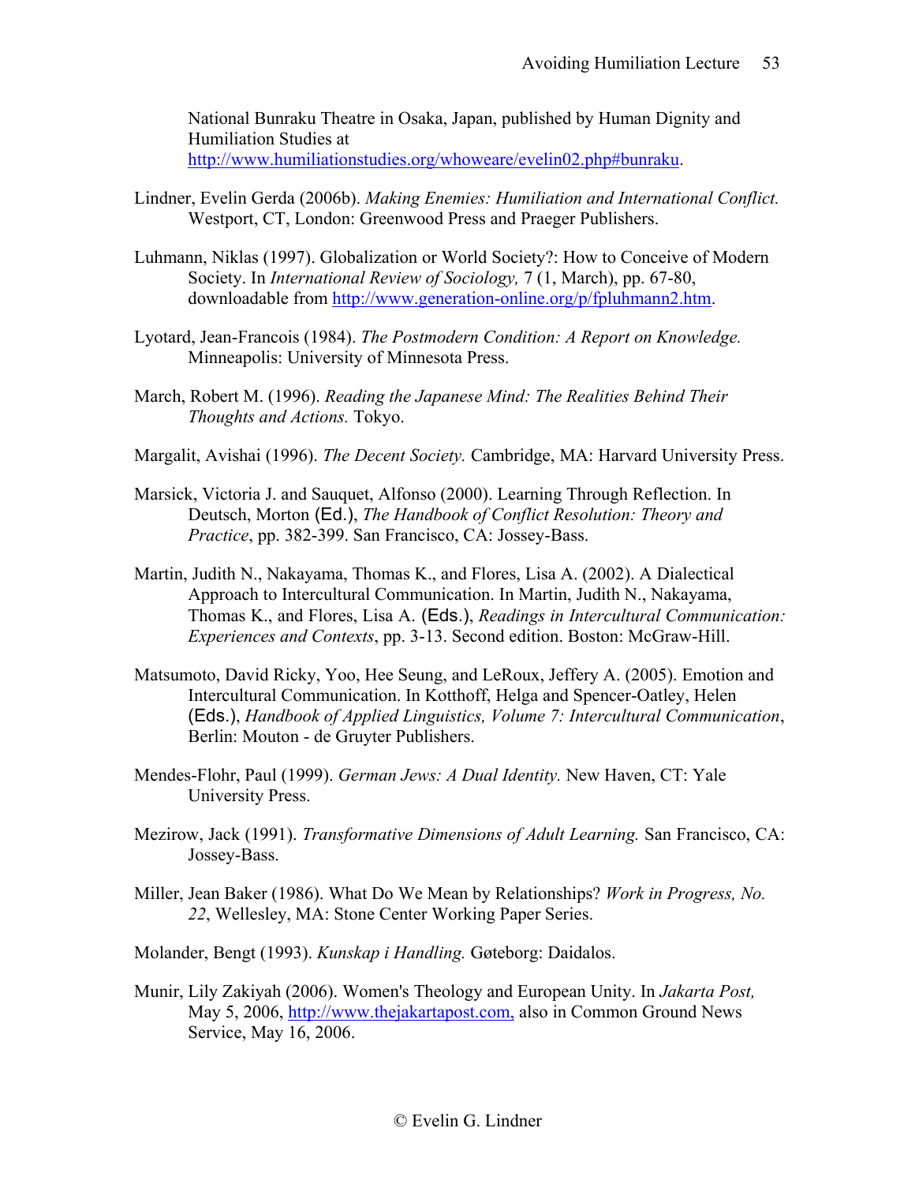National Bunraku Theatre in Osaka, Japan, published by Human Dignity and Humiliation Studies at http://www.humiliationstudies.org/whoweare/evelin02.php#bunraku.

Lindner, Evelin Gerda (2006b). *Making Enemies: Humiliation and International Conflict.* Westport, CT, London: Greenwood Press and Praeger Publishers.

Luhmann, Niklas (1997). Globalization or World Society?: How to Conceive of Modern Society. In *International Review of Sociology,* 7 (1, March), pp. 67-80, downloadable from http://www.generation-online.org/p/fpluhmann2.htm.

Lyotard, Jean-Francois (1984). *The Postmodern Condition: A Report on Knowledge.* Minneapolis: University of Minnesota Press.

March, Robert M. (1996). *Reading the Japanese Mind: The Realities Behind Their Thoughts and Actions.* Tokyo.

Margalit, Avishai (1996). *The Decent Society.* Cambridge, MA: Harvard University Press.

Marsick, Victoria J. and Sauquet, Alfonso (2000). Learning Through Reflection. In Deutsch, Morton (Ed.), *The Handbook of Conflict Resolution: Theory and Practice*, pp. 382-399. San Francisco, CA: Jossey-Bass.

Martin, Judith N., Nakayama, Thomas K., and Flores, Lisa A. (2002). A Dialectical Approach to Intercultural Communication. In Martin, Judith N., Nakayama, Thomas K., and Flores, Lisa A. (Eds.), *Readings in Intercultural Communication: Experiences and Contexts*, pp. 3-13. Second edition. Boston: McGraw-Hill.

Matsumoto, David Ricky, Yoo, Hee Seung, and LeRoux, Jeffery A. (2005). Emotion and Intercultural Communication. In Kotthoff, Helga and Spencer-Oatley, Helen (Eds.), *Handbook of Applied Linguistics, Volume 7: Intercultural Communication*, Berlin: Mouton - de Gruyter Publishers.

Mendes-Flohr, Paul (1999). *German Jews: A Dual Identity.* New Haven, CT: Yale University Press.

Mezirow, Jack (1991). *Transformative Dimensions of Adult Learning.* San Francisco, CA: Jossey-Bass.

Miller, Jean Baker (1986). What Do We Mean by Relationships? *Work in Progress, No. 22*, Wellesley, MA: Stone Center Working Paper Series.

Molander, Bengt (1993). *Kunskap i Handling.* Gøteborg: Daidalos.

Munir, Lily Zakiyah (2006). Women's Theology and European Unity. In *Jakarta Post,* May 5, 2006, http://www.thejakartapost.com, also in Common Ground News Service, May 16, 2006.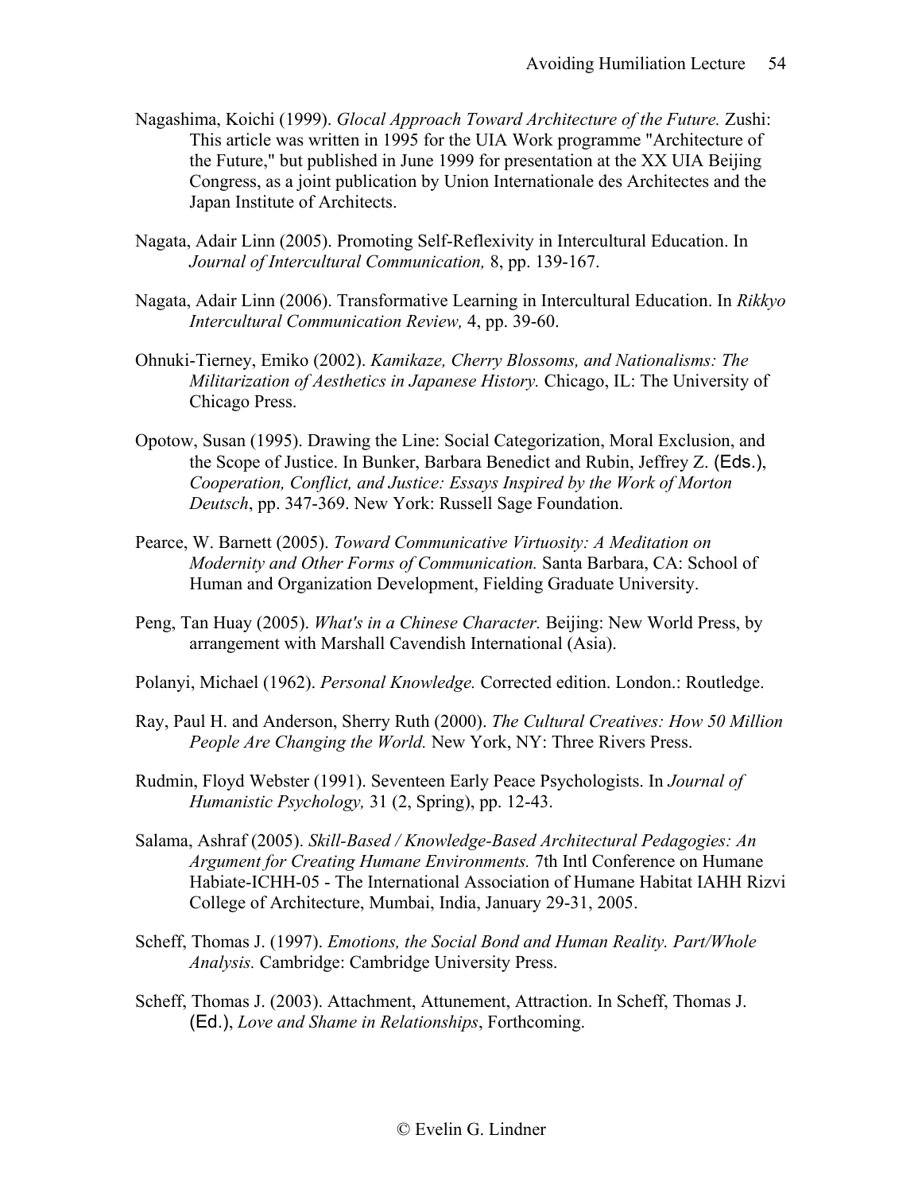Nagashima, Koichi (1999). *Glocal Approach Toward Architecture of the Future.* Zushi: This article was written in 1995 for the UIA Work programme "Architecture of the Future," but published in June 1999 for presentation at the XX UIA Beijing Congress, as a joint publication by Union Internationale des Architectes and the Japan Institute of Architects.

Nagata, Adair Linn (2005). Promoting Self-Reflexivity in Intercultural Education. In *Journal of Intercultural Communication,* 8, pp. 139-167.

Nagata, Adair Linn (2006). Transformative Learning in Intercultural Education. In *Rikkyo Intercultural Communication Review,* 4, pp. 39-60.

Ohnuki-Tierney, Emiko (2002). *Kamikaze, Cherry Blossoms, and Nationalisms: The Militarization of Aesthetics in Japanese History.* Chicago, IL: The University of Chicago Press.

Opotow, Susan (1995). Drawing the Line: Social Categorization, Moral Exclusion, and the Scope of Justice. In Bunker, Barbara Benedict and Rubin, Jeffrey Z. (Eds.), *Cooperation, Conflict, and Justice: Essays Inspired by the Work of Morton Deutsch*, pp. 347-369. New York: Russell Sage Foundation.

Pearce, W. Barnett (2005). *Toward Communicative Virtuosity: A Meditation on Modernity and Other Forms of Communication.* Santa Barbara, CA: School of Human and Organization Development, Fielding Graduate University.

Peng, Tan Huay (2005). *What's in a Chinese Character.* Beijing: New World Press, by arrangement with Marshall Cavendish International (Asia).

Polanyi, Michael (1962). *Personal Knowledge.* Corrected edition. London.: Routledge.

Ray, Paul H. and Anderson, Sherry Ruth (2000). *The Cultural Creatives: How 50 Million People Are Changing the World.* New York, NY: Three Rivers Press.

Rudmin, Floyd Webster (1991). Seventeen Early Peace Psychologists. In *Journal of Humanistic Psychology,* 31 (2, Spring), pp. 12-43.

Salama, Ashraf (2005). *Skill-Based / Knowledge-Based Architectural Pedagogies: An Argument for Creating Humane Environments.* 7th Intl Conference on Humane Habiate-ICHH-05 - The International Association of Humane Habitat IAHH Rizvi College of Architecture, Mumbai, India, January 29-31, 2005.

Scheff, Thomas J. (1997). *Emotions, the Social Bond and Human Reality. Part/Whole Analysis.* Cambridge: Cambridge University Press.

Scheff, Thomas J. (2003). Attachment, Attunement, Attraction. In Scheff, Thomas J. (Ed.), *Love and Shame in Relationships*, Forthcoming.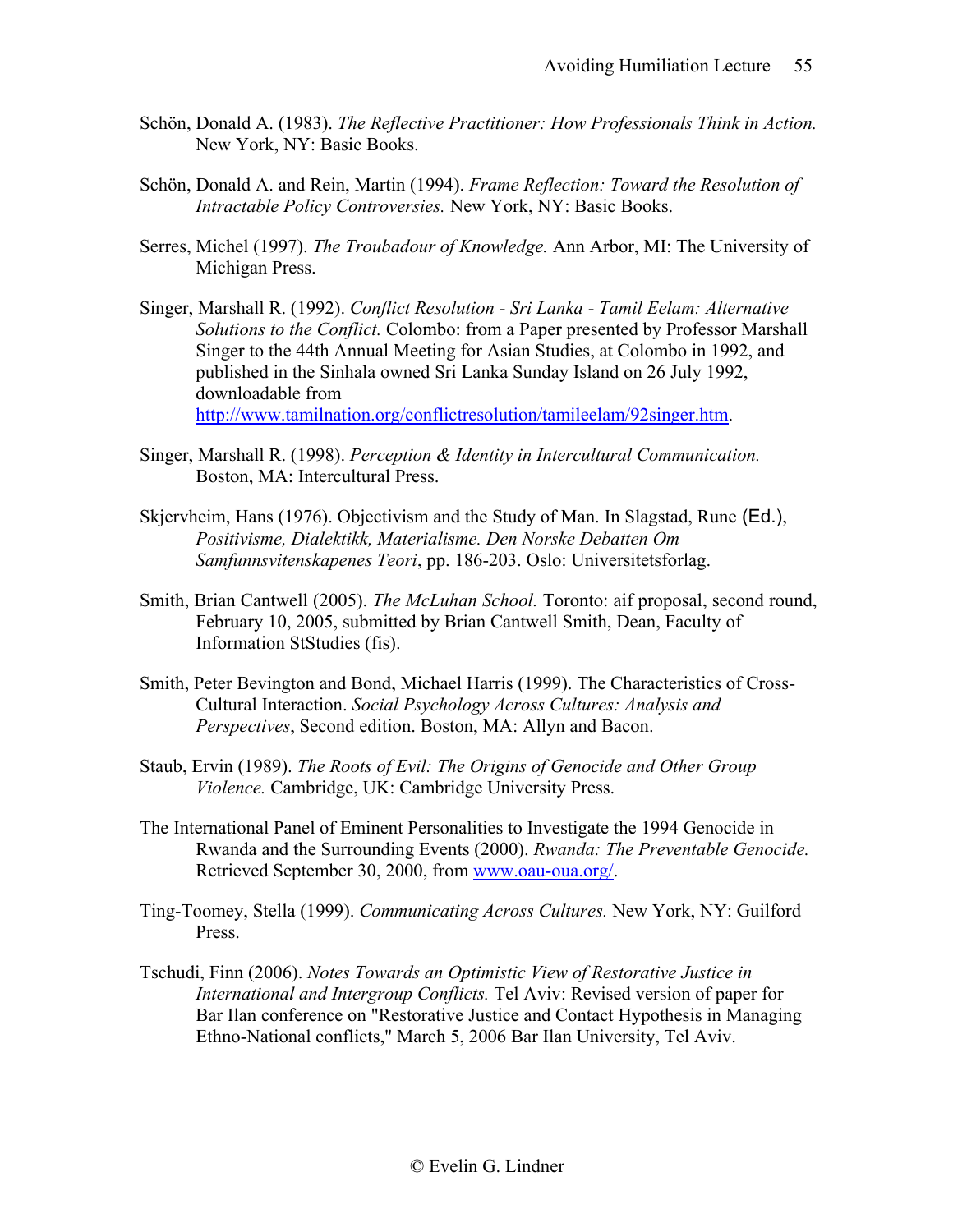Schön, Donald A. (1983). *The Reflective Practitioner: How Professionals Think in Action.* New York, NY: Basic Books.

Schön, Donald A. and Rein, Martin (1994). *Frame Reflection: Toward the Resolution of Intractable Policy Controversies.* New York, NY: Basic Books.

Serres, Michel (1997). *The Troubadour of Knowledge.* Ann Arbor, MI: The University of Michigan Press.

Singer, Marshall R. (1992). *Conflict Resolution - Sri Lanka - Tamil Eelam: Alternative Solutions to the Conflict.* Colombo: from a Paper presented by Professor Marshall Singer to the 44th Annual Meeting for Asian Studies, at Colombo in 1992, and published in the Sinhala owned Sri Lanka Sunday Island on 26 July 1992, downloadable from http://www.tamilnation.org/conflictresolution/tamileelam/92singer.htm.

Singer, Marshall R. (1998). *Perception & Identity in Intercultural Communication.* Boston, MA: Intercultural Press.

Skjervheim, Hans (1976). Objectivism and the Study of Man. In Slagstad, Rune (Ed.), *Positivisme, Dialektikk, Materialisme. Den Norske Debatten Om Samfunnsvitenskapenes Teori*, pp. 186-203. Oslo: Universitetsforlag.

Smith, Brian Cantwell (2005). *The McLuhan School.* Toronto: aif proposal, second round, February 10, 2005, submitted by Brian Cantwell Smith, Dean, Faculty of Information StStudies (fis).

Smith, Peter Bevington and Bond, Michael Harris (1999). The Characteristics of Cross-Cultural Interaction. *Social Psychology Across Cultures: Analysis and Perspectives*, Second edition. Boston, MA: Allyn and Bacon.

Staub, Ervin (1989). *The Roots of Evil: The Origins of Genocide and Other Group Violence.* Cambridge, UK: Cambridge University Press.

The International Panel of Eminent Personalities to Investigate the 1994 Genocide in Rwanda and the Surrounding Events (2000). *Rwanda: The Preventable Genocide.* Retrieved September 30, 2000, from www.oau-oua.org/.

Ting-Toomey, Stella (1999). *Communicating Across Cultures.* New York, NY: Guilford Press.

Tschudi, Finn (2006). *Notes Towards an Optimistic View of Restorative Justice in International and Intergroup Conflicts.* Tel Aviv: Revised version of paper for Bar Ilan conference on "Restorative Justice and Contact Hypothesis in Managing Ethno-National conflicts," March 5, 2006 Bar Ilan University, Tel Aviv.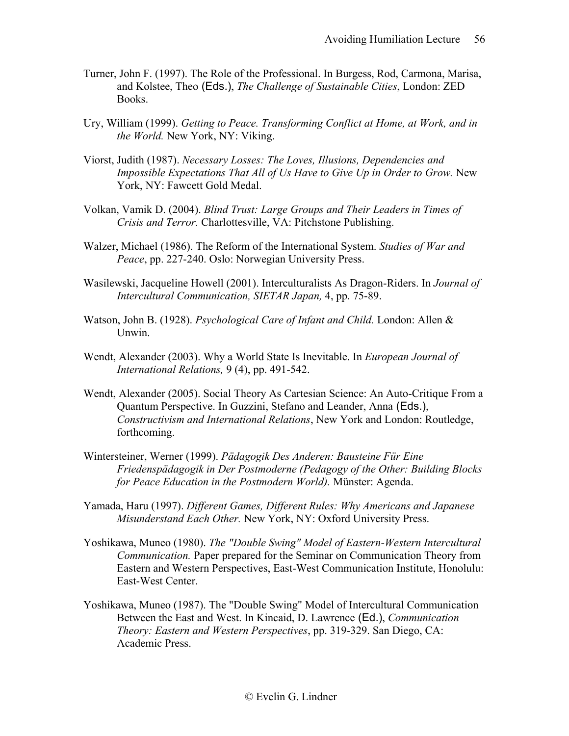Turner, John F. (1997). The Role of the Professional. In Burgess, Rod, Carmona, Marisa, and Kolstee, Theo (Eds.), *The Challenge of Sustainable Cities*, London: ZED Books.

Ury, William (1999). *Getting to Peace. Transforming Conflict at Home, at Work, and in the World.* New York, NY: Viking.

Viorst, Judith (1987). *Necessary Losses: The Loves, Illusions, Dependencies and Impossible Expectations That All of Us Have to Give Up in Order to Grow.* New York, NY: Fawcett Gold Medal.

Volkan, Vamik D. (2004). *Blind Trust: Large Groups and Their Leaders in Times of Crisis and Terror.* Charlottesville, VA: Pitchstone Publishing.

Walzer, Michael (1986). The Reform of the International System. *Studies of War and Peace*, pp. 227-240. Oslo: Norwegian University Press.

Wasilewski, Jacqueline Howell (2001). Interculturalists As Dragon-Riders. In *Journal of Intercultural Communication, SIETAR Japan,* 4, pp. 75-89.

Watson, John B. (1928). *Psychological Care of Infant and Child.* London: Allen & Unwin.

Wendt, Alexander (2003). Why a World State Is Inevitable. In *European Journal of International Relations,* 9 (4), pp. 491-542.

Wendt, Alexander (2005). Social Theory As Cartesian Science: An Auto-Critique From a Quantum Perspective. In Guzzini, Stefano and Leander, Anna (Eds.), *Constructivism and International Relations*, New York and London: Routledge, forthcoming.

Wintersteiner, Werner (1999). *Pädagogik Des Anderen: Bausteine Für Eine Friedenspädagogik in Der Postmoderne (Pedagogy of the Other: Building Blocks for Peace Education in the Postmodern World).* Münster: Agenda.

Yamada, Haru (1997). *Different Games, Different Rules: Why Americans and Japanese Misunderstand Each Other.* New York, NY: Oxford University Press.

Yoshikawa, Muneo (1980). *The "Double Swing" Model of Eastern-Western Intercultural Communication.* Paper prepared for the Seminar on Communication Theory from Eastern and Western Perspectives, East-West Communication Institute, Honolulu: East-West Center.

Yoshikawa, Muneo (1987). The "Double Swing" Model of Intercultural Communication Between the East and West. In Kincaid, D. Lawrence (Ed.), *Communication Theory: Eastern and Western Perspectives*, pp. 319-329. San Diego, CA: Academic Press.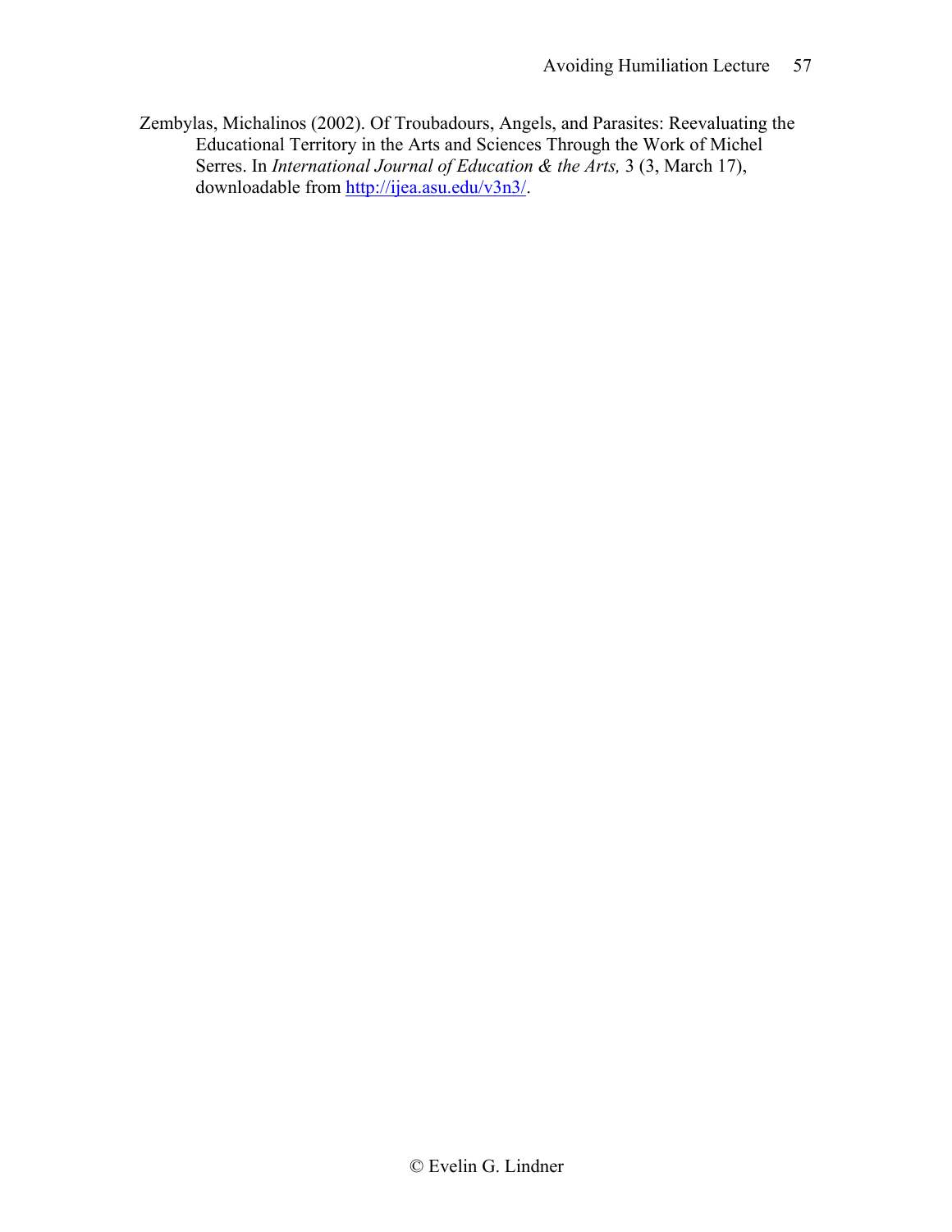Zembylas, Michalinos (2002). Of Troubadours, Angels, and Parasites: Reevaluating the Educational Territory in the Arts and Sciences Through the Work of Michel Serres. In *International Journal of Education & the Arts,* 3 (3, March 17), downloadable from http://ijea.asu.edu/v3n3/.